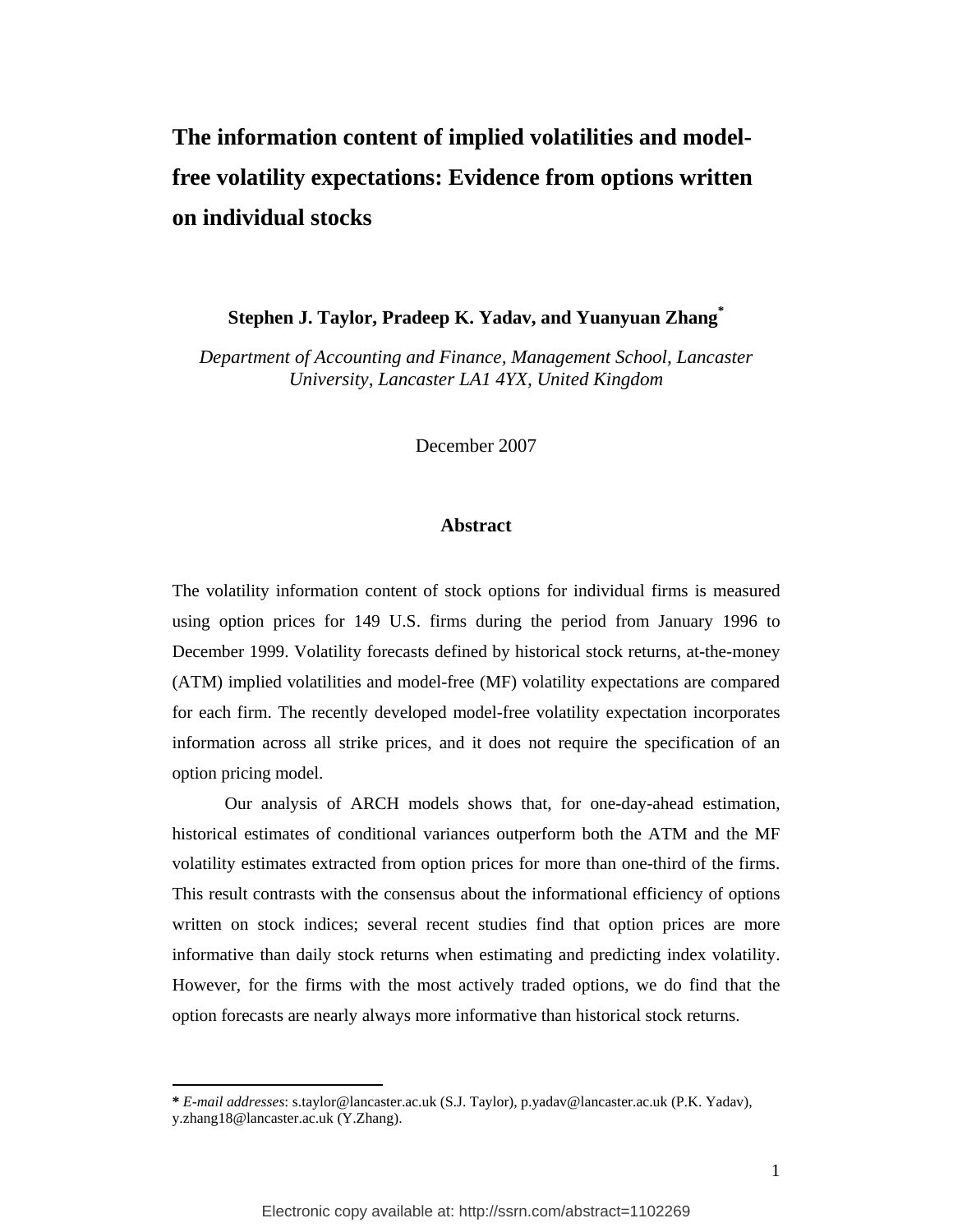# The information content of implied volatilities and model-free volatility expectations: Evidence from options written on individual stocks

**Stephen J. Taylor, Pradeep K. Yadav, and Yuanyuan Zhang***

*Department of Accounting and Finance, Management School, Lancaster University, Lancaster LA1 4YX, United Kingdom*

December 2007

## Abstract

The volatility information content of stock options for individual firms is measured using option prices for 149 U.S. firms during the period from January 1996 to December 1999. Volatility forecasts defined by historical stock returns, at-the-money (ATM) implied volatilities and model-free (MF) volatility expectations are compared for each firm. The recently developed model-free volatility expectation incorporates information across all strike prices, and it does not require the specification of an option pricing model.

Our analysis of ARCH models shows that, for one-day-ahead estimation, historical estimates of conditional variances outperform both the ATM and the MF volatility estimates extracted from option prices for more than one-third of the firms. This result contrasts with the consensus about the informational efficiency of options written on stock indices; several recent studies find that option prices are more informative than daily stock returns when estimating and predicting index volatility. However, for the firms with the most actively traded options, we do find that the option forecasts are nearly always more informative than historical stock returns.

---

* *E-mail addresses*: s.taylor@lancaster.ac.uk (S.J. Taylor), p.yadav@lancaster.ac.uk (P.K. Yadav), y.zhang18@lancaster.ac.uk (Y.Zhang).

Electronic copy available at: http://ssrn.com/abstract=1102269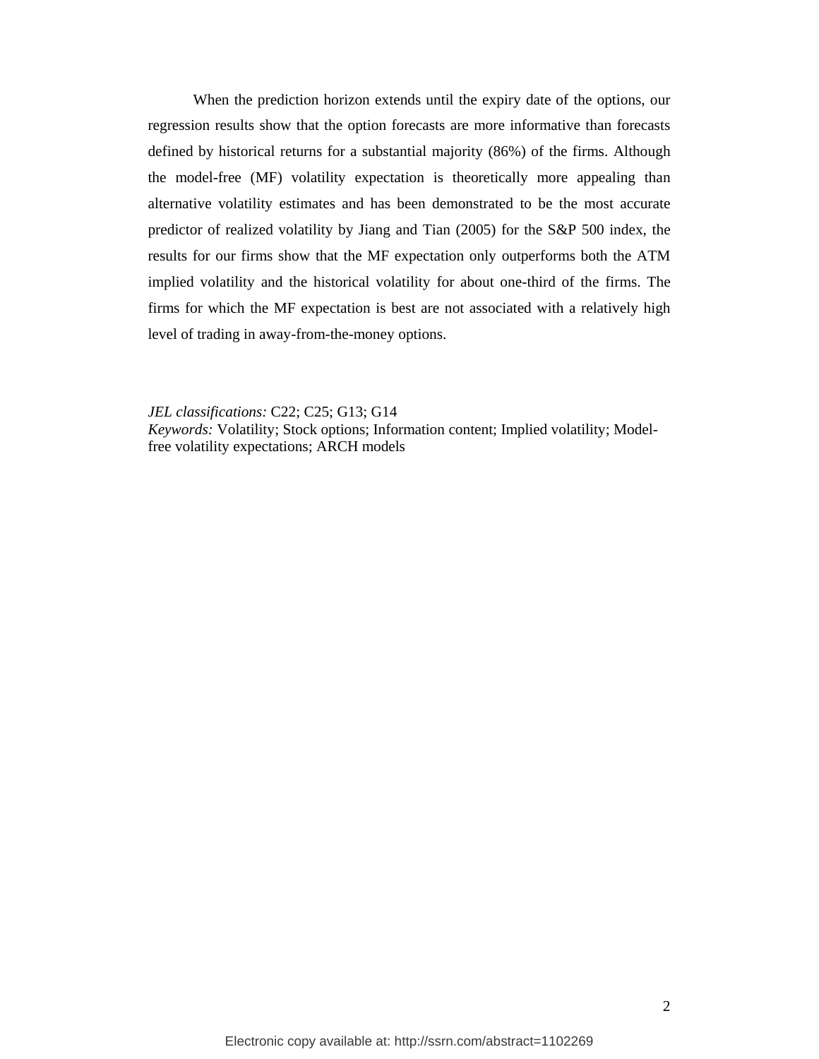When the prediction horizon extends until the expiry date of the options, our regression results show that the option forecasts are more informative than forecasts defined by historical returns for a substantial majority (86%) of the firms. Although the model-free (MF) volatility expectation is theoretically more appealing than alternative volatility estimates and has been demonstrated to be the most accurate predictor of realized volatility by Jiang and Tian (2005) for the S&P 500 index, the results for our firms show that the MF expectation only outperforms both the ATM implied volatility and the historical volatility for about one-third of the firms. The firms for which the MF expectation is best are not associated with a relatively high level of trading in away-from-the-money options.

*JEL classifications:* C22; C25; G13; G14
*Keywords:* Volatility; Stock options; Information content; Implied volatility; Model-free volatility expectations; ARCH models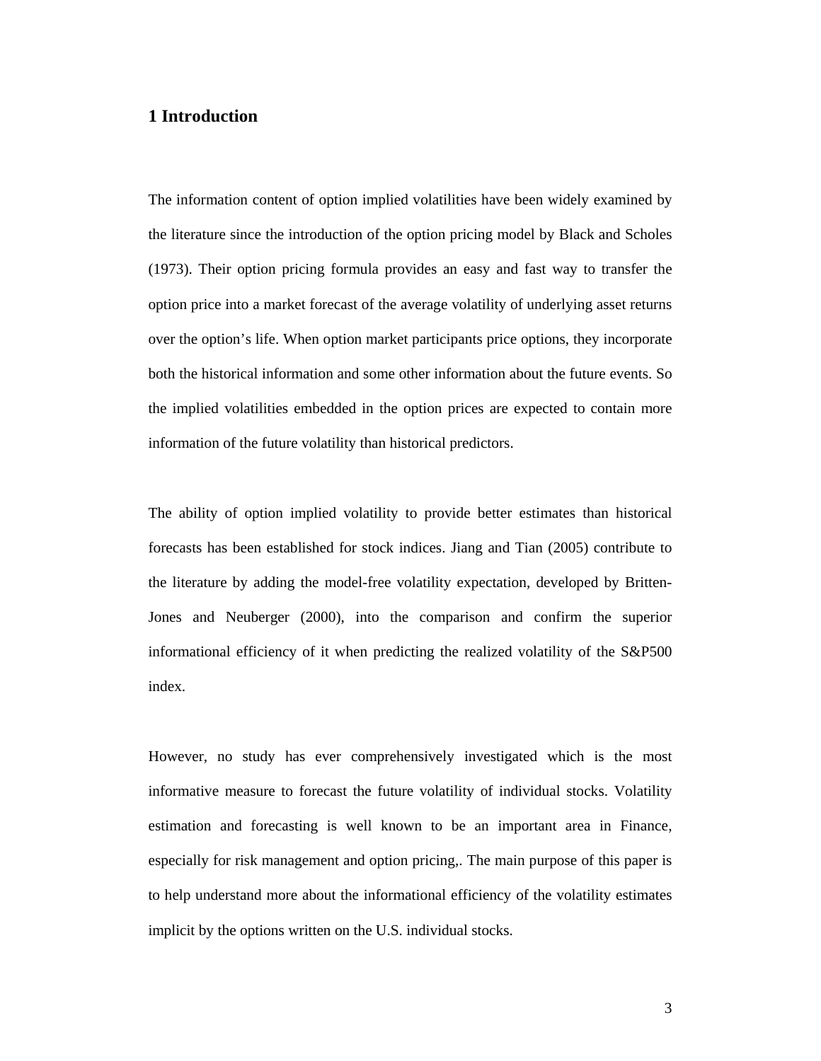# 1 Introduction

The information content of option implied volatilities have been widely examined by the literature since the introduction of the option pricing model by Black and Scholes (1973). Their option pricing formula provides an easy and fast way to transfer the option price into a market forecast of the average volatility of underlying asset returns over the option's life. When option market participants price options, they incorporate both the historical information and some other information about the future events. So the implied volatilities embedded in the option prices are expected to contain more information of the future volatility than historical predictors.

The ability of option implied volatility to provide better estimates than historical forecasts has been established for stock indices. Jiang and Tian (2005) contribute to the literature by adding the model-free volatility expectation, developed by Britten-Jones and Neuberger (2000), into the comparison and confirm the superior informational efficiency of it when predicting the realized volatility of the S&P500 index.

However, no study has ever comprehensively investigated which is the most informative measure to forecast the future volatility of individual stocks. Volatility estimation and forecasting is well known to be an important area in Finance, especially for risk management and option pricing,. The main purpose of this paper is to help understand more about the informational efficiency of the volatility estimates implicit by the options written on the U.S. individual stocks.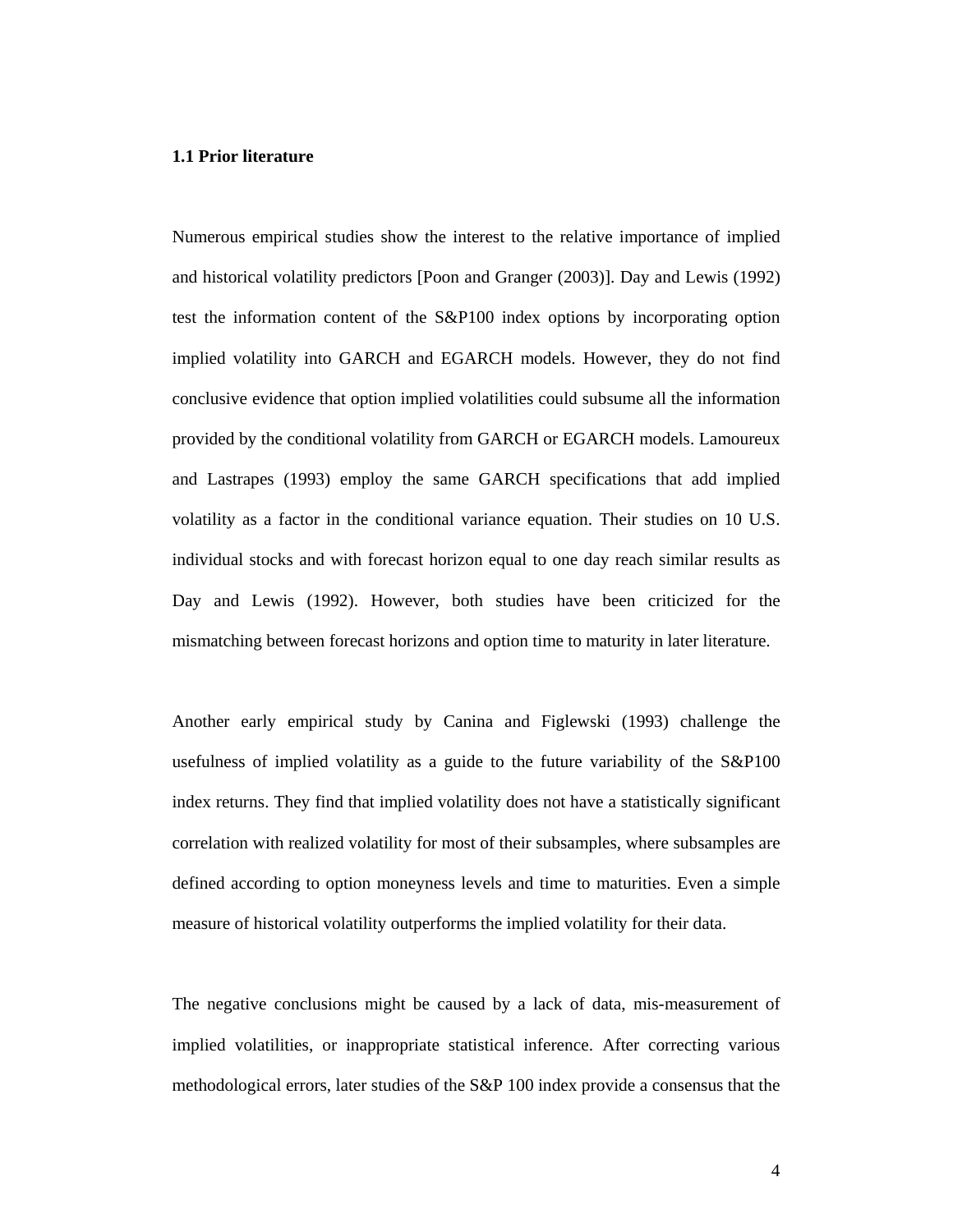### 1.1 Prior literature

Numerous empirical studies show the interest to the relative importance of implied and historical volatility predictors [Poon and Granger (2003)]. Day and Lewis (1992) test the information content of the S&P100 index options by incorporating option implied volatility into GARCH and EGARCH models. However, they do not find conclusive evidence that option implied volatilities could subsume all the information provided by the conditional volatility from GARCH or EGARCH models. Lamoureux and Lastrapes (1993) employ the same GARCH specifications that add implied volatility as a factor in the conditional variance equation. Their studies on 10 U.S. individual stocks and with forecast horizon equal to one day reach similar results as Day and Lewis (1992). However, both studies have been criticized for the mismatching between forecast horizons and option time to maturity in later literature.

Another early empirical study by Canina and Figlewski (1993) challenge the usefulness of implied volatility as a guide to the future variability of the S&P100 index returns. They find that implied volatility does not have a statistically significant correlation with realized volatility for most of their subsamples, where subsamples are defined according to option moneyness levels and time to maturities. Even a simple measure of historical volatility outperforms the implied volatility for their data.

The negative conclusions might be caused by a lack of data, mis-measurement of implied volatilities, or inappropriate statistical inference. After correcting various methodological errors, later studies of the S&P 100 index provide a consensus that the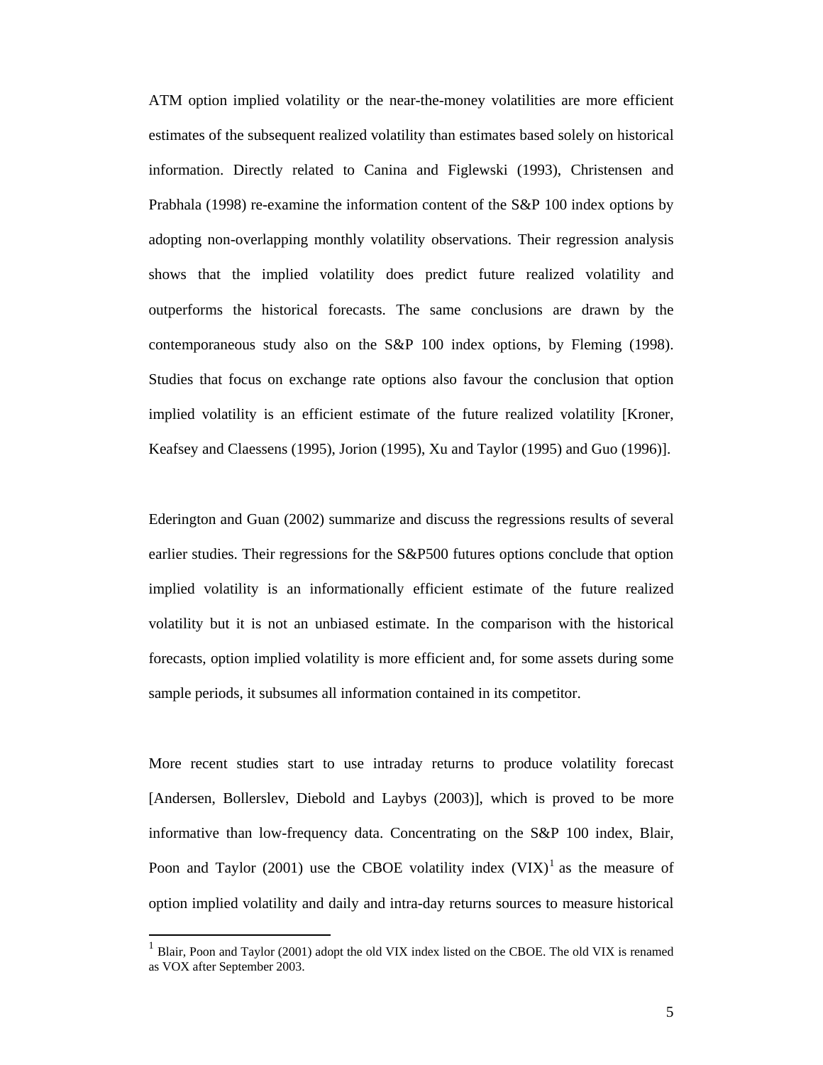ATM option implied volatility or the near-the-money volatilities are more efficient estimates of the subsequent realized volatility than estimates based solely on historical information. Directly related to Canina and Figlewski (1993), Christensen and Prabhala (1998) re-examine the information content of the S&P 100 index options by adopting non-overlapping monthly volatility observations. Their regression analysis shows that the implied volatility does predict future realized volatility and outperforms the historical forecasts. The same conclusions are drawn by the contemporaneous study also on the S&P 100 index options, by Fleming (1998). Studies that focus on exchange rate options also favour the conclusion that option implied volatility is an efficient estimate of the future realized volatility [Kroner, Keafsey and Claessens (1995), Jorion (1995), Xu and Taylor (1995) and Guo (1996)].

Ederington and Guan (2002) summarize and discuss the regressions results of several earlier studies. Their regressions for the S&P500 futures options conclude that option implied volatility is an informationally efficient estimate of the future realized volatility but it is not an unbiased estimate. In the comparison with the historical forecasts, option implied volatility is more efficient and, for some assets during some sample periods, it subsumes all information contained in its competitor.

More recent studies start to use intraday returns to produce volatility forecast [Andersen, Bollerslev, Diebold and Laybys (2003)], which is proved to be more informative than low-frequency data. Concentrating on the S&P 100 index, Blair, Poon and Taylor (2001) use the CBOE volatility index (VIX)[1] as the measure of option implied volatility and daily and intra-day returns sources to measure historical

---

[1] Blair, Poon and Taylor (2001) adopt the old VIX index listed on the CBOE. The old VIX is renamed as VOX after September 2003.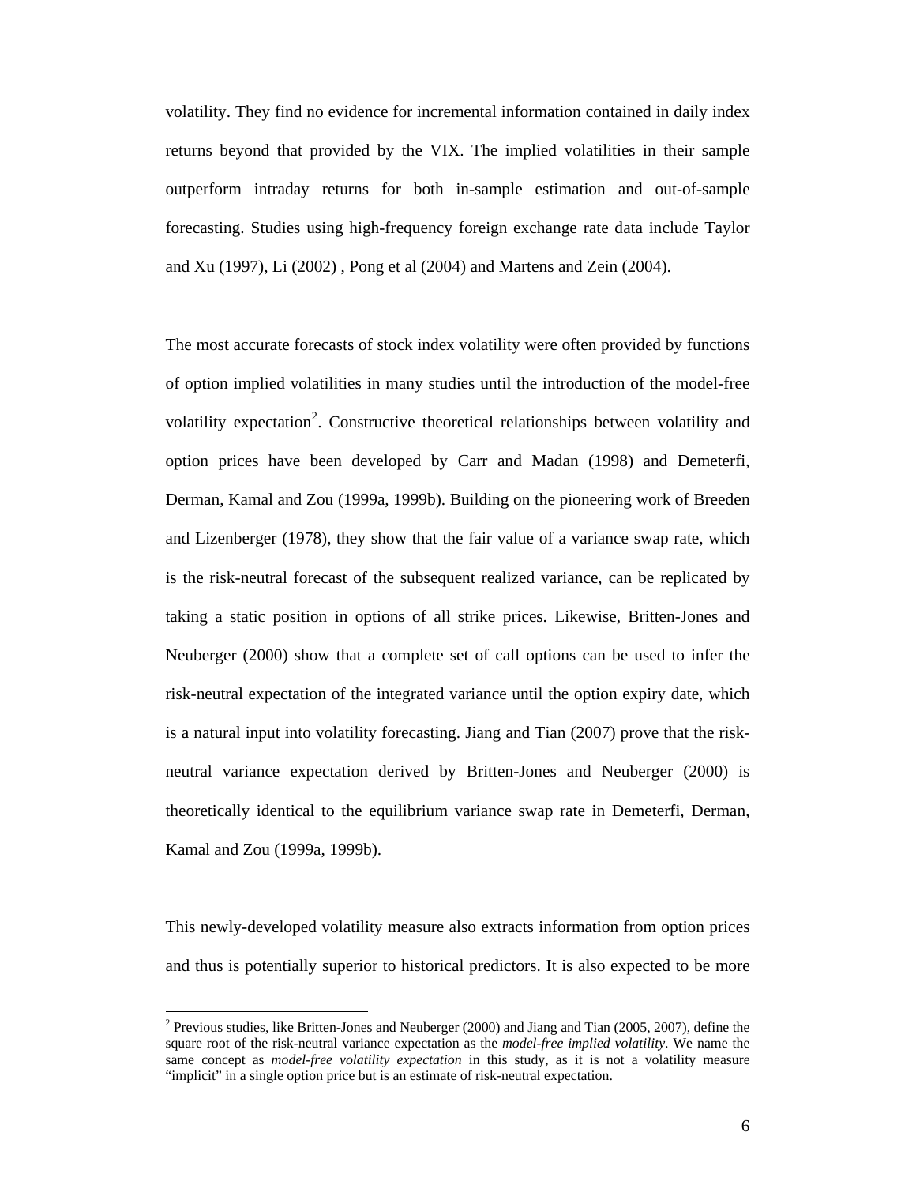volatility. They find no evidence for incremental information contained in daily index returns beyond that provided by the VIX. The implied volatilities in their sample outperform intraday returns for both in-sample estimation and out-of-sample forecasting. Studies using high-frequency foreign exchange rate data include Taylor and Xu (1997), Li (2002) , Pong et al (2004) and Martens and Zein (2004).

The most accurate forecasts of stock index volatility were often provided by functions of option implied volatilities in many studies until the introduction of the model-free volatility expectation[2]. Constructive theoretical relationships between volatility and option prices have been developed by Carr and Madan (1998) and Demeterfi, Derman, Kamal and Zou (1999a, 1999b). Building on the pioneering work of Breeden and Lizenberger (1978), they show that the fair value of a variance swap rate, which is the risk-neutral forecast of the subsequent realized variance, can be replicated by taking a static position in options of all strike prices. Likewise, Britten-Jones and Neuberger (2000) show that a complete set of call options can be used to infer the risk-neutral expectation of the integrated variance until the option expiry date, which is a natural input into volatility forecasting. Jiang and Tian (2007) prove that the risk-neutral variance expectation derived by Britten-Jones and Neuberger (2000) is theoretically identical to the equilibrium variance swap rate in Demeterfi, Derman, Kamal and Zou (1999a, 1999b).

This newly-developed volatility measure also extracts information from option prices and thus is potentially superior to historical predictors. It is also expected to be more

[2] Previous studies, like Britten-Jones and Neuberger (2000) and Jiang and Tian (2005, 2007), define the square root of the risk-neutral variance expectation as the *model-free implied volatility*. We name the same concept as *model-free volatility expectation* in this study, as it is not a volatility measure "implicit" in a single option price but is an estimate of risk-neutral expectation.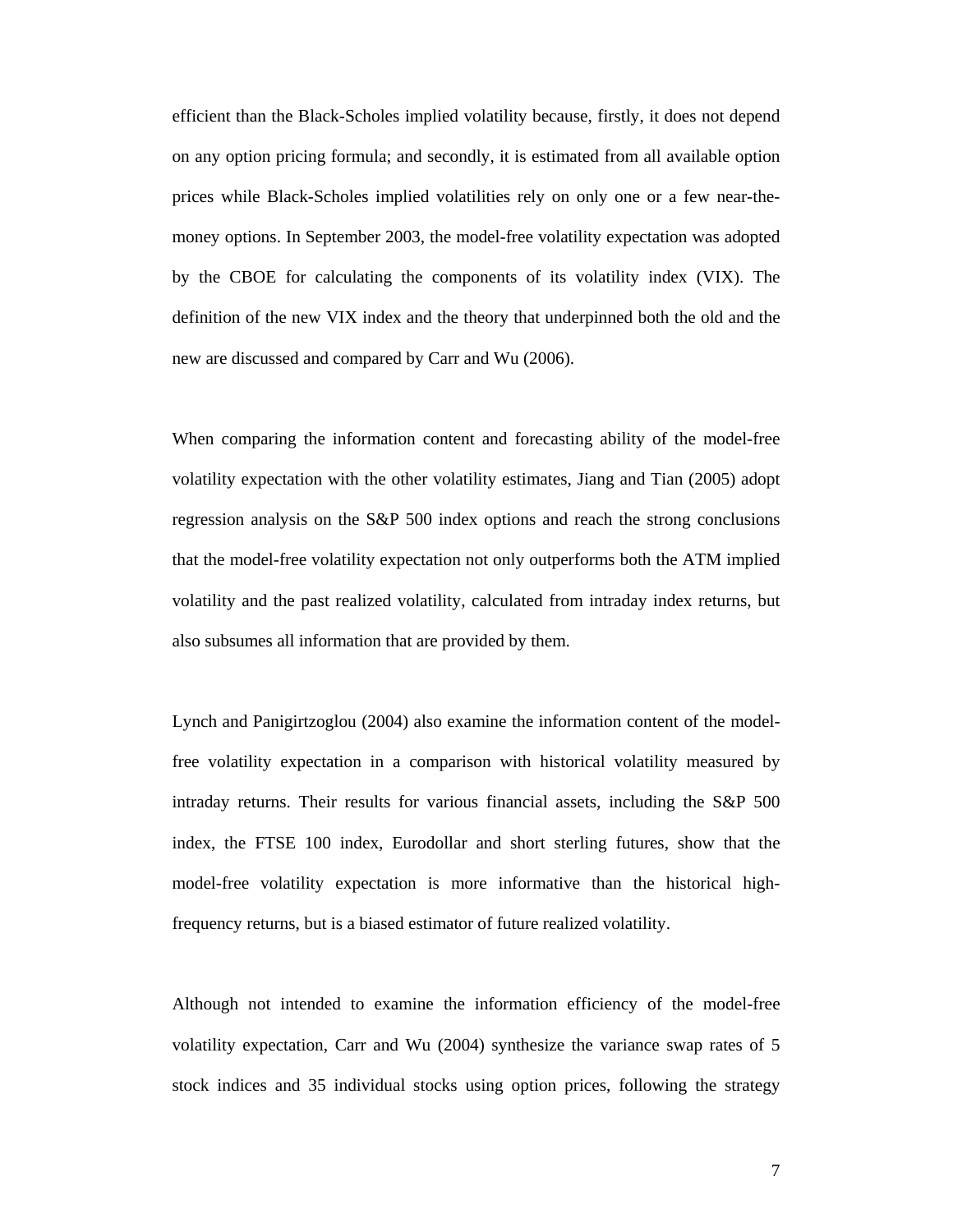efficient than the Black-Scholes implied volatility because, firstly, it does not depend on any option pricing formula; and secondly, it is estimated from all available option prices while Black-Scholes implied volatilities rely on only one or a few near-the-money options. In September 2003, the model-free volatility expectation was adopted by the CBOE for calculating the components of its volatility index (VIX). The definition of the new VIX index and the theory that underpinned both the old and the new are discussed and compared by Carr and Wu (2006).

When comparing the information content and forecasting ability of the model-free volatility expectation with the other volatility estimates, Jiang and Tian (2005) adopt regression analysis on the S&P 500 index options and reach the strong conclusions that the model-free volatility expectation not only outperforms both the ATM implied volatility and the past realized volatility, calculated from intraday index returns, but also subsumes all information that are provided by them.

Lynch and Panigirtzoglou (2004) also examine the information content of the model-free volatility expectation in a comparison with historical volatility measured by intraday returns. Their results for various financial assets, including the S&P 500 index, the FTSE 100 index, Eurodollar and short sterling futures, show that the model-free volatility expectation is more informative than the historical high-frequency returns, but is a biased estimator of future realized volatility.

Although not intended to examine the information efficiency of the model-free volatility expectation, Carr and Wu (2004) synthesize the variance swap rates of 5 stock indices and 35 individual stocks using option prices, following the strategy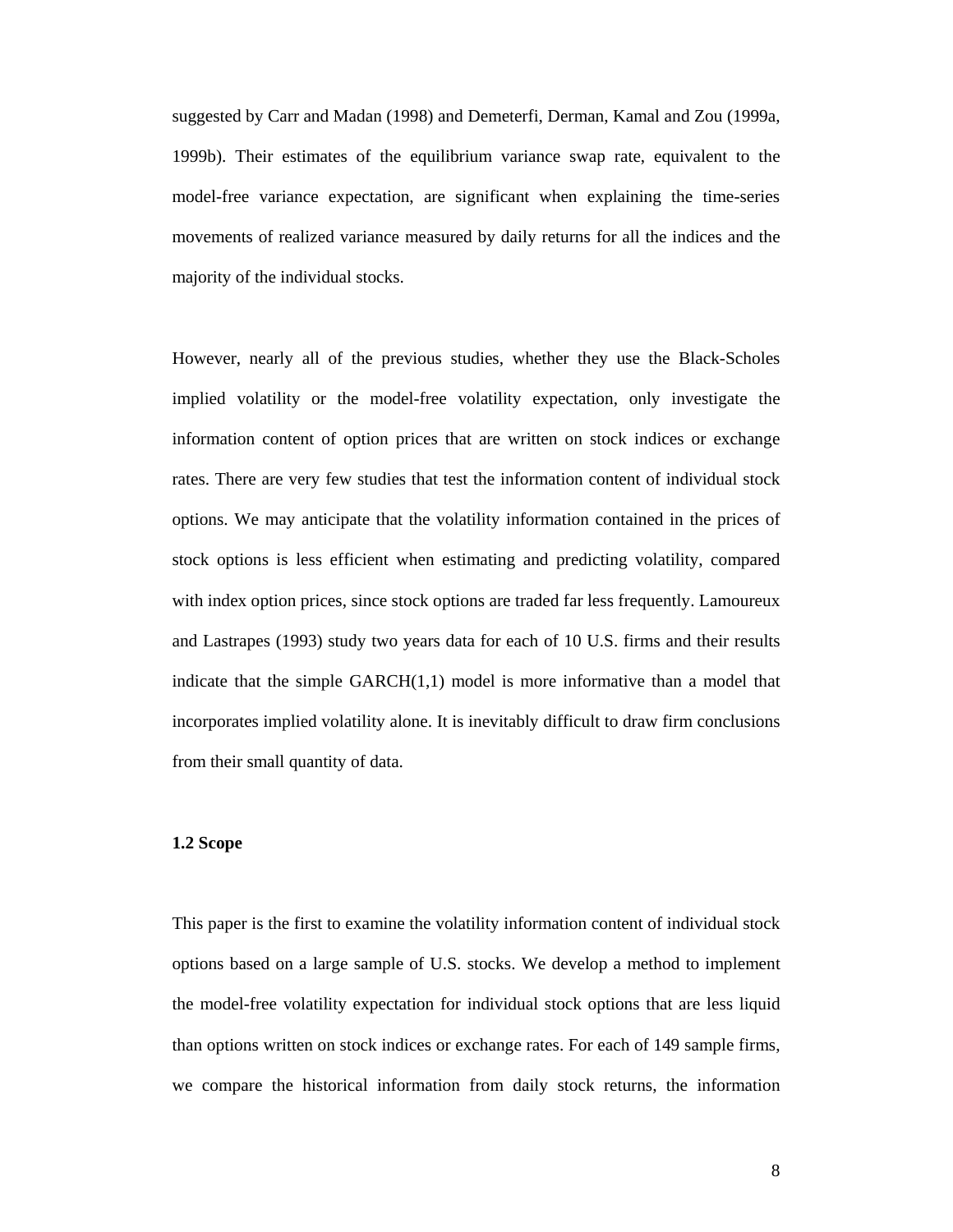suggested by Carr and Madan (1998) and Demeterfi, Derman, Kamal and Zou (1999a, 1999b). Their estimates of the equilibrium variance swap rate, equivalent to the model-free variance expectation, are significant when explaining the time-series movements of realized variance measured by daily returns for all the indices and the majority of the individual stocks.

However, nearly all of the previous studies, whether they use the Black-Scholes implied volatility or the model-free volatility expectation, only investigate the information content of option prices that are written on stock indices or exchange rates. There are very few studies that test the information content of individual stock options. We may anticipate that the volatility information contained in the prices of stock options is less efficient when estimating and predicting volatility, compared with index option prices, since stock options are traded far less frequently. Lamoureux and Lastrapes (1993) study two years data for each of 10 U.S. firms and their results indicate that the simple GARCH(1,1) model is more informative than a model that incorporates implied volatility alone. It is inevitably difficult to draw firm conclusions from their small quantity of data.

### 1.2 Scope

This paper is the first to examine the volatility information content of individual stock options based on a large sample of U.S. stocks. We develop a method to implement the model-free volatility expectation for individual stock options that are less liquid than options written on stock indices or exchange rates. For each of 149 sample firms, we compare the historical information from daily stock returns, the information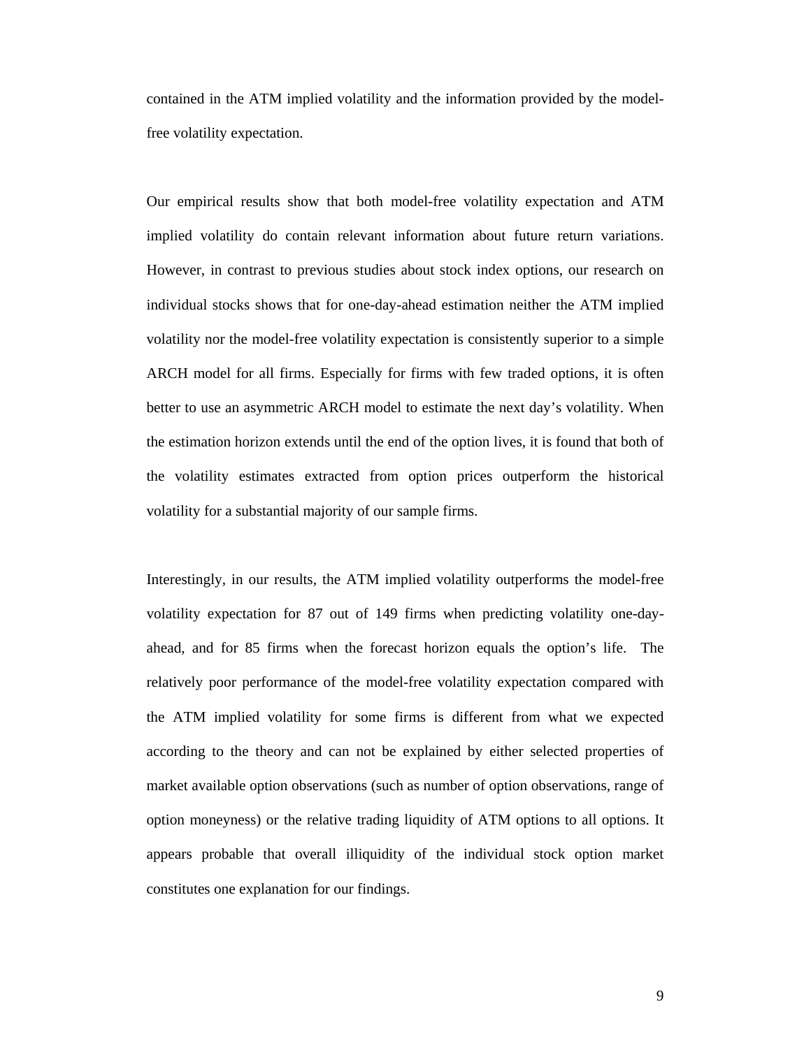contained in the ATM implied volatility and the information provided by the model-free volatility expectation.

Our empirical results show that both model-free volatility expectation and ATM implied volatility do contain relevant information about future return variations. However, in contrast to previous studies about stock index options, our research on individual stocks shows that for one-day-ahead estimation neither the ATM implied volatility nor the model-free volatility expectation is consistently superior to a simple ARCH model for all firms. Especially for firms with few traded options, it is often better to use an asymmetric ARCH model to estimate the next day's volatility. When the estimation horizon extends until the end of the option lives, it is found that both of the volatility estimates extracted from option prices outperform the historical volatility for a substantial majority of our sample firms.

Interestingly, in our results, the ATM implied volatility outperforms the model-free volatility expectation for 87 out of 149 firms when predicting volatility one-day-ahead, and for 85 firms when the forecast horizon equals the option's life. The relatively poor performance of the model-free volatility expectation compared with the ATM implied volatility for some firms is different from what we expected according to the theory and can not be explained by either selected properties of market available option observations (such as number of option observations, range of option moneyness) or the relative trading liquidity of ATM options to all options. It appears probable that overall illiquidity of the individual stock option market constitutes one explanation for our findings.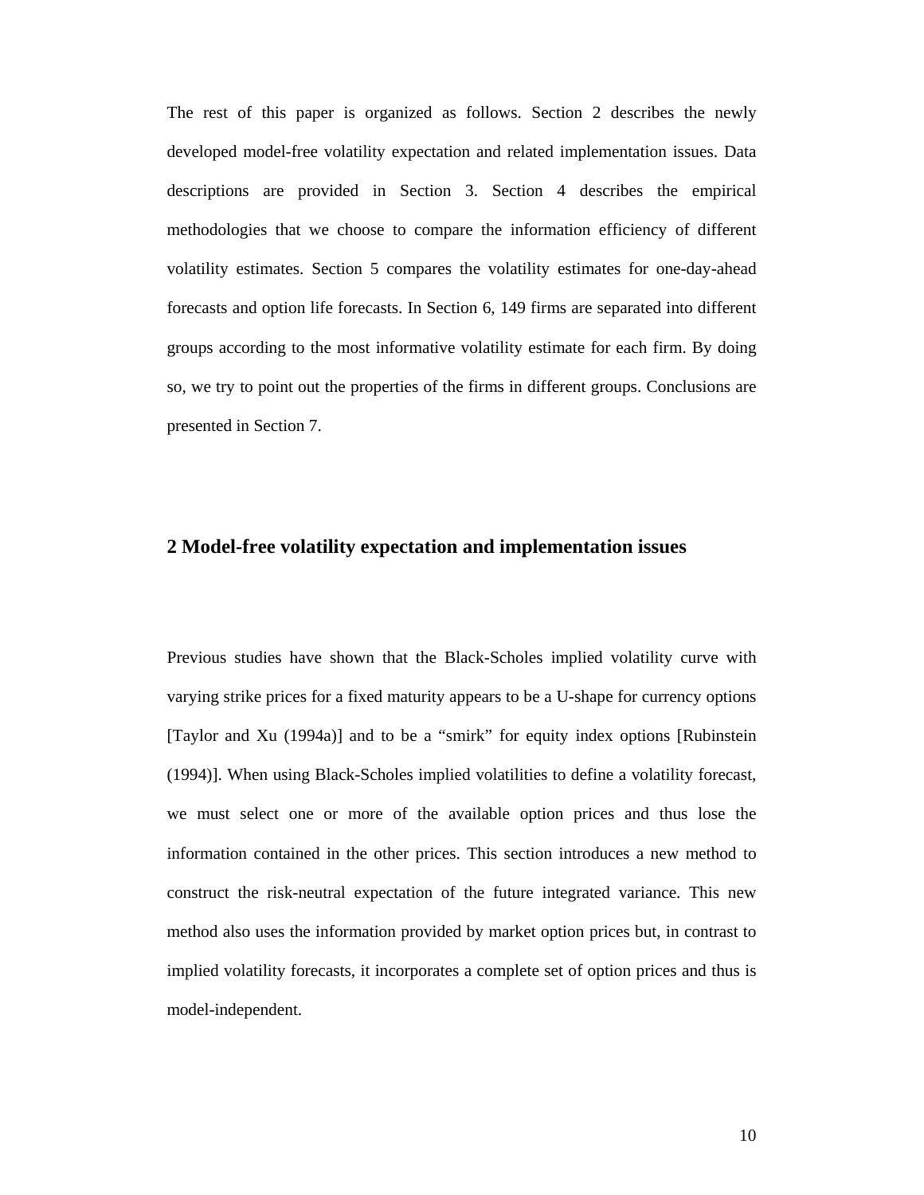The rest of this paper is organized as follows. Section 2 describes the newly developed model-free volatility expectation and related implementation issues. Data descriptions are provided in Section 3. Section 4 describes the empirical methodologies that we choose to compare the information efficiency of different volatility estimates. Section 5 compares the volatility estimates for one-day-ahead forecasts and option life forecasts. In Section 6, 149 firms are separated into different groups according to the most informative volatility estimate for each firm. By doing so, we try to point out the properties of the firms in different groups. Conclusions are presented in Section 7.

## 2 Model-free volatility expectation and implementation issues

Previous studies have shown that the Black-Scholes implied volatility curve with varying strike prices for a fixed maturity appears to be a U-shape for currency options [Taylor and Xu (1994a)] and to be a "smirk" for equity index options [Rubinstein (1994)]. When using Black-Scholes implied volatilities to define a volatility forecast, we must select one or more of the available option prices and thus lose the information contained in the other prices. This section introduces a new method to construct the risk-neutral expectation of the future integrated variance. This new method also uses the information provided by market option prices but, in contrast to implied volatility forecasts, it incorporates a complete set of option prices and thus is model-independent.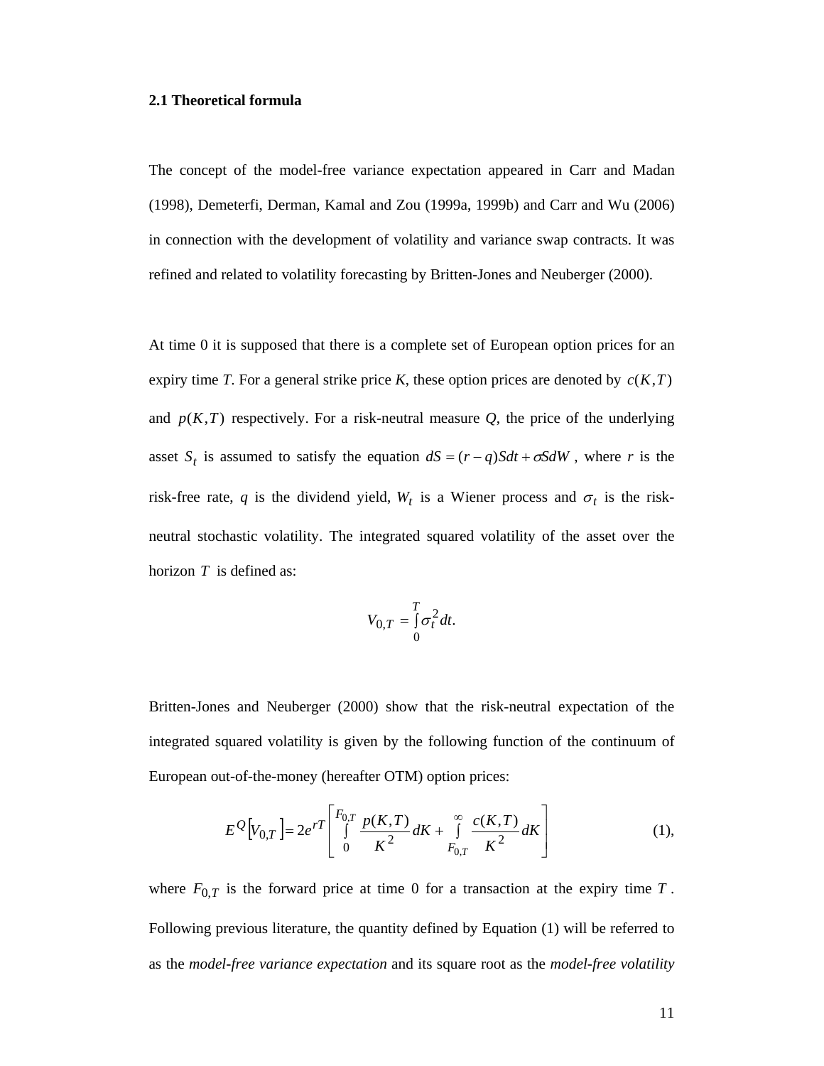### 2.1 Theoretical formula

The concept of the model-free variance expectation appeared in Carr and Madan (1998), Demeterfi, Derman, Kamal and Zou (1999a, 1999b) and Carr and Wu (2006) in connection with the development of volatility and variance swap contracts. It was refined and related to volatility forecasting by Britten-Jones and Neuberger (2000).

At time 0 it is supposed that there is a complete set of European option prices for an expiry time *T*. For a general strike price *K*, these option prices are denoted by $c(K,T)$ and $p(K,T)$ respectively. For a risk-neutral measure *Q*, the price of the underlying asset $S_t$ is assumed to satisfy the equation $dS = (r-q)Sdt + \sigma SdW$, where *r* is the risk-free rate, *q* is the dividend yield, $W_t$ is a Wiener process and $\sigma_t$ is the risk-neutral stochastic volatility. The integrated squared volatility of the asset over the horizon $T$ is defined as:

$$V_{0,T} = \int_0^T \sigma_t^2 dt.$$

Britten-Jones and Neuberger (2000) show that the risk-neutral expectation of the integrated squared volatility is given by the following function of the continuum of European out-of-the-money (hereafter OTM) option prices:

$$E^Q\left[V_{0,T}\right] = 2e^{rT}\left[\int_0^{F_{0,T}} \frac{p(K,T)}{K^2}dK + \int_{F_{0,T}}^{\infty} \frac{c(K,T)}{K^2}dK\right] \qquad (1),$$

where $F_{0,T}$ is the forward price at time 0 for a transaction at the expiry time $T$. Following previous literature, the quantity defined by Equation (1) will be referred to as the *model-free variance expectation* and its square root as the *model-free volatility*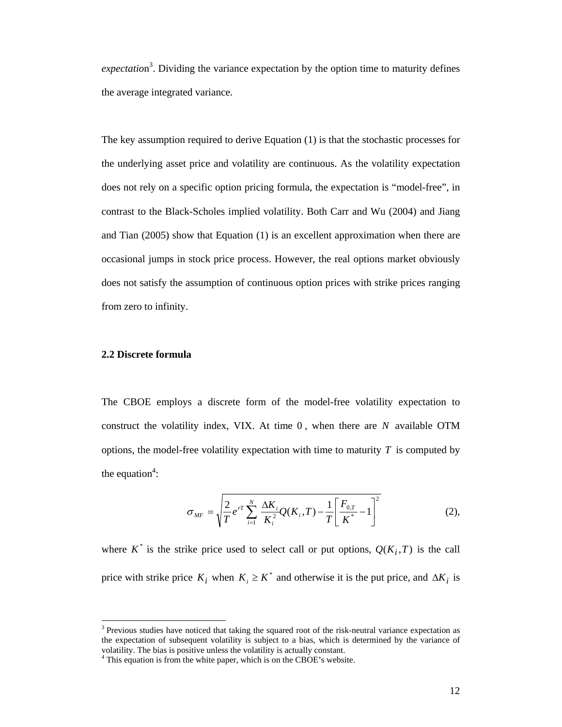*expectation*[3]. Dividing the variance expectation by the option time to maturity defines the average integrated variance.

The key assumption required to derive Equation (1) is that the stochastic processes for the underlying asset price and volatility are continuous. As the volatility expectation does not rely on a specific option pricing formula, the expectation is "model-free", in contrast to the Black-Scholes implied volatility. Both Carr and Wu (2004) and Jiang and Tian (2005) show that Equation (1) is an excellent approximation when there are occasional jumps in stock price process. However, the real options market obviously does not satisfy the assumption of continuous option prices with strike prices ranging from zero to infinity.

**2.2 Discrete formula**

The CBOE employs a discrete form of the model-free volatility expectation to construct the volatility index, VIX. At time $0$, when there are $N$ available OTM options, the model-free volatility expectation with time to maturity $T$ is computed by the equation[4]:

$$\sigma_{MF} = \sqrt{\frac{2}{T} e^{rT} \sum_{i=1}^{N} \frac{\Delta K_i}{K_i^2} Q(K_i, T) - \frac{1}{T}\left[\frac{F_{0,T}}{K^*} - 1\right]^2} \qquad (2),$$

where $K^*$ is the strike price used to select call or put options, $Q(K_i, T)$ is the call price with strike price $K_i$ when $K_i \geq K^*$ and otherwise it is the put price, and $\Delta K_i$ is

[3] Previous studies have noticed that taking the squared root of the risk-neutral variance expectation as the expectation of subsequent volatility is subject to a bias, which is determined by the variance of volatility. The bias is positive unless the volatility is actually constant.

[4] This equation is from the white paper, which is on the CBOE's website.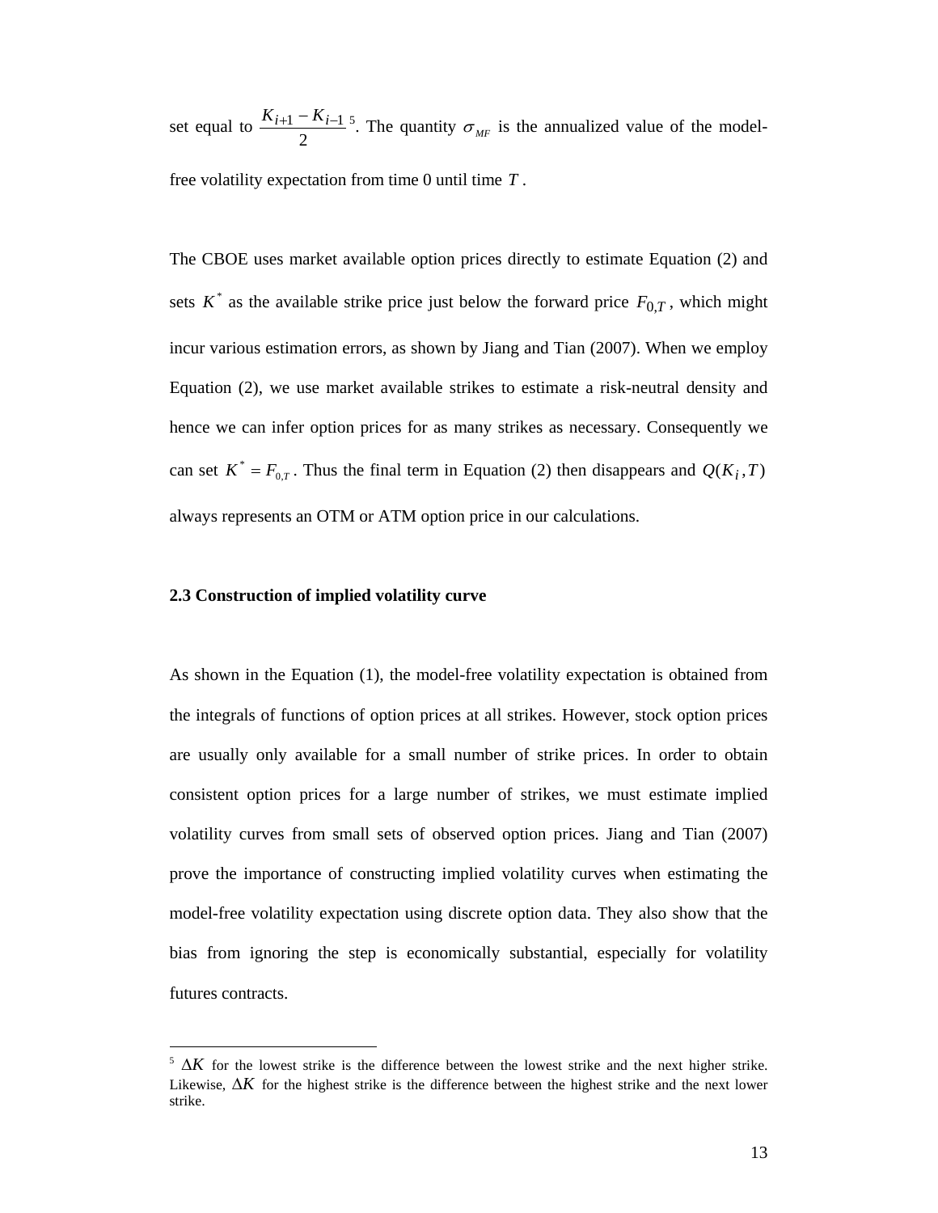set equal to $\frac{K_{i+1} - K_{i-1}}{2}$[5]. The quantity $\sigma_{MF}$ is the annualized value of the model-free volatility expectation from time 0 until time $T$.

The CBOE uses market available option prices directly to estimate Equation (2) and sets $K^*$ as the available strike price just below the forward price $F_{0,T}$, which might incur various estimation errors, as shown by Jiang and Tian (2007). When we employ Equation (2), we use market available strikes to estimate a risk-neutral density and hence we can infer option prices for as many strikes as necessary. Consequently we can set $K^* = F_{0,T}$. Thus the final term in Equation (2) then disappears and $Q(K_i, T)$ always represents an OTM or ATM option price in our calculations.

### 2.3 Construction of implied volatility curve

As shown in the Equation (1), the model-free volatility expectation is obtained from the integrals of functions of option prices at all strikes. However, stock option prices are usually only available for a small number of strike prices. In order to obtain consistent option prices for a large number of strikes, we must estimate implied volatility curves from small sets of observed option prices. Jiang and Tian (2007) prove the importance of constructing implied volatility curves when estimating the model-free volatility expectation using discrete option data. They also show that the bias from ignoring the step is economically substantial, especially for volatility futures contracts.

---

[5] $\Delta K$ for the lowest strike is the difference between the lowest strike and the next higher strike. Likewise, $\Delta K$ for the highest strike is the difference between the highest strike and the next lower strike.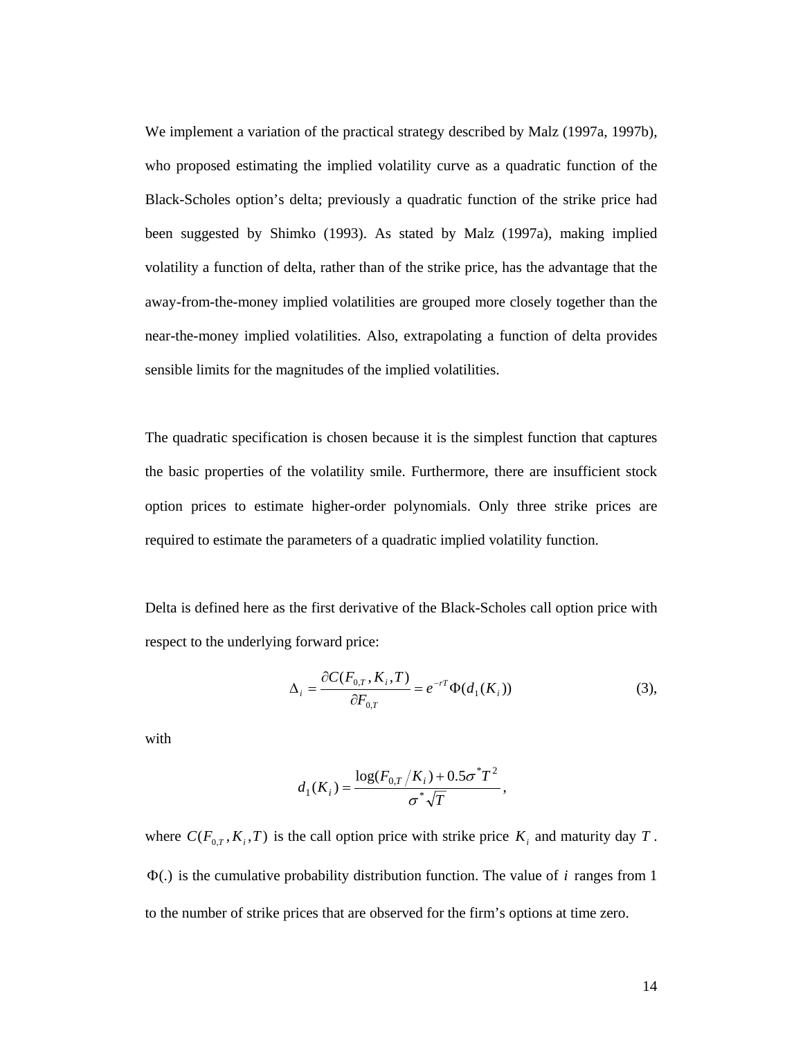We implement a variation of the practical strategy described by Malz (1997a, 1997b), who proposed estimating the implied volatility curve as a quadratic function of the Black-Scholes option's delta; previously a quadratic function of the strike price had been suggested by Shimko (1993). As stated by Malz (1997a), making implied volatility a function of delta, rather than of the strike price, has the advantage that the away-from-the-money implied volatilities are grouped more closely together than the near-the-money implied volatilities. Also, extrapolating a function of delta provides sensible limits for the magnitudes of the implied volatilities.

The quadratic specification is chosen because it is the simplest function that captures the basic properties of the volatility smile. Furthermore, there are insufficient stock option prices to estimate higher-order polynomials. Only three strike prices are required to estimate the parameters of a quadratic implied volatility function.

Delta is defined here as the first derivative of the Black-Scholes call option price with respect to the underlying forward price:

$$\Delta_i = \frac{\partial C(F_{0,T}, K_i, T)}{\partial F_{0,T}} = e^{-rT}\Phi(d_1(K_i)) \qquad (3),$$

with

$$d_1(K_i) = \frac{\log(F_{0,T}/K_i) + 0.5\sigma^{*}T^2}{\sigma^{*}\sqrt{T}},$$

where $C(F_{0,T}, K_i, T)$ is the call option price with strike price $K_i$ and maturity day $T$. $\Phi(.)$ is the cumulative probability distribution function. The value of $i$ ranges from 1 to the number of strike prices that are observed for the firm's options at time zero.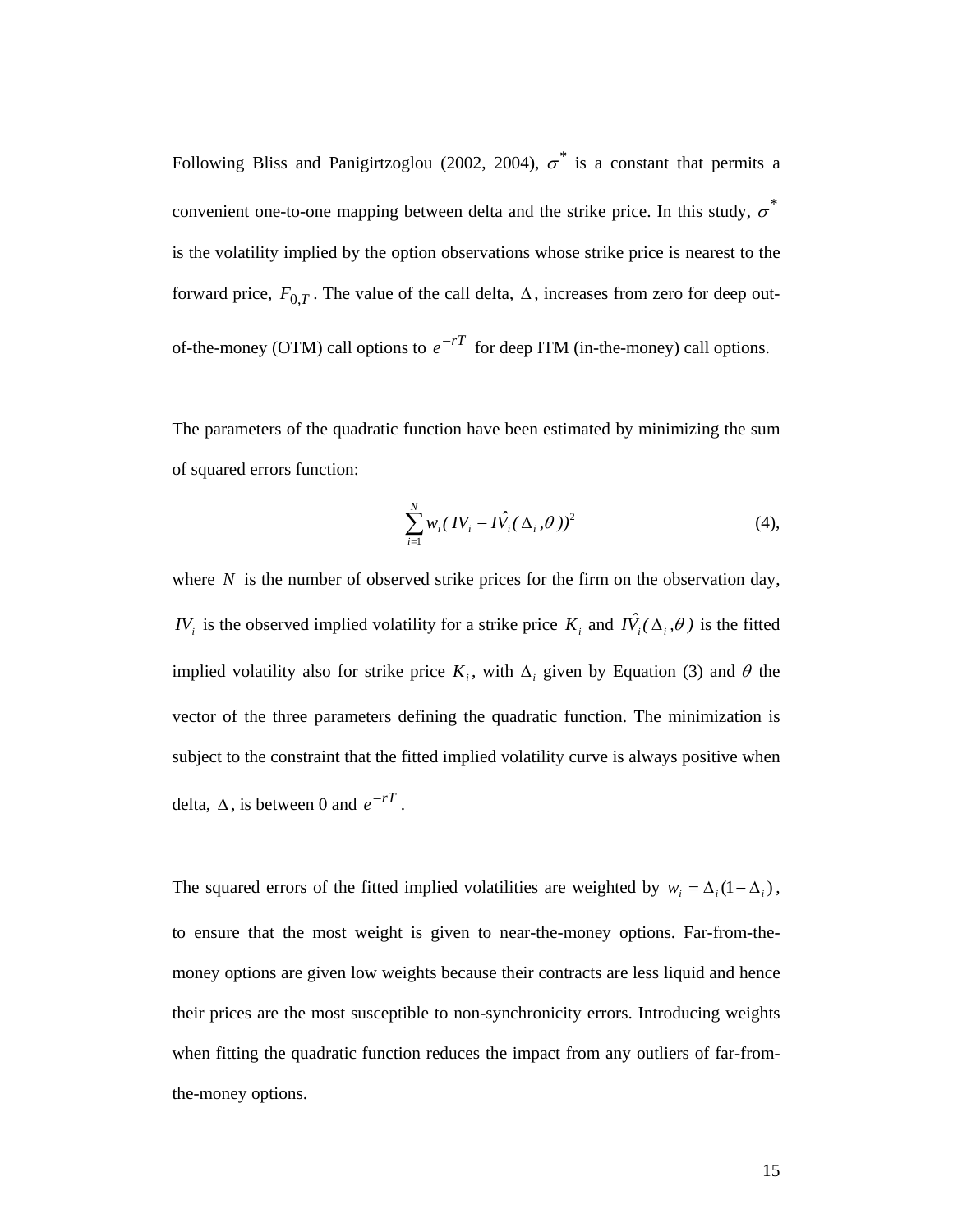Following Bliss and Panigirtzoglou (2002, 2004), $\sigma^*$ is a constant that permits a convenient one-to-one mapping between delta and the strike price. In this study, $\sigma^*$ is the volatility implied by the option observations whose strike price is nearest to the forward price, $F_{0,T}$. The value of the call delta, $\Delta$, increases from zero for deep out-of-the-money (OTM) call options to $e^{-rT}$ for deep ITM (in-the-money) call options.

The parameters of the quadratic function have been estimated by minimizing the sum of squared errors function:

$$\sum_{i=1}^{N} w_i ( IV_i - \hat{IV}_i ( \Delta_i , \theta ))^2 \tag{4}$$

where $N$ is the number of observed strike prices for the firm on the observation day, $IV_i$ is the observed implied volatility for a strike price $K_i$ and $\hat{IV}_i ( \Delta_i , \theta )$ is the fitted implied volatility also for strike price $K_i$, with $\Delta_i$ given by Equation (3) and $\theta$ the vector of the three parameters defining the quadratic function. The minimization is subject to the constraint that the fitted implied volatility curve is always positive when delta, $\Delta$, is between 0 and $e^{-rT}$.

The squared errors of the fitted implied volatilities are weighted by $w_i = \Delta_i (1 - \Delta_i)$, to ensure that the most weight is given to near-the-money options. Far-from-the-money options are given low weights because their contracts are less liquid and hence their prices are the most susceptible to non-synchronicity errors. Introducing weights when fitting the quadratic function reduces the impact from any outliers of far-from-the-money options.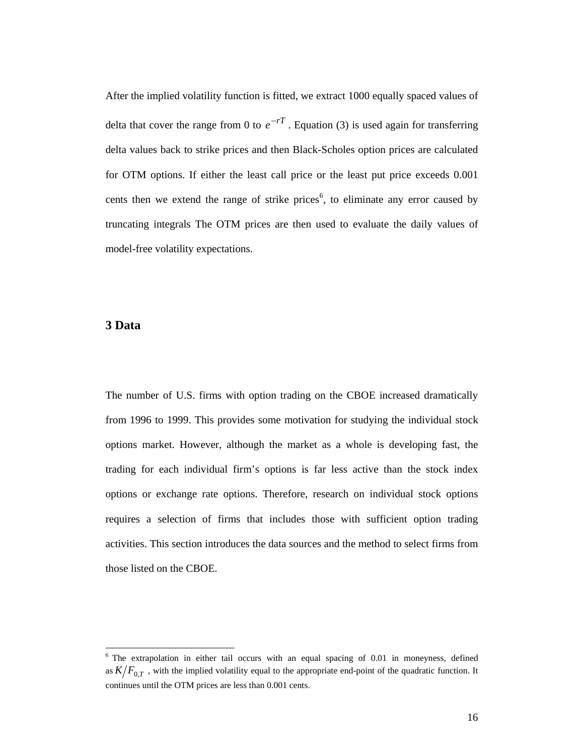After the implied volatility function is fitted, we extract 1000 equally spaced values of delta that cover the range from 0 to $e^{-rT}$. Equation (3) is used again for transferring delta values back to strike prices and then Black-Scholes option prices are calculated for OTM options. If either the least call price or the least put price exceeds 0.001 cents then we extend the range of strike prices[6], to eliminate any error caused by truncating integrals The OTM prices are then used to evaluate the daily values of model-free volatility expectations.

## 3 Data

The number of U.S. firms with option trading on the CBOE increased dramatically from 1996 to 1999. This provides some motivation for studying the individual stock options market. However, although the market as a whole is developing fast, the trading for each individual firm's options is far less active than the stock index options or exchange rate options. Therefore, research on individual stock options requires a selection of firms that includes those with sufficient option trading activities. This section introduces the data sources and the method to select firms from those listed on the CBOE.

---

[6] The extrapolation in either tail occurs with an equal spacing of 0.01 in moneyness, defined as $K/F_{0,T}$, with the implied volatility equal to the appropriate end-point of the quadratic function. It continues until the OTM prices are less than 0.001 cents.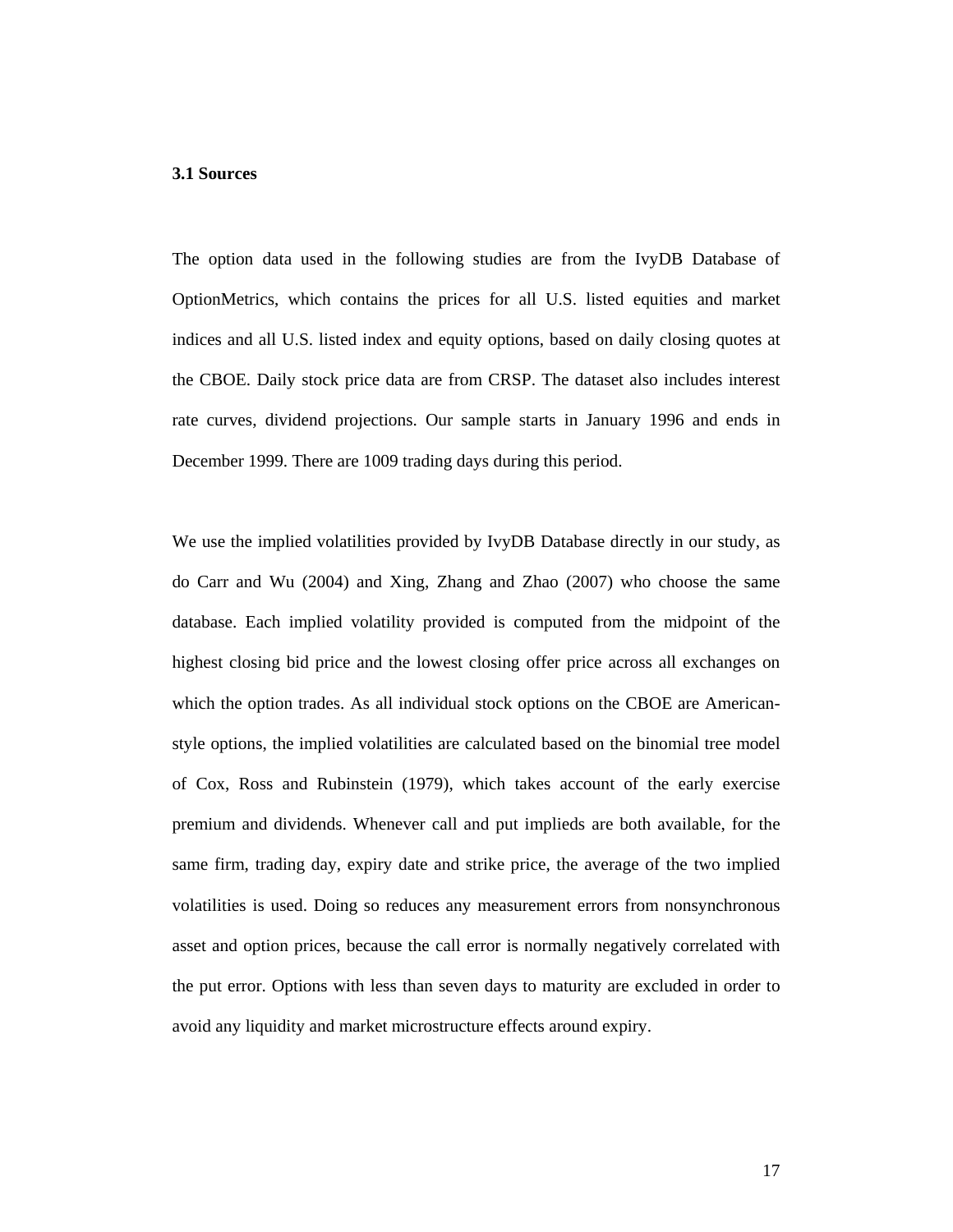### 3.1 Sources

The option data used in the following studies are from the IvyDB Database of OptionMetrics, which contains the prices for all U.S. listed equities and market indices and all U.S. listed index and equity options, based on daily closing quotes at the CBOE. Daily stock price data are from CRSP. The dataset also includes interest rate curves, dividend projections. Our sample starts in January 1996 and ends in December 1999. There are 1009 trading days during this period.

We use the implied volatilities provided by IvyDB Database directly in our study, as do Carr and Wu (2004) and Xing, Zhang and Zhao (2007) who choose the same database. Each implied volatility provided is computed from the midpoint of the highest closing bid price and the lowest closing offer price across all exchanges on which the option trades. As all individual stock options on the CBOE are American-style options, the implied volatilities are calculated based on the binomial tree model of Cox, Ross and Rubinstein (1979), which takes account of the early exercise premium and dividends. Whenever call and put implieds are both available, for the same firm, trading day, expiry date and strike price, the average of the two implied volatilities is used. Doing so reduces any measurement errors from nonsynchronous asset and option prices, because the call error is normally negatively correlated with the put error. Options with less than seven days to maturity are excluded in order to avoid any liquidity and market microstructure effects around expiry.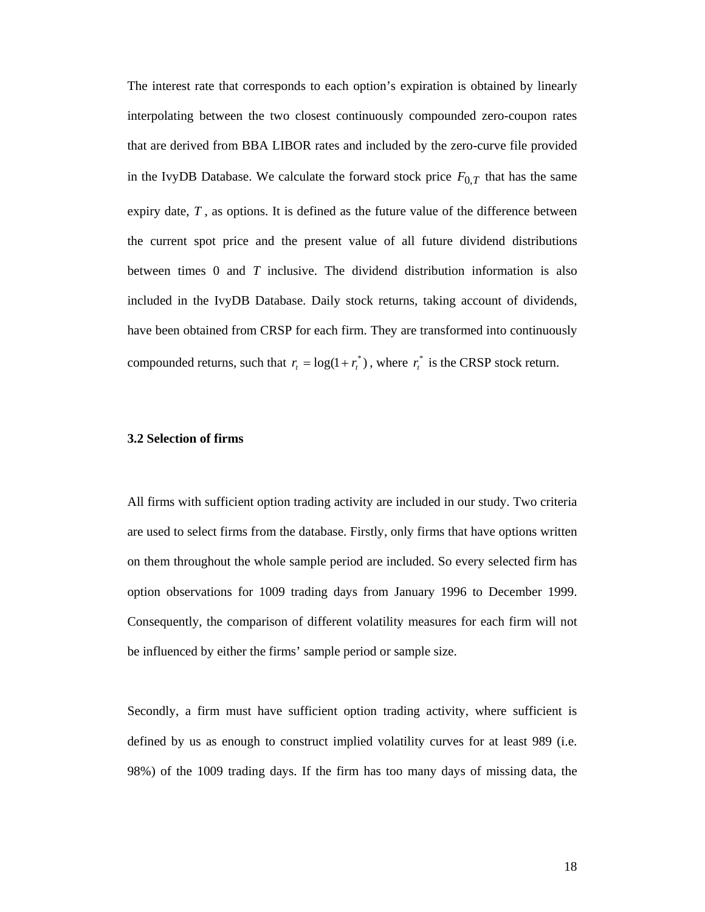The interest rate that corresponds to each option's expiration is obtained by linearly interpolating between the two closest continuously compounded zero-coupon rates that are derived from BBA LIBOR rates and included by the zero-curve file provided in the IvyDB Database. We calculate the forward stock price $F_{0,T}$ that has the same expiry date, $T$, as options. It is defined as the future value of the difference between the current spot price and the present value of all future dividend distributions between times 0 and $T$ inclusive. The dividend distribution information is also included in the IvyDB Database. Daily stock returns, taking account of dividends, have been obtained from CRSP for each firm. They are transformed into continuously compounded returns, such that $r_t = \log(1 + r_t^*)$, where $r_t^*$ is the CRSP stock return.

### 3.2 Selection of firms

All firms with sufficient option trading activity are included in our study. Two criteria are used to select firms from the database. Firstly, only firms that have options written on them throughout the whole sample period are included. So every selected firm has option observations for 1009 trading days from January 1996 to December 1999. Consequently, the comparison of different volatility measures for each firm will not be influenced by either the firms' sample period or sample size.

Secondly, a firm must have sufficient option trading activity, where sufficient is defined by us as enough to construct implied volatility curves for at least 989 (i.e. 98%) of the 1009 trading days. If the firm has too many days of missing data, the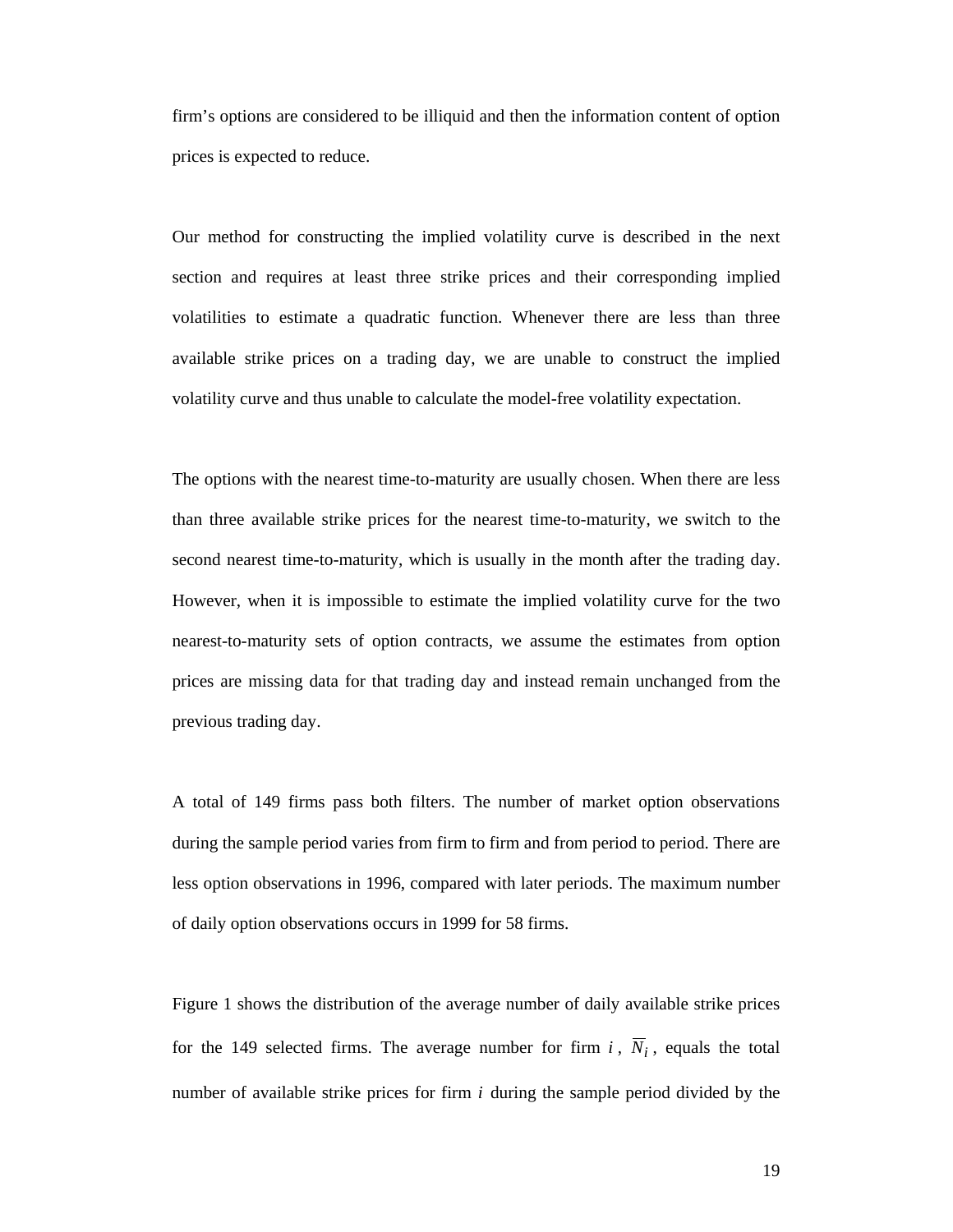firm's options are considered to be illiquid and then the information content of option prices is expected to reduce.

Our method for constructing the implied volatility curve is described in the next section and requires at least three strike prices and their corresponding implied volatilities to estimate a quadratic function. Whenever there are less than three available strike prices on a trading day, we are unable to construct the implied volatility curve and thus unable to calculate the model-free volatility expectation.

The options with the nearest time-to-maturity are usually chosen. When there are less than three available strike prices for the nearest time-to-maturity, we switch to the second nearest time-to-maturity, which is usually in the month after the trading day. However, when it is impossible to estimate the implied volatility curve for the two nearest-to-maturity sets of option contracts, we assume the estimates from option prices are missing data for that trading day and instead remain unchanged from the previous trading day.

A total of 149 firms pass both filters. The number of market option observations during the sample period varies from firm to firm and from period to period. There are less option observations in 1996, compared with later periods. The maximum number of daily option observations occurs in 1999 for 58 firms.

Figure 1 shows the distribution of the average number of daily available strike prices for the 149 selected firms. The average number for firm $i$, $\overline{N}_i$, equals the total number of available strike prices for firm $i$ during the sample period divided by the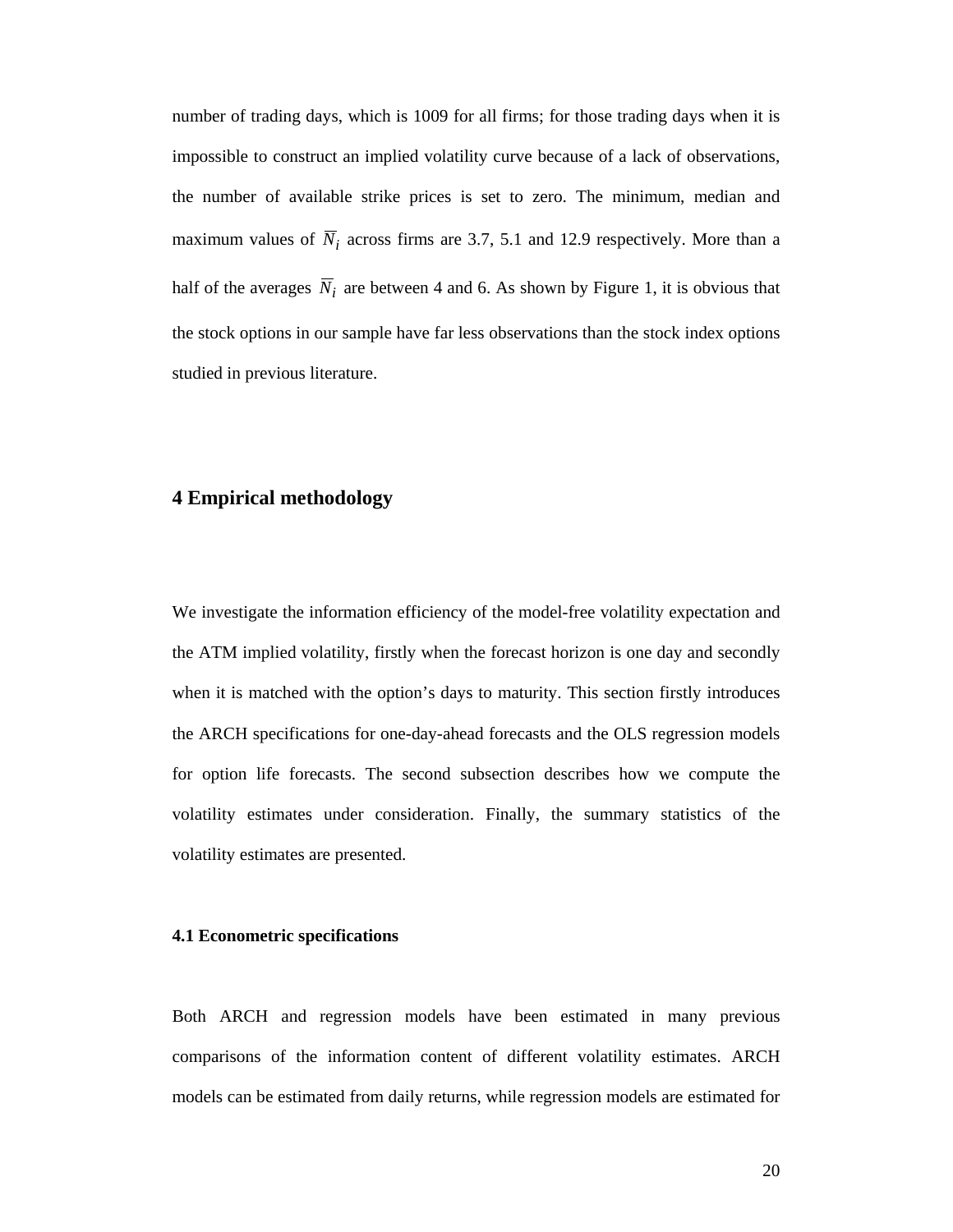number of trading days, which is 1009 for all firms; for those trading days when it is impossible to construct an implied volatility curve because of a lack of observations, the number of available strike prices is set to zero. The minimum, median and maximum values of $\overline{N}_i$ across firms are 3.7, 5.1 and 12.9 respectively. More than a half of the averages $\overline{N}_i$ are between 4 and 6. As shown by Figure 1, it is obvious that the stock options in our sample have far less observations than the stock index options studied in previous literature.

## 4 Empirical methodology

We investigate the information efficiency of the model-free volatility expectation and the ATM implied volatility, firstly when the forecast horizon is one day and secondly when it is matched with the option's days to maturity. This section firstly introduces the ARCH specifications for one-day-ahead forecasts and the OLS regression models for option life forecasts. The second subsection describes how we compute the volatility estimates under consideration. Finally, the summary statistics of the volatility estimates are presented.

### 4.1 Econometric specifications

Both ARCH and regression models have been estimated in many previous comparisons of the information content of different volatility estimates. ARCH models can be estimated from daily returns, while regression models are estimated for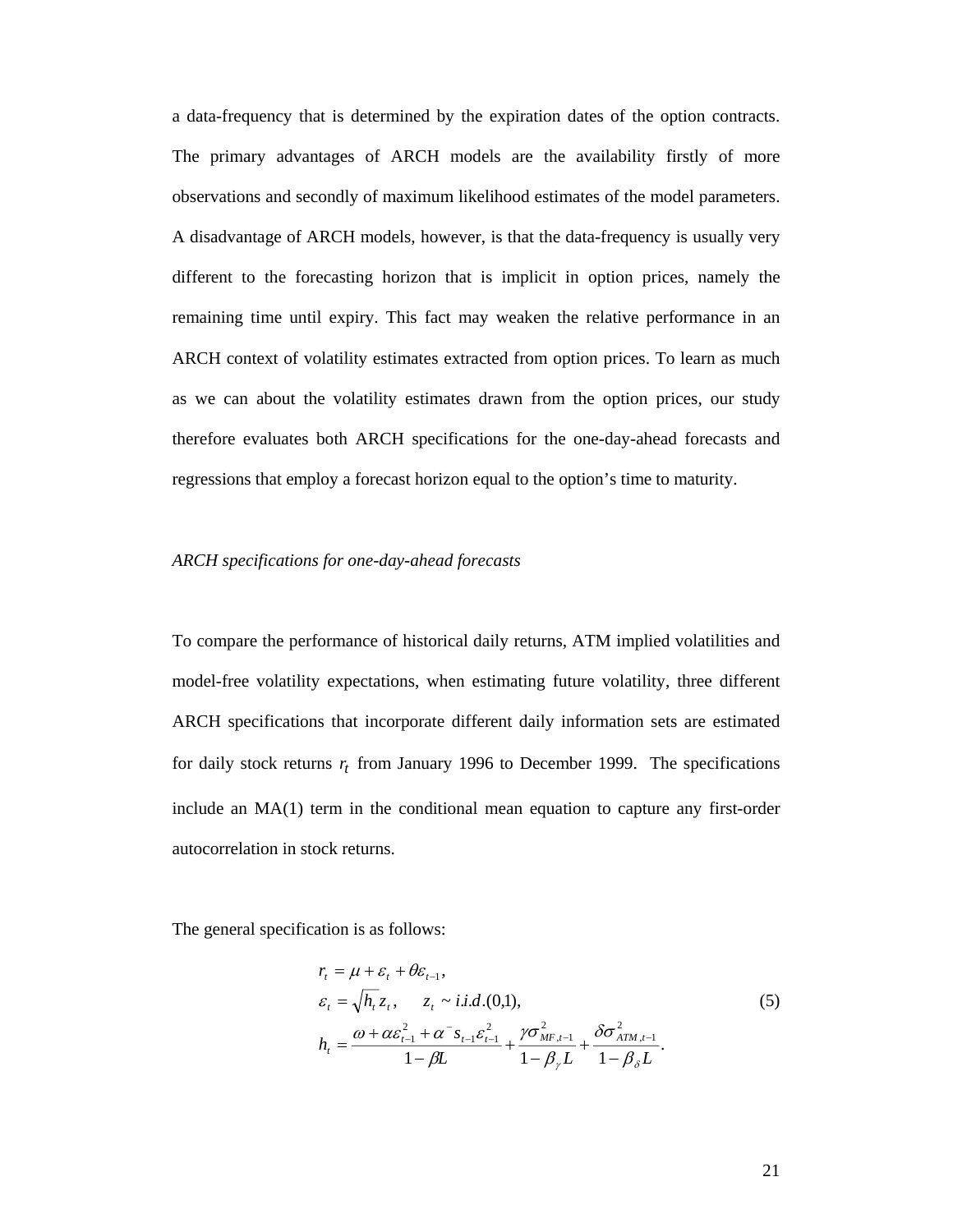a data-frequency that is determined by the expiration dates of the option contracts. The primary advantages of ARCH models are the availability firstly of more observations and secondly of maximum likelihood estimates of the model parameters. A disadvantage of ARCH models, however, is that the data-frequency is usually very different to the forecasting horizon that is implicit in option prices, namely the remaining time until expiry. This fact may weaken the relative performance in an ARCH context of volatility estimates extracted from option prices. To learn as much as we can about the volatility estimates drawn from the option prices, our study therefore evaluates both ARCH specifications for the one-day-ahead forecasts and regressions that employ a forecast horizon equal to the option's time to maturity.

*ARCH specifications for one-day-ahead forecasts*

To compare the performance of historical daily returns, ATM implied volatilities and model-free volatility expectations, when estimating future volatility, three different ARCH specifications that incorporate different daily information sets are estimated for daily stock returns $r_t$ from January 1996 to December 1999. The specifications include an MA(1) term in the conditional mean equation to capture any first-order autocorrelation in stock returns.

The general specification is as follows:

$$
\begin{aligned}
r_t &= \mu + \varepsilon_t + \theta\varepsilon_{t-1}, \\
\varepsilon_t &= \sqrt{h_t}\, z_t, \qquad z_t \sim i.i.d.(0,1), \\
h_t &= \frac{\omega + \alpha\varepsilon_{t-1}^2 + \alpha^- s_{t-1}\varepsilon_{t-1}^2}{1-\beta L} + \frac{\gamma\sigma_{MF,t-1}^2}{1-\beta_\gamma L} + \frac{\delta\sigma_{ATM,t-1}^2}{1-\beta_\delta L}.
\end{aligned}
\tag{5}
$$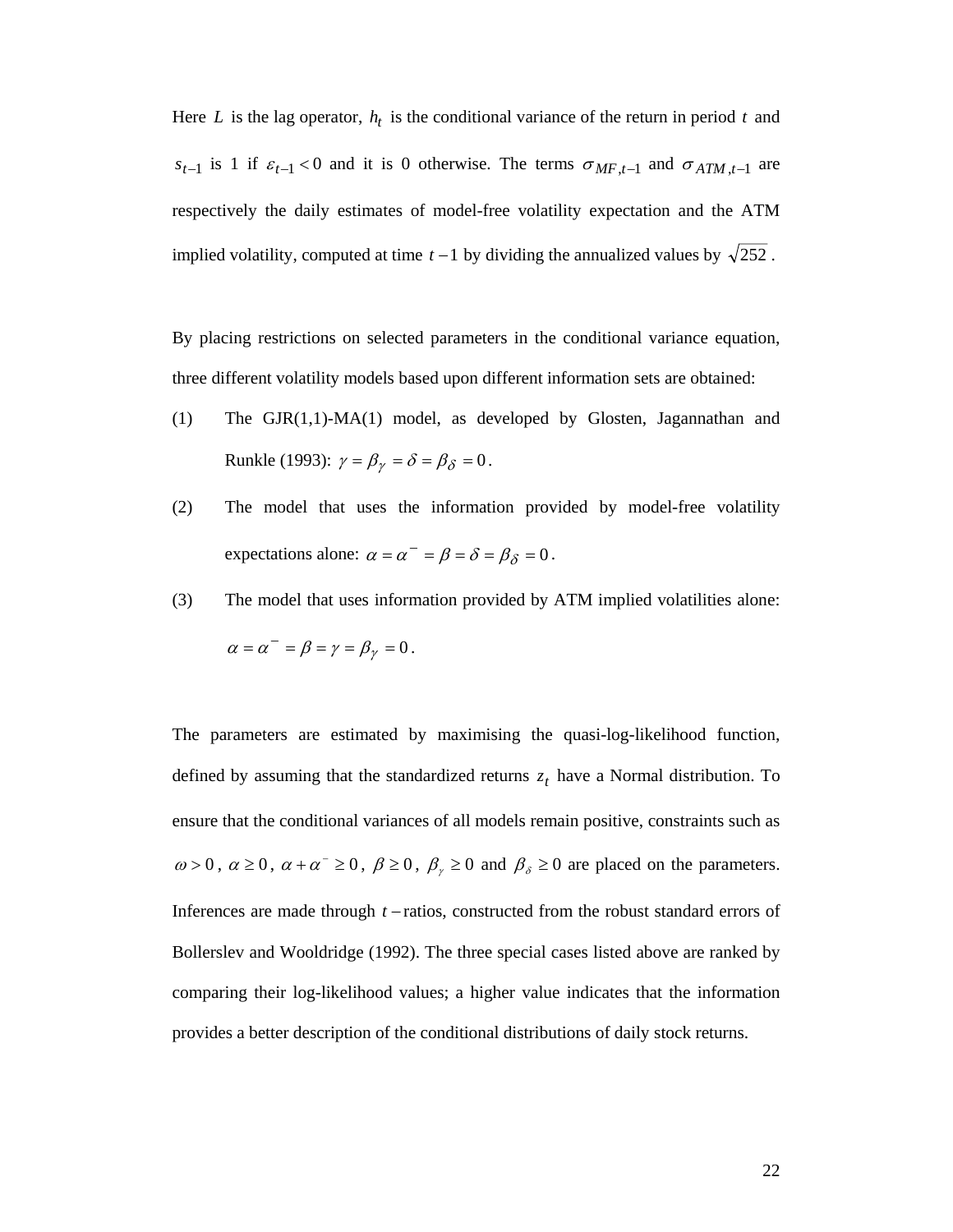Here $L$ is the lag operator, $h_t$ is the conditional variance of the return in period $t$ and $s_{t-1}$ is 1 if $\varepsilon_{t-1} < 0$ and it is 0 otherwise. The terms $\sigma_{MF,t-1}$ and $\sigma_{ATM,t-1}$ are respectively the daily estimates of model-free volatility expectation and the ATM implied volatility, computed at time $t-1$ by dividing the annualized values by $\sqrt{252}$.

By placing restrictions on selected parameters in the conditional variance equation, three different volatility models based upon different information sets are obtained:

(1) The GJR(1,1)-MA(1) model, as developed by Glosten, Jagannathan and Runkle (1993): $\gamma = \beta_\gamma = \delta = \beta_\delta = 0$.

(2) The model that uses the information provided by model-free volatility expectations alone: $\alpha = \alpha^- = \beta = \delta = \beta_\delta = 0$.

(3) The model that uses information provided by ATM implied volatilities alone: $\alpha = \alpha^- = \beta = \gamma = \beta_\gamma = 0$.

The parameters are estimated by maximising the quasi-log-likelihood function, defined by assuming that the standardized returns $z_t$ have a Normal distribution. To ensure that the conditional variances of all models remain positive, constraints such as $\omega > 0$, $\alpha \geq 0$, $\alpha + \alpha^- \geq 0$, $\beta \geq 0$, $\beta_\gamma \geq 0$ and $\beta_\delta \geq 0$ are placed on the parameters. Inferences are made through $t-$ratios, constructed from the robust standard errors of Bollerslev and Wooldridge (1992). The three special cases listed above are ranked by comparing their log-likelihood values; a higher value indicates that the information provides a better description of the conditional distributions of daily stock returns.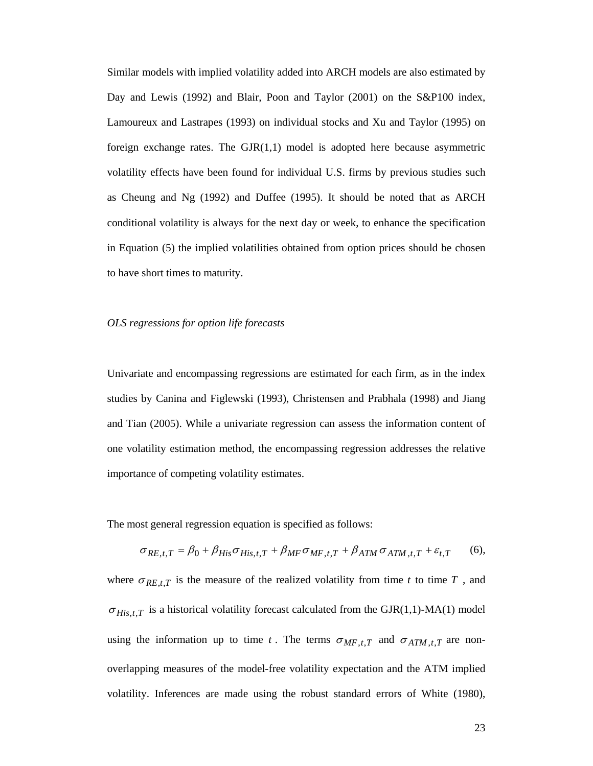Similar models with implied volatility added into ARCH models are also estimated by Day and Lewis (1992) and Blair, Poon and Taylor (2001) on the S&P100 index, Lamoureux and Lastrapes (1993) on individual stocks and Xu and Taylor (1995) on foreign exchange rates. The GJR(1,1) model is adopted here because asymmetric volatility effects have been found for individual U.S. firms by previous studies such as Cheung and Ng (1992) and Duffee (1995). It should be noted that as ARCH conditional volatility is always for the next day or week, to enhance the specification in Equation (5) the implied volatilities obtained from option prices should be chosen to have short times to maturity.

*OLS regressions for option life forecasts*

Univariate and encompassing regressions are estimated for each firm, as in the index studies by Canina and Figlewski (1993), Christensen and Prabhala (1998) and Jiang and Tian (2005). While a univariate regression can assess the information content of one volatility estimation method, the encompassing regression addresses the relative importance of competing volatility estimates.

The most general regression equation is specified as follows:

$$\sigma_{RE,t,T} = \beta_0 + \beta_{His}\sigma_{His,t,T} + \beta_{MF}\sigma_{MF,t,T} + \beta_{ATM}\sigma_{ATM,t,T} + \varepsilon_{t,T} \qquad (6),$$

where $\sigma_{RE,t,T}$ is the measure of the realized volatility from time $t$ to time $T$, and $\sigma_{His,t,T}$ is a historical volatility forecast calculated from the GJR(1,1)-MA(1) model using the information up to time $t$. The terms $\sigma_{MF,t,T}$ and $\sigma_{ATM,t,T}$ are non-overlapping measures of the model-free volatility expectation and the ATM implied volatility. Inferences are made using the robust standard errors of White (1980),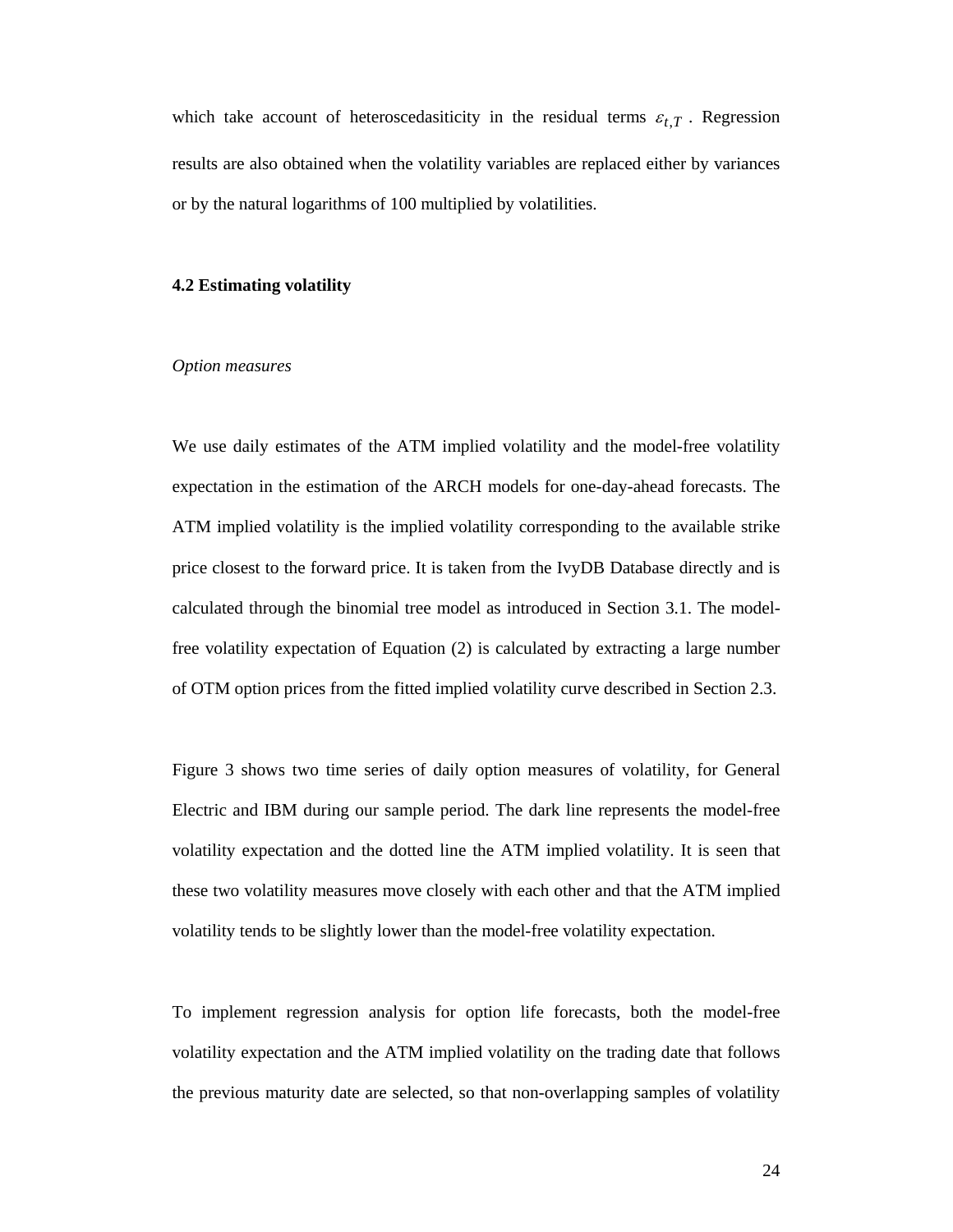which take account of heteroscedasiticity in the residual terms $\varepsilon_{t,T}$ . Regression results are also obtained when the volatility variables are replaced either by variances or by the natural logarithms of 100 multiplied by volatilities.

### 4.2 Estimating volatility

*Option measures*

We use daily estimates of the ATM implied volatility and the model-free volatility expectation in the estimation of the ARCH models for one-day-ahead forecasts. The ATM implied volatility is the implied volatility corresponding to the available strike price closest to the forward price. It is taken from the IvyDB Database directly and is calculated through the binomial tree model as introduced in Section 3.1. The model-free volatility expectation of Equation (2) is calculated by extracting a large number of OTM option prices from the fitted implied volatility curve described in Section 2.3.

Figure 3 shows two time series of daily option measures of volatility, for General Electric and IBM during our sample period. The dark line represents the model-free volatility expectation and the dotted line the ATM implied volatility. It is seen that these two volatility measures move closely with each other and that the ATM implied volatility tends to be slightly lower than the model-free volatility expectation.

To implement regression analysis for option life forecasts, both the model-free volatility expectation and the ATM implied volatility on the trading date that follows the previous maturity date are selected, so that non-overlapping samples of volatility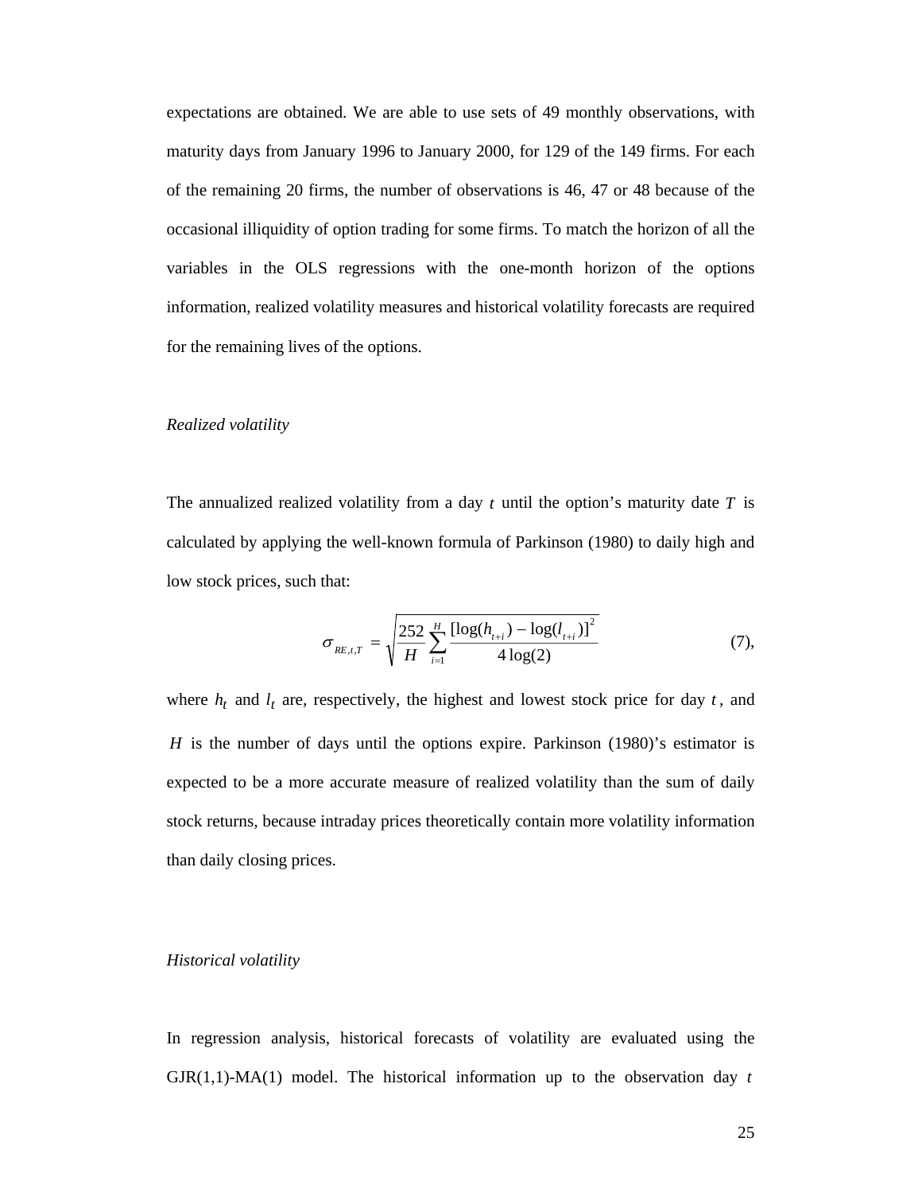expectations are obtained. We are able to use sets of 49 monthly observations, with maturity days from January 1996 to January 2000, for 129 of the 149 firms. For each of the remaining 20 firms, the number of observations is 46, 47 or 48 because of the occasional illiquidity of option trading for some firms. To match the horizon of all the variables in the OLS regressions with the one-month horizon of the options information, realized volatility measures and historical volatility forecasts are required for the remaining lives of the options.

*Realized volatility*

The annualized realized volatility from a day $t$ until the option's maturity date $T$ is calculated by applying the well-known formula of Parkinson (1980) to daily high and low stock prices, such that:

$$\sigma_{RE,t,T} = \sqrt{\frac{252}{H}\sum_{i=1}^{H}\frac{[\log(h_{t+i}) - \log(l_{t+i})]^2}{4\log(2)}} \qquad (7),$$

where $h_t$ and $l_t$ are, respectively, the highest and lowest stock price for day $t$, and $H$ is the number of days until the options expire. Parkinson (1980)'s estimator is expected to be a more accurate measure of realized volatility than the sum of daily stock returns, because intraday prices theoretically contain more volatility information than daily closing prices.

*Historical volatility*

In regression analysis, historical forecasts of volatility are evaluated using the GJR(1,1)-MA(1) model. The historical information up to the observation day $t$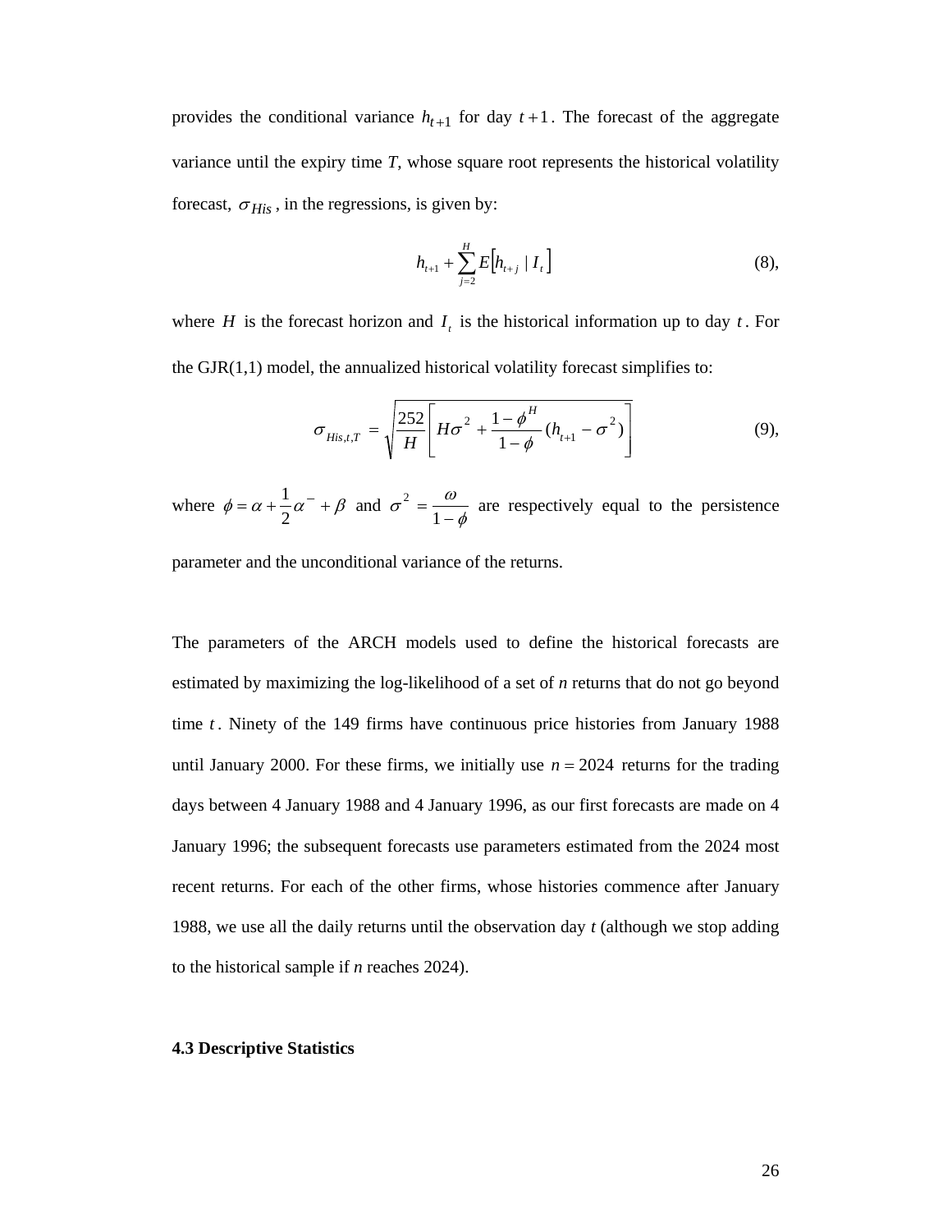provides the conditional variance $h_{t+1}$ for day $t+1$. The forecast of the aggregate variance until the expiry time *T*, whose square root represents the historical volatility forecast, $\sigma_{His}$, in the regressions, is given by:

$$h_{t+1} + \sum_{j=2}^{H} E\left[h_{t+j} \mid I_t\right] \tag{8}$$

where $H$ is the forecast horizon and $I_t$ is the historical information up to day $t$. For the GJR(1,1) model, the annualized historical volatility forecast simplifies to:

$$\sigma_{His,t,T} = \sqrt{\frac{252}{H}\left[H\sigma^2 + \frac{1-\phi^H}{1-\phi}(h_{t+1} - \sigma^2)\right]} \tag{9}$$

where $\phi = \alpha + \frac{1}{2}\alpha^- + \beta$ and $\sigma^2 = \frac{\omega}{1-\phi}$ are respectively equal to the persistence parameter and the unconditional variance of the returns.

The parameters of the ARCH models used to define the historical forecasts are estimated by maximizing the log-likelihood of a set of *n* returns that do not go beyond time $t$. Ninety of the 149 firms have continuous price histories from January 1988 until January 2000. For these firms, we initially use $n = 2024$ returns for the trading days between 4 January 1988 and 4 January 1996, as our first forecasts are made on 4 January 1996; the subsequent forecasts use parameters estimated from the 2024 most recent returns. For each of the other firms, whose histories commence after January 1988, we use all the daily returns until the observation day *t* (although we stop adding to the historical sample if *n* reaches 2024).

### 4.3 Descriptive Statistics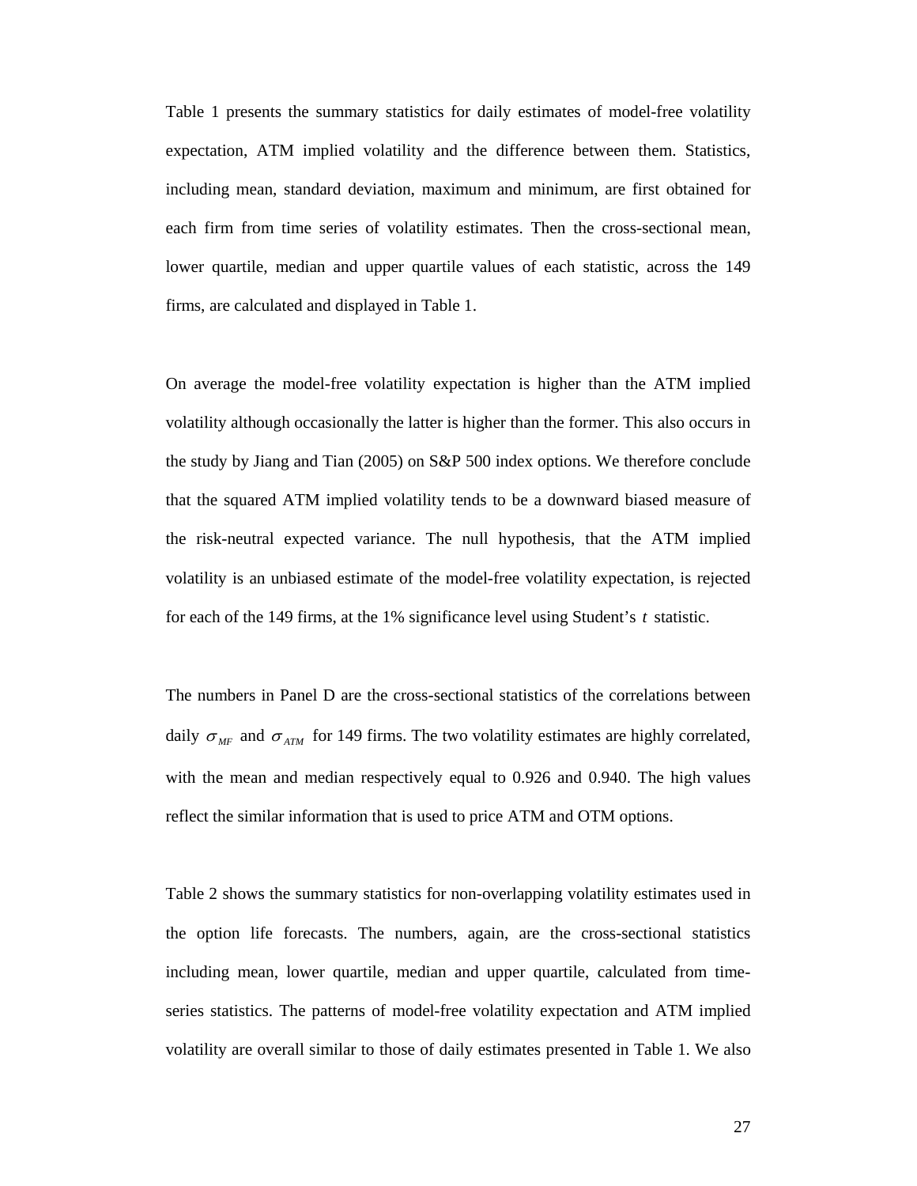Table 1 presents the summary statistics for daily estimates of model-free volatility expectation, ATM implied volatility and the difference between them. Statistics, including mean, standard deviation, maximum and minimum, are first obtained for each firm from time series of volatility estimates. Then the cross-sectional mean, lower quartile, median and upper quartile values of each statistic, across the 149 firms, are calculated and displayed in Table 1.

On average the model-free volatility expectation is higher than the ATM implied volatility although occasionally the latter is higher than the former. This also occurs in the study by Jiang and Tian (2005) on S&P 500 index options. We therefore conclude that the squared ATM implied volatility tends to be a downward biased measure of the risk-neutral expected variance. The null hypothesis, that the ATM implied volatility is an unbiased estimate of the model-free volatility expectation, is rejected for each of the 149 firms, at the 1% significance level using Student's $t$ statistic.

The numbers in Panel D are the cross-sectional statistics of the correlations between daily $\sigma_{MF}$ and $\sigma_{ATM}$ for 149 firms. The two volatility estimates are highly correlated, with the mean and median respectively equal to 0.926 and 0.940. The high values reflect the similar information that is used to price ATM and OTM options.

Table 2 shows the summary statistics for non-overlapping volatility estimates used in the option life forecasts. The numbers, again, are the cross-sectional statistics including mean, lower quartile, median and upper quartile, calculated from time-series statistics. The patterns of model-free volatility expectation and ATM implied volatility are overall similar to those of daily estimates presented in Table 1. We also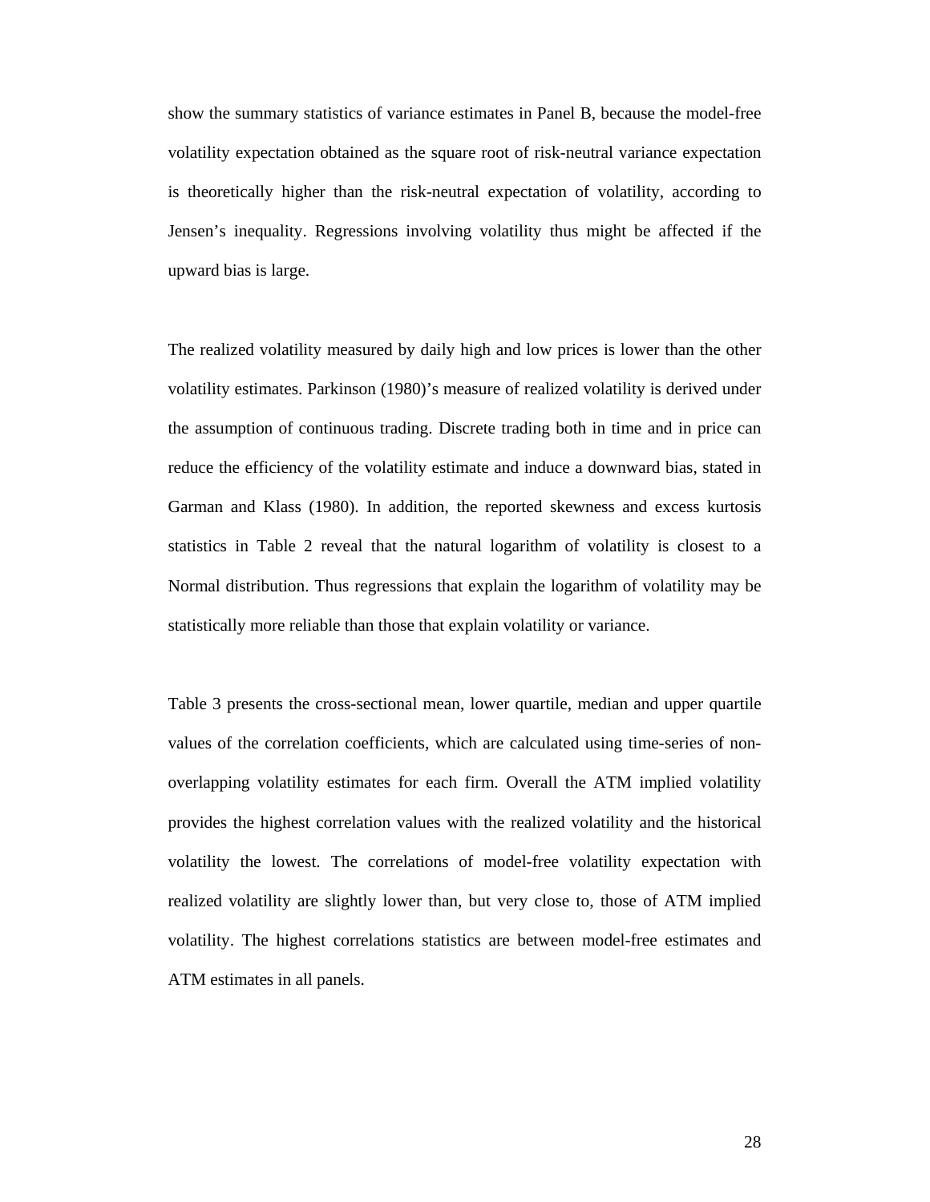show the summary statistics of variance estimates in Panel B, because the model-free volatility expectation obtained as the square root of risk-neutral variance expectation is theoretically higher than the risk-neutral expectation of volatility, according to Jensen's inequality. Regressions involving volatility thus might be affected if the upward bias is large.

The realized volatility measured by daily high and low prices is lower than the other volatility estimates. Parkinson (1980)'s measure of realized volatility is derived under the assumption of continuous trading. Discrete trading both in time and in price can reduce the efficiency of the volatility estimate and induce a downward bias, stated in Garman and Klass (1980). In addition, the reported skewness and excess kurtosis statistics in Table 2 reveal that the natural logarithm of volatility is closest to a Normal distribution. Thus regressions that explain the logarithm of volatility may be statistically more reliable than those that explain volatility or variance.

Table 3 presents the cross-sectional mean, lower quartile, median and upper quartile values of the correlation coefficients, which are calculated using time-series of non-overlapping volatility estimates for each firm. Overall the ATM implied volatility provides the highest correlation values with the realized volatility and the historical volatility the lowest. The correlations of model-free volatility expectation with realized volatility are slightly lower than, but very close to, those of ATM implied volatility. The highest correlations statistics are between model-free estimates and ATM estimates in all panels.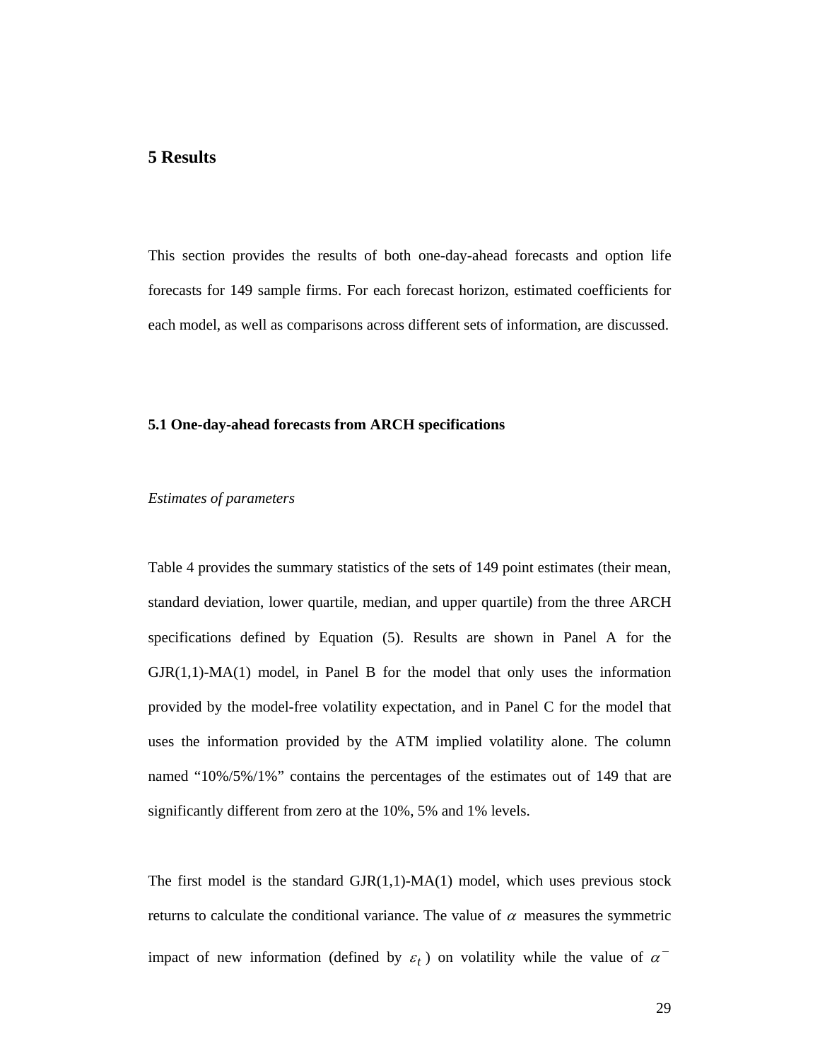# 5 Results

This section provides the results of both one-day-ahead forecasts and option life forecasts for 149 sample firms. For each forecast horizon, estimated coefficients for each model, as well as comparisons across different sets of information, are discussed.

## 5.1 One-day-ahead forecasts from ARCH specifications

*Estimates of parameters*

Table 4 provides the summary statistics of the sets of 149 point estimates (their mean, standard deviation, lower quartile, median, and upper quartile) from the three ARCH specifications defined by Equation (5). Results are shown in Panel A for the GJR(1,1)-MA(1) model, in Panel B for the model that only uses the information provided by the model-free volatility expectation, and in Panel C for the model that uses the information provided by the ATM implied volatility alone. The column named "10%/5%/1%" contains the percentages of the estimates out of 149 that are significantly different from zero at the 10%, 5% and 1% levels.

The first model is the standard GJR(1,1)-MA(1) model, which uses previous stock returns to calculate the conditional variance. The value of $\alpha$ measures the symmetric impact of new information (defined by $\varepsilon_t$) on volatility while the value of $\alpha^-$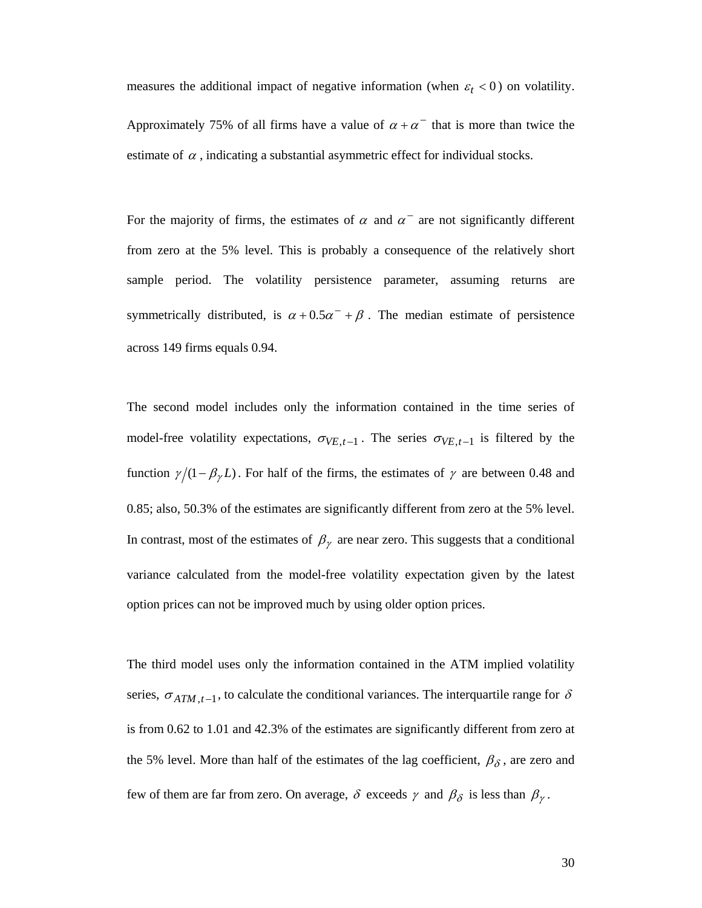measures the additional impact of negative information (when $\varepsilon_t < 0$) on volatility. Approximately 75% of all firms have a value of $\alpha + \alpha^-$ that is more than twice the estimate of $\alpha$, indicating a substantial asymmetric effect for individual stocks.

For the majority of firms, the estimates of $\alpha$ and $\alpha^-$ are not significantly different from zero at the 5% level. This is probably a consequence of the relatively short sample period. The volatility persistence parameter, assuming returns are symmetrically distributed, is $\alpha + 0.5\alpha^- + \beta$. The median estimate of persistence across 149 firms equals 0.94.

The second model includes only the information contained in the time series of model-free volatility expectations, $\sigma_{VE,t-1}$. The series $\sigma_{VE,t-1}$ is filtered by the function $\gamma/(1-\beta_\gamma L)$. For half of the firms, the estimates of $\gamma$ are between 0.48 and 0.85; also, 50.3% of the estimates are significantly different from zero at the 5% level. In contrast, most of the estimates of $\beta_\gamma$ are near zero. This suggests that a conditional variance calculated from the model-free volatility expectation given by the latest option prices can not be improved much by using older option prices.

The third model uses only the information contained in the ATM implied volatility series, $\sigma_{ATM,t-1}$, to calculate the conditional variances. The interquartile range for $\delta$ is from 0.62 to 1.01 and 42.3% of the estimates are significantly different from zero at the 5% level. More than half of the estimates of the lag coefficient, $\beta_\delta$, are zero and few of them are far from zero. On average, $\delta$ exceeds $\gamma$ and $\beta_\delta$ is less than $\beta_\gamma$.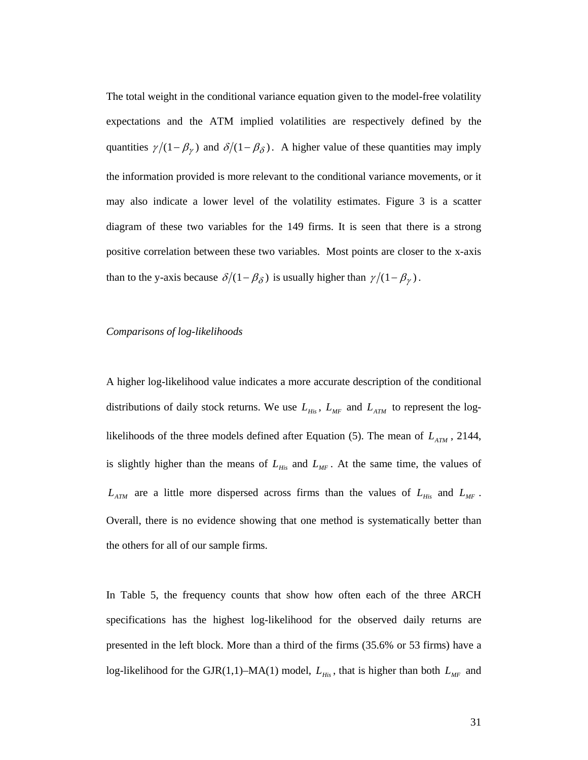The total weight in the conditional variance equation given to the model-free volatility expectations and the ATM implied volatilities are respectively defined by the quantities $\gamma/(1-\beta_{\gamma})$ and $\delta/(1-\beta_{\delta})$. A higher value of these quantities may imply the information provided is more relevant to the conditional variance movements, or it may also indicate a lower level of the volatility estimates. Figure 3 is a scatter diagram of these two variables for the 149 firms. It is seen that there is a strong positive correlation between these two variables. Most points are closer to the x-axis than to the y-axis because $\delta/(1-\beta_{\delta})$ is usually higher than $\gamma/(1-\beta_{\gamma})$.

*Comparisons of log-likelihoods*

A higher log-likelihood value indicates a more accurate description of the conditional distributions of daily stock returns. We use $L_{His}$, $L_{MF}$ and $L_{ATM}$ to represent the log-likelihoods of the three models defined after Equation (5). The mean of $L_{ATM}$, 2144, is slightly higher than the means of $L_{His}$ and $L_{MF}$. At the same time, the values of $L_{ATM}$ are a little more dispersed across firms than the values of $L_{His}$ and $L_{MF}$. Overall, there is no evidence showing that one method is systematically better than the others for all of our sample firms.

In Table 5, the frequency counts that show how often each of the three ARCH specifications has the highest log-likelihood for the observed daily returns are presented in the left block. More than a third of the firms (35.6% or 53 firms) have a log-likelihood for the GJR(1,1)–MA(1) model, $L_{His}$, that is higher than both $L_{MF}$ and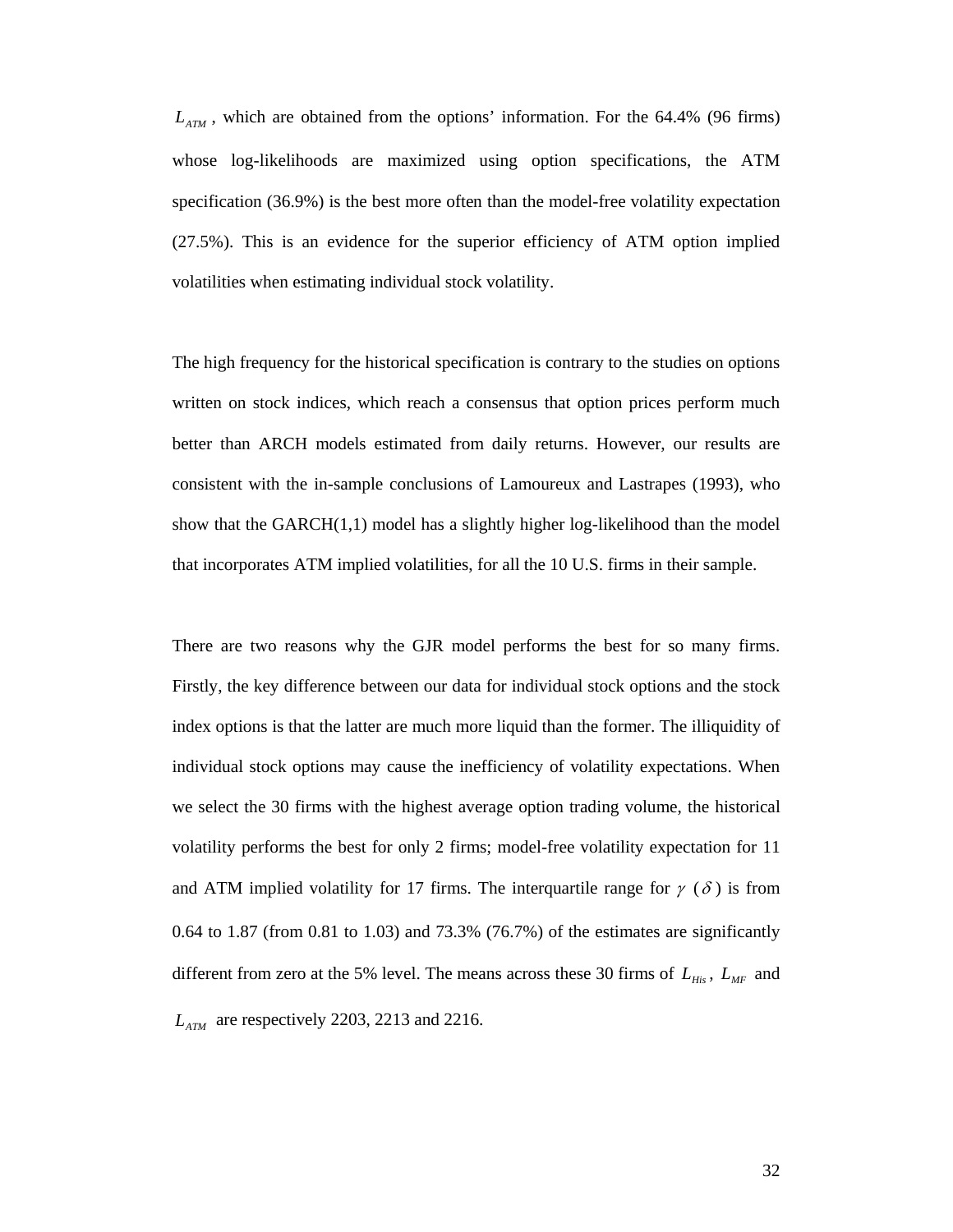$L_{ATM}$ , which are obtained from the options' information. For the 64.4% (96 firms) whose log-likelihoods are maximized using option specifications, the ATM specification (36.9%) is the best more often than the model-free volatility expectation (27.5%). This is an evidence for the superior efficiency of ATM option implied volatilities when estimating individual stock volatility.

The high frequency for the historical specification is contrary to the studies on options written on stock indices, which reach a consensus that option prices perform much better than ARCH models estimated from daily returns. However, our results are consistent with the in-sample conclusions of Lamoureux and Lastrapes (1993), who show that the GARCH(1,1) model has a slightly higher log-likelihood than the model that incorporates ATM implied volatilities, for all the 10 U.S. firms in their sample.

There are two reasons why the GJR model performs the best for so many firms. Firstly, the key difference between our data for individual stock options and the stock index options is that the latter are much more liquid than the former. The illiquidity of individual stock options may cause the inefficiency of volatility expectations. When we select the 30 firms with the highest average option trading volume, the historical volatility performs the best for only 2 firms; model-free volatility expectation for 11 and ATM implied volatility for 17 firms. The interquartile range for $\gamma$ ($\delta$) is from 0.64 to 1.87 (from 0.81 to 1.03) and 73.3% (76.7%) of the estimates are significantly different from zero at the 5% level. The means across these 30 firms of $L_{His}$, $L_{MF}$ and $L_{ATM}$ are respectively 2203, 2213 and 2216.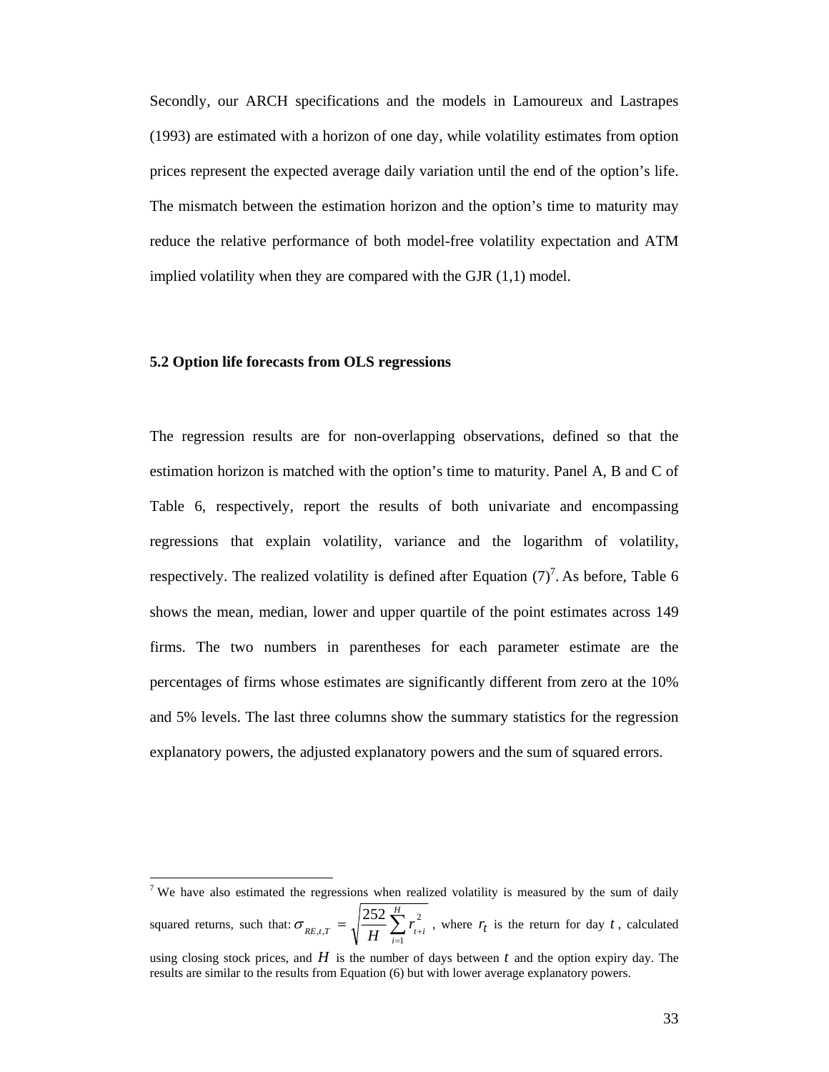Secondly, our ARCH specifications and the models in Lamoureux and Lastrapes (1993) are estimated with a horizon of one day, while volatility estimates from option prices represent the expected average daily variation until the end of the option's life. The mismatch between the estimation horizon and the option's time to maturity may reduce the relative performance of both model-free volatility expectation and ATM implied volatility when they are compared with the GJR (1,1) model.

### 5.2 Option life forecasts from OLS regressions

The regression results are for non-overlapping observations, defined so that the estimation horizon is matched with the option's time to maturity. Panel A, B and C of Table 6, respectively, report the results of both univariate and encompassing regressions that explain volatility, variance and the logarithm of volatility, respectively. The realized volatility is defined after Equation (7)[7]. As before, Table 6 shows the mean, median, lower and upper quartile of the point estimates across 149 firms. The two numbers in parentheses for each parameter estimate are the percentages of firms whose estimates are significantly different from zero at the 10% and 5% levels. The last three columns show the summary statistics for the regression explanatory powers, the adjusted explanatory powers and the sum of squared errors.

---

[7] We have also estimated the regressions when realized volatility is measured by the sum of daily squared returns, such that: $\sigma_{RE,t,T} = \sqrt{\frac{252}{H}\sum_{i=1}^{H} r_{t+i}^{2}}$ , where $r_t$ is the return for day $t$, calculated using closing stock prices, and $H$ is the number of days between $t$ and the option expiry day. The results are similar to the results from Equation (6) but with lower average explanatory powers.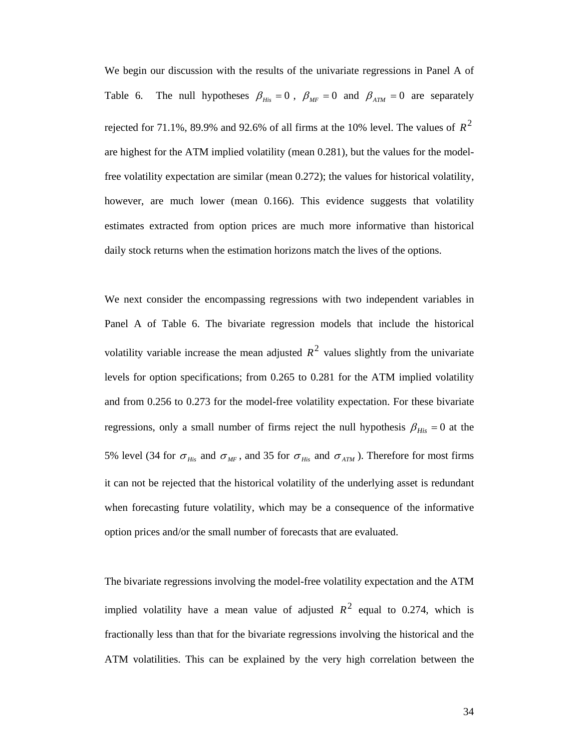We begin our discussion with the results of the univariate regressions in Panel A of Table 6. The null hypotheses $\beta_{His} = 0$, $\beta_{MF} = 0$ and $\beta_{ATM} = 0$ are separately rejected for 71.1%, 89.9% and 92.6% of all firms at the 10% level. The values of $R^2$ are highest for the ATM implied volatility (mean 0.281), but the values for the model-free volatility expectation are similar (mean 0.272); the values for historical volatility, however, are much lower (mean 0.166). This evidence suggests that volatility estimates extracted from option prices are much more informative than historical daily stock returns when the estimation horizons match the lives of the options.

We next consider the encompassing regressions with two independent variables in Panel A of Table 6. The bivariate regression models that include the historical volatility variable increase the mean adjusted $R^2$ values slightly from the univariate levels for option specifications; from 0.265 to 0.281 for the ATM implied volatility and from 0.256 to 0.273 for the model-free volatility expectation. For these bivariate regressions, only a small number of firms reject the null hypothesis $\beta_{His} = 0$ at the 5% level (34 for $\sigma_{His}$ and $\sigma_{MF}$, and 35 for $\sigma_{His}$ and $\sigma_{ATM}$). Therefore for most firms it can not be rejected that the historical volatility of the underlying asset is redundant when forecasting future volatility, which may be a consequence of the informative option prices and/or the small number of forecasts that are evaluated.

The bivariate regressions involving the model-free volatility expectation and the ATM implied volatility have a mean value of adjusted $R^2$ equal to 0.274, which is fractionally less than that for the bivariate regressions involving the historical and the ATM volatilities. This can be explained by the very high correlation between the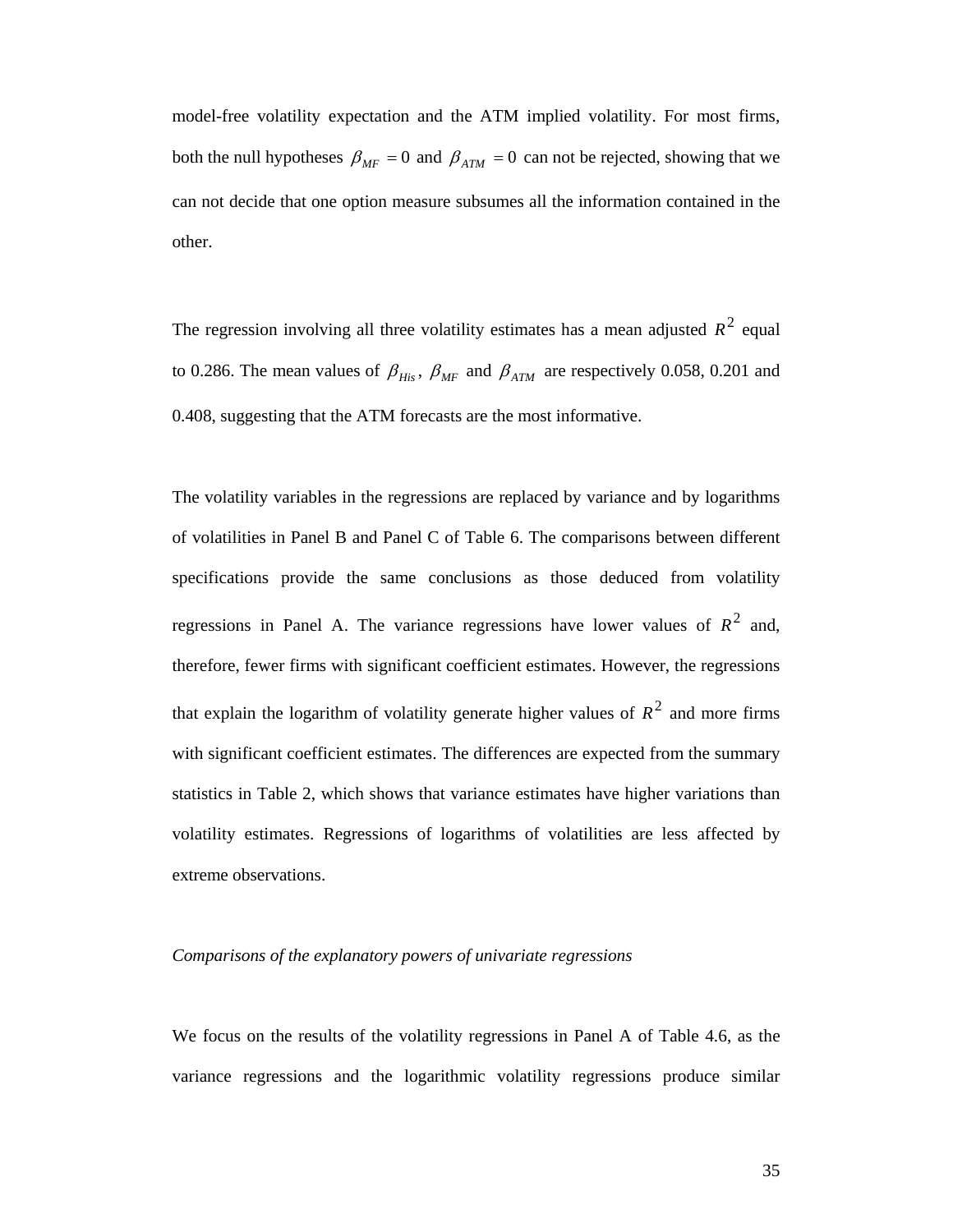model-free volatility expectation and the ATM implied volatility. For most firms, both the null hypotheses $\beta_{MF} = 0$ and $\beta_{ATM} = 0$ can not be rejected, showing that we can not decide that one option measure subsumes all the information contained in the other.

The regression involving all three volatility estimates has a mean adjusted $R^2$ equal to 0.286. The mean values of $\beta_{His}$, $\beta_{MF}$ and $\beta_{ATM}$ are respectively 0.058, 0.201 and 0.408, suggesting that the ATM forecasts are the most informative.

The volatility variables in the regressions are replaced by variance and by logarithms of volatilities in Panel B and Panel C of Table 6. The comparisons between different specifications provide the same conclusions as those deduced from volatility regressions in Panel A. The variance regressions have lower values of $R^2$ and, therefore, fewer firms with significant coefficient estimates. However, the regressions that explain the logarithm of volatility generate higher values of $R^2$ and more firms with significant coefficient estimates. The differences are expected from the summary statistics in Table 2, which shows that variance estimates have higher variations than volatility estimates. Regressions of logarithms of volatilities are less affected by extreme observations.

*Comparisons of the explanatory powers of univariate regressions*

We focus on the results of the volatility regressions in Panel A of Table 4.6, as the variance regressions and the logarithmic volatility regressions produce similar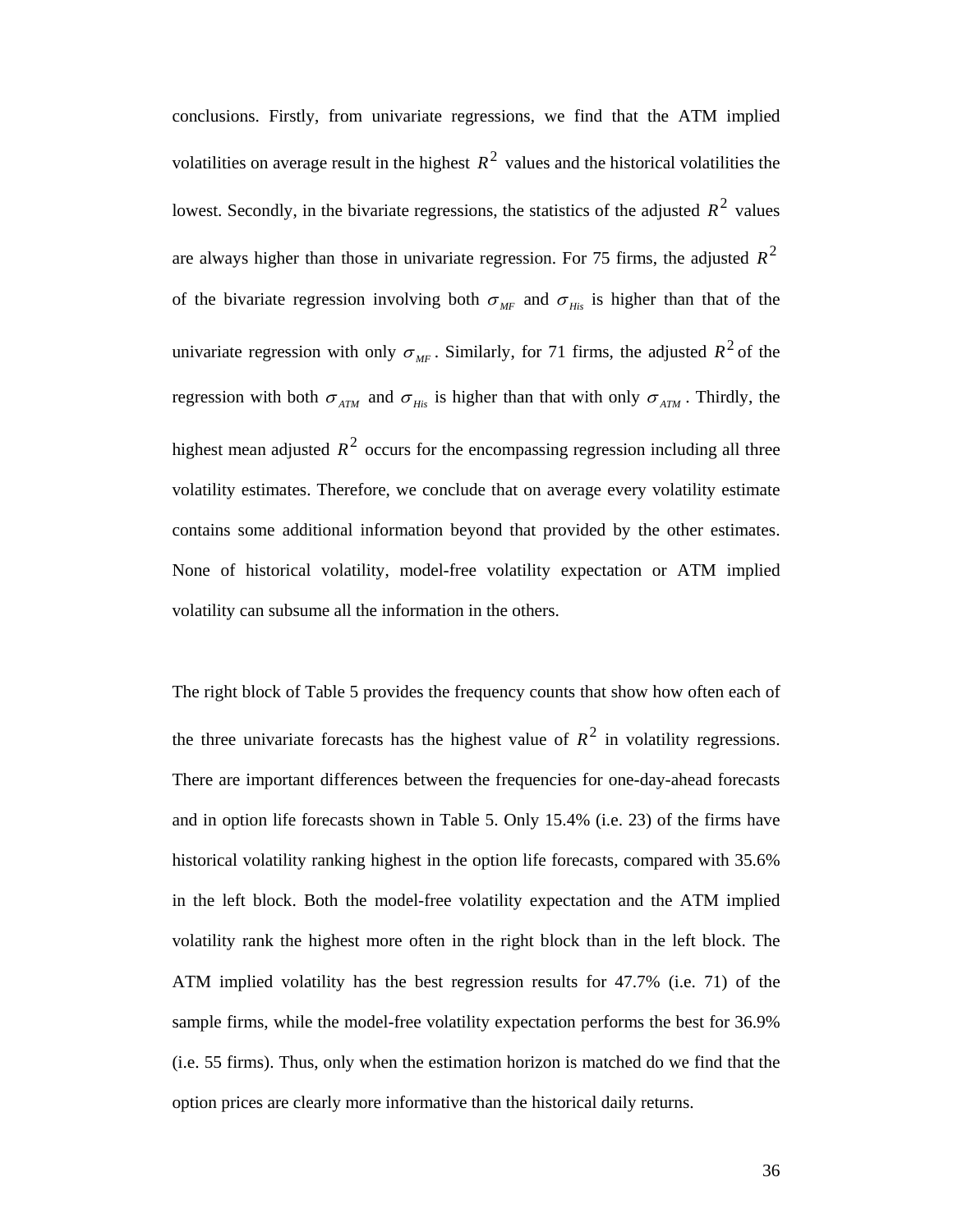conclusions. Firstly, from univariate regressions, we find that the ATM implied volatilities on average result in the highest $R^2$ values and the historical volatilities the lowest. Secondly, in the bivariate regressions, the statistics of the adjusted $R^2$ values are always higher than those in univariate regression. For 75 firms, the adjusted $R^2$ of the bivariate regression involving both $\sigma_{MF}$ and $\sigma_{His}$ is higher than that of the univariate regression with only $\sigma_{MF}$. Similarly, for 71 firms, the adjusted $R^2$ of the regression with both $\sigma_{ATM}$ and $\sigma_{His}$ is higher than that with only $\sigma_{ATM}$. Thirdly, the highest mean adjusted $R^2$ occurs for the encompassing regression including all three volatility estimates. Therefore, we conclude that on average every volatility estimate contains some additional information beyond that provided by the other estimates. None of historical volatility, model-free volatility expectation or ATM implied volatility can subsume all the information in the others.

The right block of Table 5 provides the frequency counts that show how often each of the three univariate forecasts has the highest value of $R^2$ in volatility regressions. There are important differences between the frequencies for one-day-ahead forecasts and in option life forecasts shown in Table 5. Only 15.4% (i.e. 23) of the firms have historical volatility ranking highest in the option life forecasts, compared with 35.6% in the left block. Both the model-free volatility expectation and the ATM implied volatility rank the highest more often in the right block than in the left block. The ATM implied volatility has the best regression results for 47.7% (i.e. 71) of the sample firms, while the model-free volatility expectation performs the best for 36.9% (i.e. 55 firms). Thus, only when the estimation horizon is matched do we find that the option prices are clearly more informative than the historical daily returns.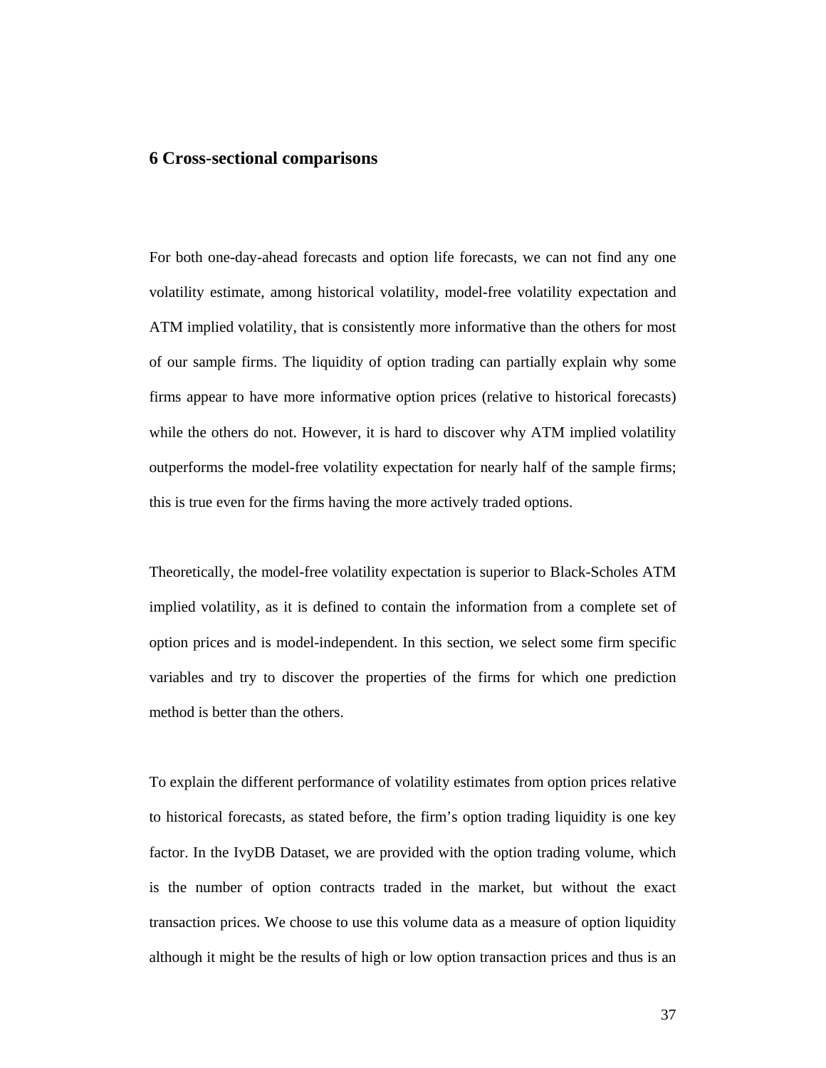## 6 Cross-sectional comparisons

For both one-day-ahead forecasts and option life forecasts, we can not find any one volatility estimate, among historical volatility, model-free volatility expectation and ATM implied volatility, that is consistently more informative than the others for most of our sample firms. The liquidity of option trading can partially explain why some firms appear to have more informative option prices (relative to historical forecasts) while the others do not. However, it is hard to discover why ATM implied volatility outperforms the model-free volatility expectation for nearly half of the sample firms; this is true even for the firms having the more actively traded options.

Theoretically, the model-free volatility expectation is superior to Black-Scholes ATM implied volatility, as it is defined to contain the information from a complete set of option prices and is model-independent. In this section, we select some firm specific variables and try to discover the properties of the firms for which one prediction method is better than the others.

To explain the different performance of volatility estimates from option prices relative to historical forecasts, as stated before, the firm's option trading liquidity is one key factor. In the IvyDB Dataset, we are provided with the option trading volume, which is the number of option contracts traded in the market, but without the exact transaction prices. We choose to use this volume data as a measure of option liquidity although it might be the results of high or low option transaction prices and thus is an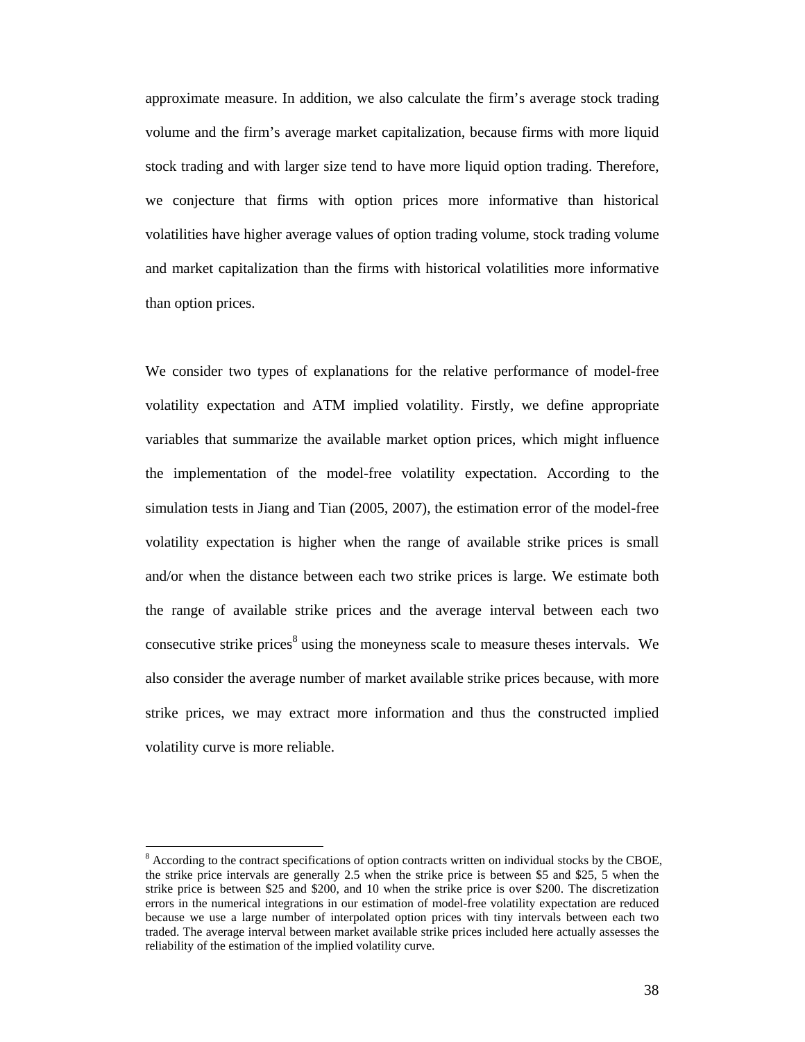approximate measure. In addition, we also calculate the firm's average stock trading volume and the firm's average market capitalization, because firms with more liquid stock trading and with larger size tend to have more liquid option trading. Therefore, we conjecture that firms with option prices more informative than historical volatilities have higher average values of option trading volume, stock trading volume and market capitalization than the firms with historical volatilities more informative than option prices.

We consider two types of explanations for the relative performance of model-free volatility expectation and ATM implied volatility. Firstly, we define appropriate variables that summarize the available market option prices, which might influence the implementation of the model-free volatility expectation. According to the simulation tests in Jiang and Tian (2005, 2007), the estimation error of the model-free volatility expectation is higher when the range of available strike prices is small and/or when the distance between each two strike prices is large. We estimate both the range of available strike prices and the average interval between each two consecutive strike prices[8] using the moneyness scale to measure theses intervals. We also consider the average number of market available strike prices because, with more strike prices, we may extract more information and thus the constructed implied volatility curve is more reliable.

[8] According to the contract specifications of option contracts written on individual stocks by the CBOE, the strike price intervals are generally 2.5 when the strike price is between $5 and $25, 5 when the strike price is between $25 and $200, and 10 when the strike price is over $200. The discretization errors in the numerical integrations in our estimation of model-free volatility expectation are reduced because we use a large number of interpolated option prices with tiny intervals between each two traded. The average interval between market available strike prices included here actually assesses the reliability of the estimation of the implied volatility curve.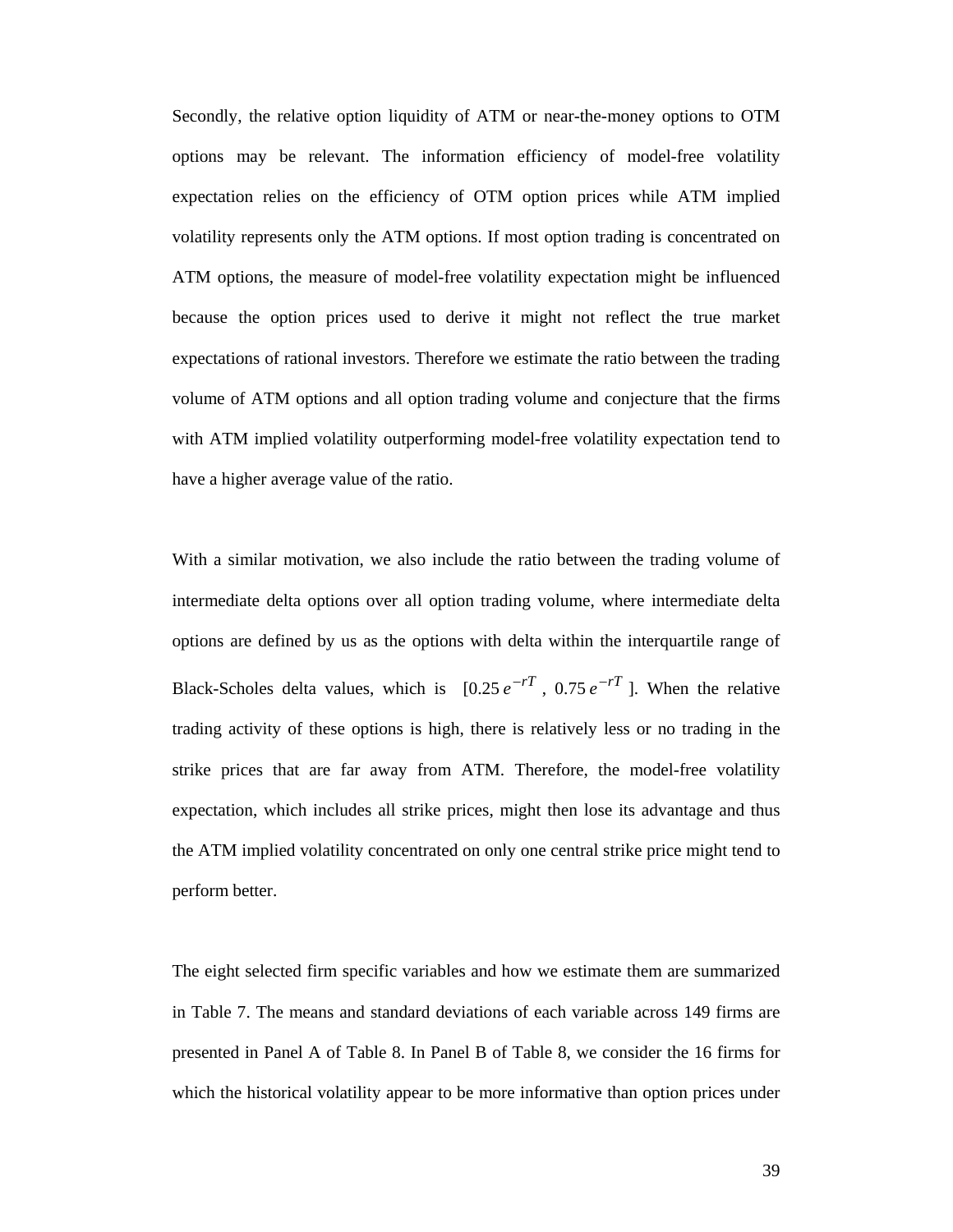Secondly, the relative option liquidity of ATM or near-the-money options to OTM options may be relevant. The information efficiency of model-free volatility expectation relies on the efficiency of OTM option prices while ATM implied volatility represents only the ATM options. If most option trading is concentrated on ATM options, the measure of model-free volatility expectation might be influenced because the option prices used to derive it might not reflect the true market expectations of rational investors. Therefore we estimate the ratio between the trading volume of ATM options and all option trading volume and conjecture that the firms with ATM implied volatility outperforming model-free volatility expectation tend to have a higher average value of the ratio.

With a similar motivation, we also include the ratio between the trading volume of intermediate delta options over all option trading volume, where intermediate delta options are defined by us as the options with delta within the interquartile range of Black-Scholes delta values, which is $[0.25\,e^{-rT}$ , $0.75\,e^{-rT}]$. When the relative trading activity of these options is high, there is relatively less or no trading in the strike prices that are far away from ATM. Therefore, the model-free volatility expectation, which includes all strike prices, might then lose its advantage and thus the ATM implied volatility concentrated on only one central strike price might tend to perform better.

The eight selected firm specific variables and how we estimate them are summarized in Table 7. The means and standard deviations of each variable across 149 firms are presented in Panel A of Table 8. In Panel B of Table 8, we consider the 16 firms for which the historical volatility appear to be more informative than option prices under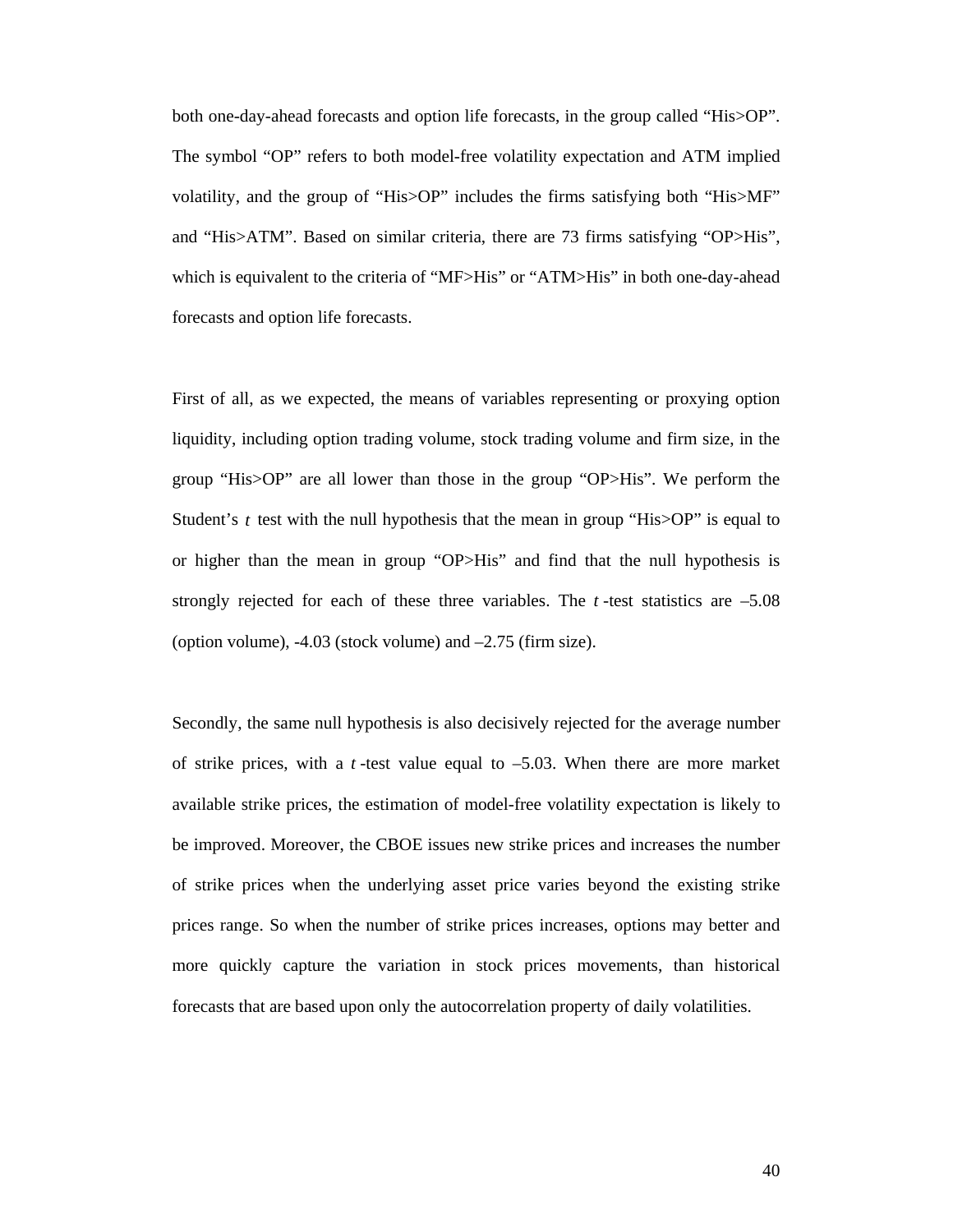both one-day-ahead forecasts and option life forecasts, in the group called "His>OP". The symbol "OP" refers to both model-free volatility expectation and ATM implied volatility, and the group of "His>OP" includes the firms satisfying both "His>MF" and "His>ATM". Based on similar criteria, there are 73 firms satisfying "OP>His", which is equivalent to the criteria of "MF>His" or "ATM>His" in both one-day-ahead forecasts and option life forecasts.

First of all, as we expected, the means of variables representing or proxying option liquidity, including option trading volume, stock trading volume and firm size, in the group "His>OP" are all lower than those in the group "OP>His". We perform the Student's $t$ test with the null hypothesis that the mean in group "His>OP" is equal to or higher than the mean in group "OP>His" and find that the null hypothesis is strongly rejected for each of these three variables. The $t$-test statistics are –5.08 (option volume), -4.03 (stock volume) and –2.75 (firm size).

Secondly, the same null hypothesis is also decisively rejected for the average number of strike prices, with a $t$-test value equal to –5.03. When there are more market available strike prices, the estimation of model-free volatility expectation is likely to be improved. Moreover, the CBOE issues new strike prices and increases the number of strike prices when the underlying asset price varies beyond the existing strike prices range. So when the number of strike prices increases, options may better and more quickly capture the variation in stock prices movements, than historical forecasts that are based upon only the autocorrelation property of daily volatilities.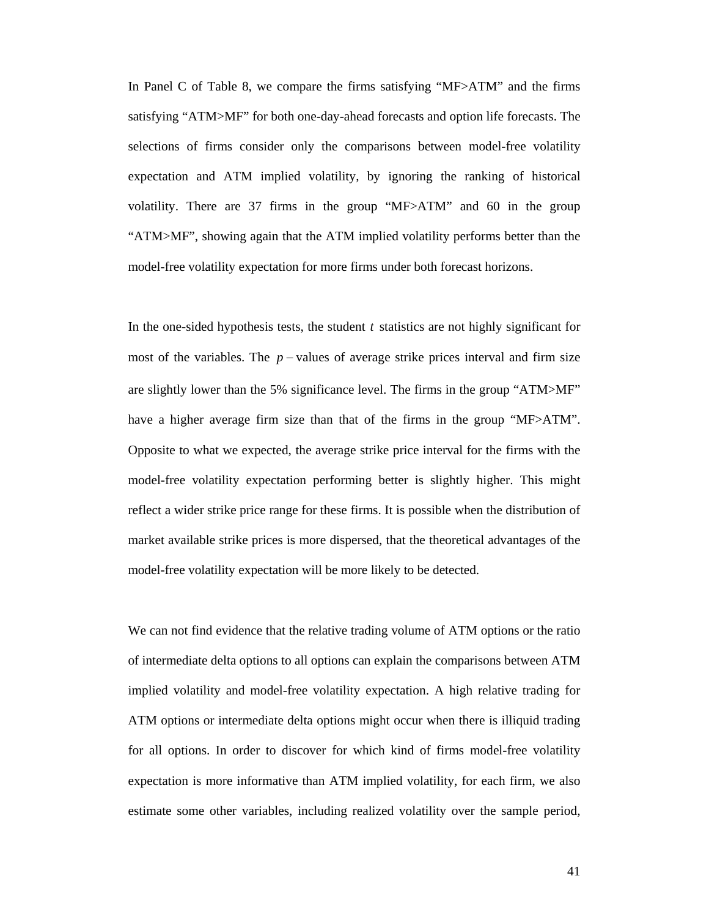In Panel C of Table 8, we compare the firms satisfying "MF>ATM" and the firms satisfying "ATM>MF" for both one-day-ahead forecasts and option life forecasts. The selections of firms consider only the comparisons between model-free volatility expectation and ATM implied volatility, by ignoring the ranking of historical volatility. There are 37 firms in the group "MF>ATM" and 60 in the group "ATM>MF", showing again that the ATM implied volatility performs better than the model-free volatility expectation for more firms under both forecast horizons.

In the one-sided hypothesis tests, the student $t$ statistics are not highly significant for most of the variables. The $p-$values of average strike prices interval and firm size are slightly lower than the 5% significance level. The firms in the group "ATM>MF" have a higher average firm size than that of the firms in the group "MF>ATM". Opposite to what we expected, the average strike price interval for the firms with the model-free volatility expectation performing better is slightly higher. This might reflect a wider strike price range for these firms. It is possible when the distribution of market available strike prices is more dispersed, that the theoretical advantages of the model-free volatility expectation will be more likely to be detected.

We can not find evidence that the relative trading volume of ATM options or the ratio of intermediate delta options to all options can explain the comparisons between ATM implied volatility and model-free volatility expectation. A high relative trading for ATM options or intermediate delta options might occur when there is illiquid trading for all options. In order to discover for which kind of firms model-free volatility expectation is more informative than ATM implied volatility, for each firm, we also estimate some other variables, including realized volatility over the sample period,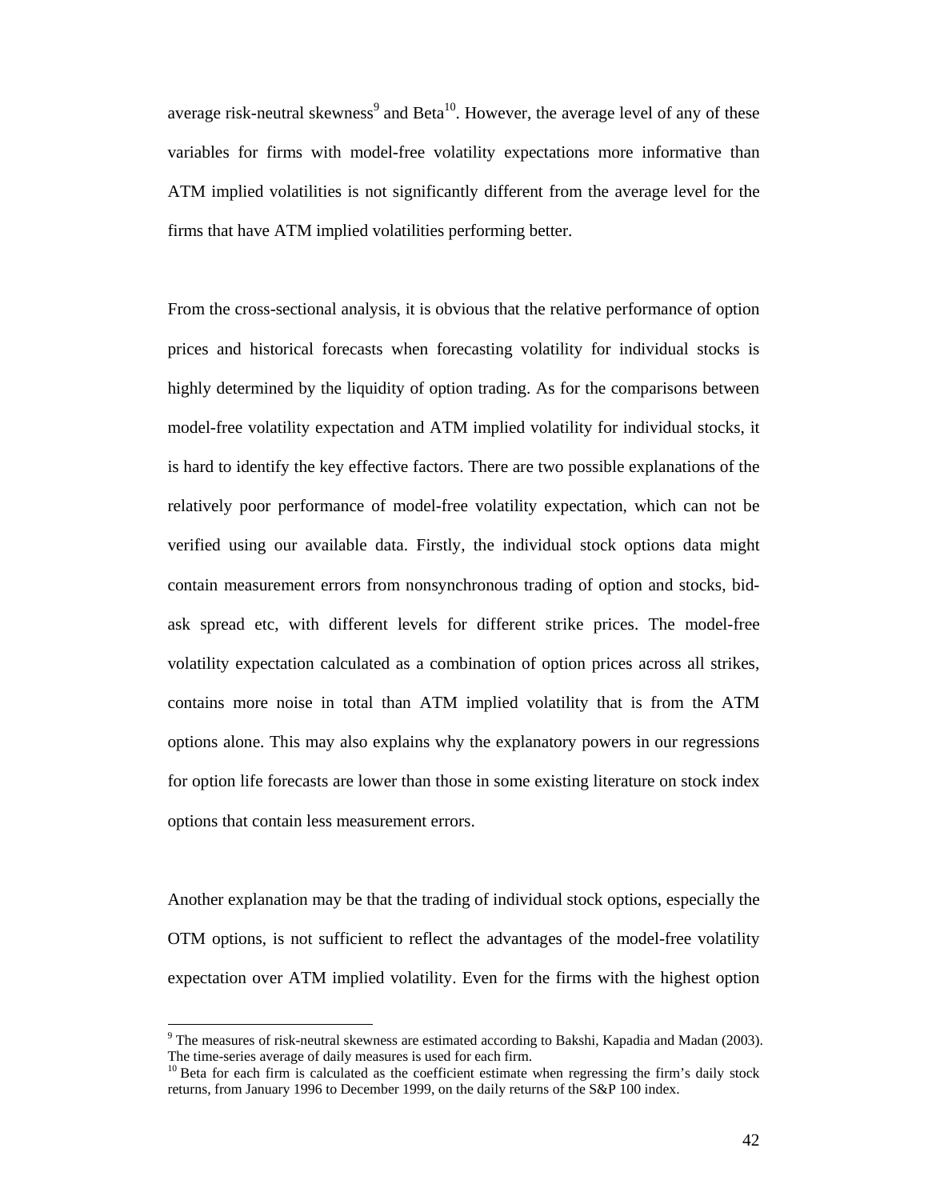average risk-neutral skewness[9] and Beta[10]. However, the average level of any of these variables for firms with model-free volatility expectations more informative than ATM implied volatilities is not significantly different from the average level for the firms that have ATM implied volatilities performing better.

From the cross-sectional analysis, it is obvious that the relative performance of option prices and historical forecasts when forecasting volatility for individual stocks is highly determined by the liquidity of option trading. As for the comparisons between model-free volatility expectation and ATM implied volatility for individual stocks, it is hard to identify the key effective factors. There are two possible explanations of the relatively poor performance of model-free volatility expectation, which can not be verified using our available data. Firstly, the individual stock options data might contain measurement errors from nonsynchronous trading of option and stocks, bid-ask spread etc, with different levels for different strike prices. The model-free volatility expectation calculated as a combination of option prices across all strikes, contains more noise in total than ATM implied volatility that is from the ATM options alone. This may also explains why the explanatory powers in our regressions for option life forecasts are lower than those in some existing literature on stock index options that contain less measurement errors.

Another explanation may be that the trading of individual stock options, especially the OTM options, is not sufficient to reflect the advantages of the model-free volatility expectation over ATM implied volatility. Even for the firms with the highest option

[9] The measures of risk-neutral skewness are estimated according to Bakshi, Kapadia and Madan (2003). The time-series average of daily measures is used for each firm.

[10] Beta for each firm is calculated as the coefficient estimate when regressing the firm's daily stock returns, from January 1996 to December 1999, on the daily returns of the S&P 100 index.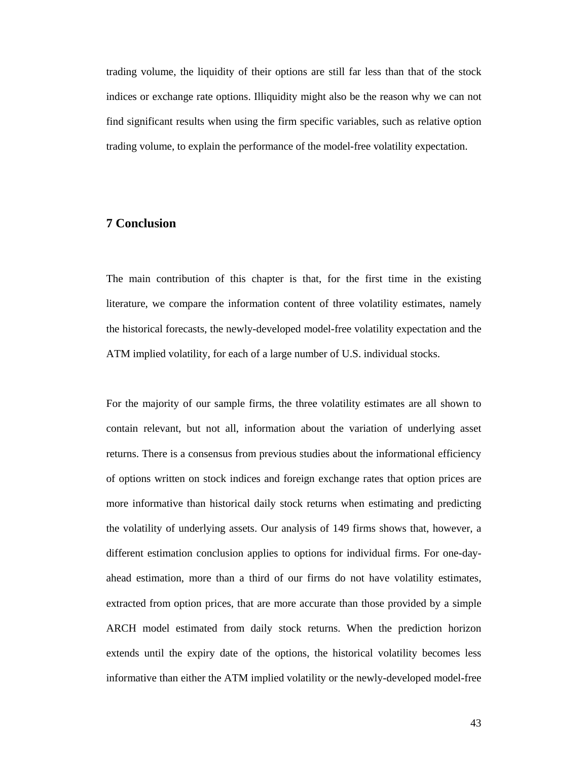trading volume, the liquidity of their options are still far less than that of the stock indices or exchange rate options. Illiquidity might also be the reason why we can not find significant results when using the firm specific variables, such as relative option trading volume, to explain the performance of the model-free volatility expectation.

## 7 Conclusion

The main contribution of this chapter is that, for the first time in the existing literature, we compare the information content of three volatility estimates, namely the historical forecasts, the newly-developed model-free volatility expectation and the ATM implied volatility, for each of a large number of U.S. individual stocks.

For the majority of our sample firms, the three volatility estimates are all shown to contain relevant, but not all, information about the variation of underlying asset returns. There is a consensus from previous studies about the informational efficiency of options written on stock indices and foreign exchange rates that option prices are more informative than historical daily stock returns when estimating and predicting the volatility of underlying assets. Our analysis of 149 firms shows that, however, a different estimation conclusion applies to options for individual firms. For one-day-ahead estimation, more than a third of our firms do not have volatility estimates, extracted from option prices, that are more accurate than those provided by a simple ARCH model estimated from daily stock returns. When the prediction horizon extends until the expiry date of the options, the historical volatility becomes less informative than either the ATM implied volatility or the newly-developed model-free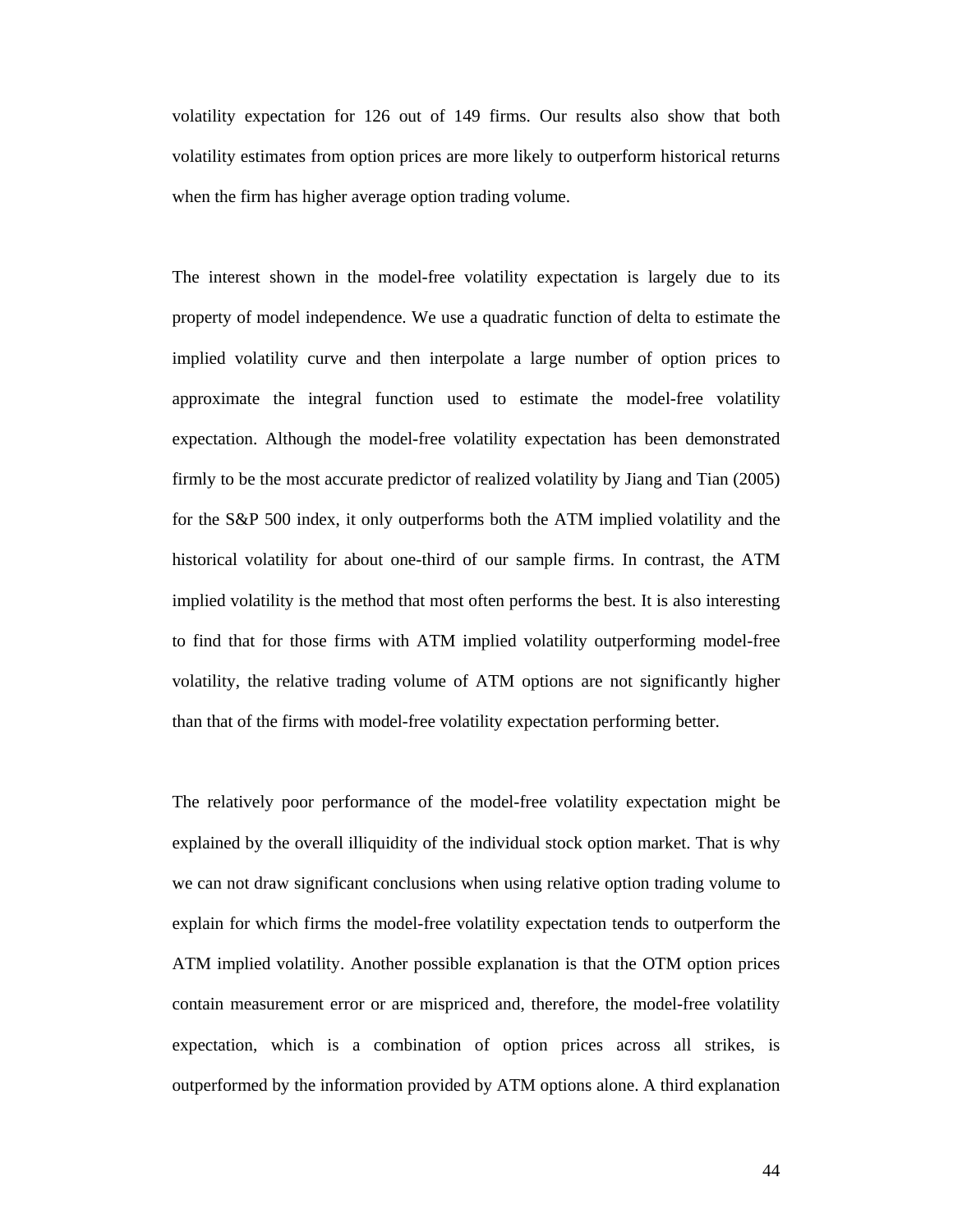volatility expectation for 126 out of 149 firms. Our results also show that both volatility estimates from option prices are more likely to outperform historical returns when the firm has higher average option trading volume.

The interest shown in the model-free volatility expectation is largely due to its property of model independence. We use a quadratic function of delta to estimate the implied volatility curve and then interpolate a large number of option prices to approximate the integral function used to estimate the model-free volatility expectation. Although the model-free volatility expectation has been demonstrated firmly to be the most accurate predictor of realized volatility by Jiang and Tian (2005) for the S&P 500 index, it only outperforms both the ATM implied volatility and the historical volatility for about one-third of our sample firms. In contrast, the ATM implied volatility is the method that most often performs the best. It is also interesting to find that for those firms with ATM implied volatility outperforming model-free volatility, the relative trading volume of ATM options are not significantly higher than that of the firms with model-free volatility expectation performing better.

The relatively poor performance of the model-free volatility expectation might be explained by the overall illiquidity of the individual stock option market. That is why we can not draw significant conclusions when using relative option trading volume to explain for which firms the model-free volatility expectation tends to outperform the ATM implied volatility. Another possible explanation is that the OTM option prices contain measurement error or are mispriced and, therefore, the model-free volatility expectation, which is a combination of option prices across all strikes, is outperformed by the information provided by ATM options alone. A third explanation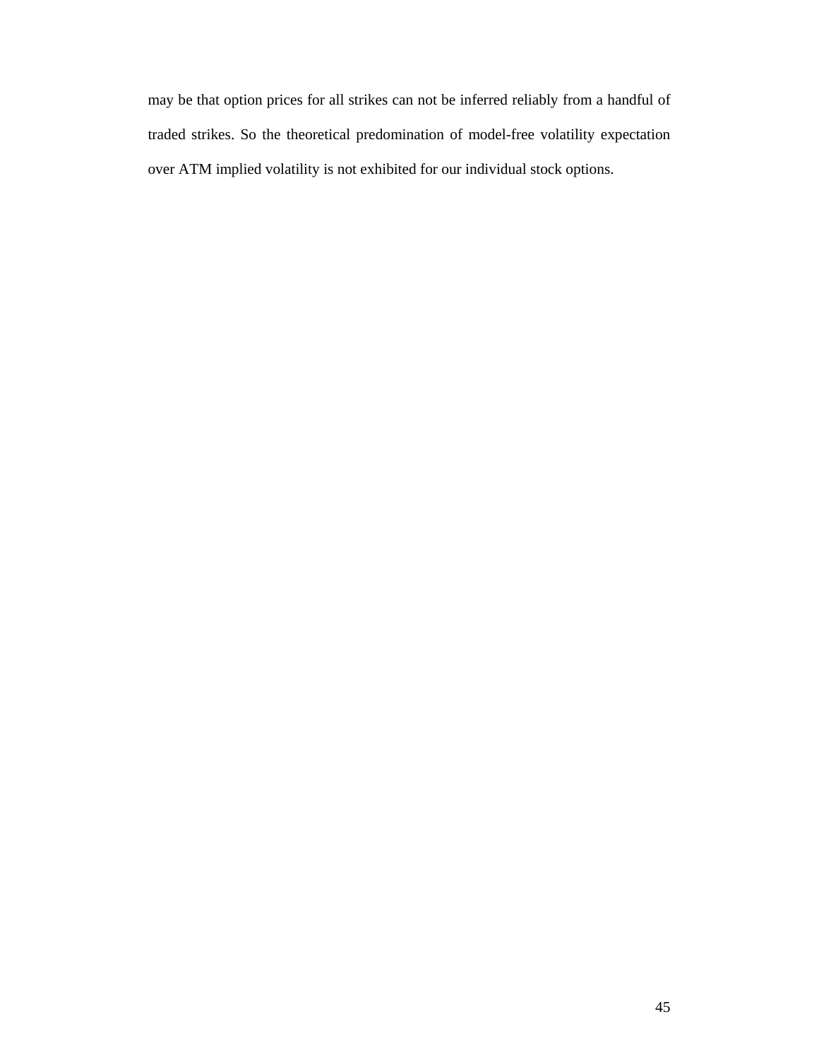may be that option prices for all strikes can not be inferred reliably from a handful of traded strikes. So the theoretical predomination of model-free volatility expectation over ATM implied volatility is not exhibited for our individual stock options.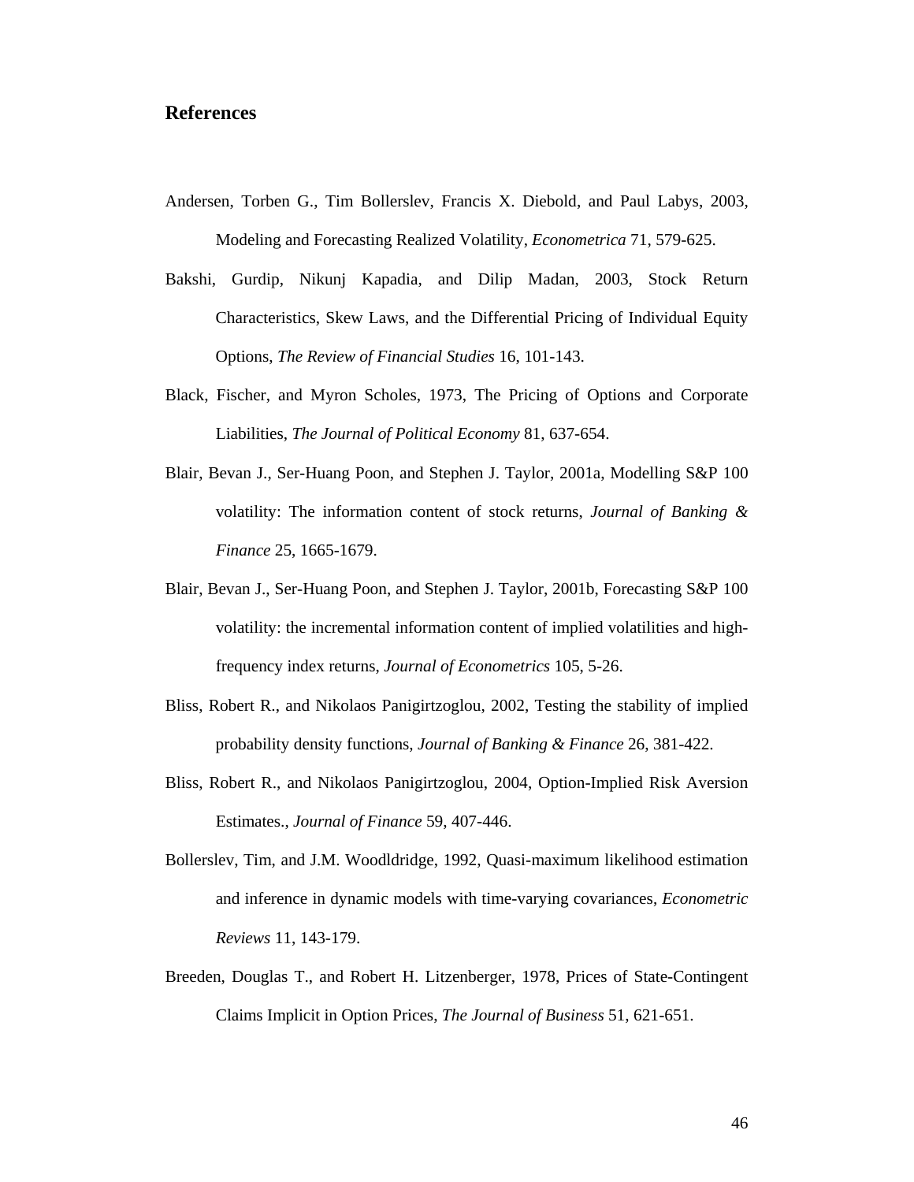## References

Andersen, Torben G., Tim Bollerslev, Francis X. Diebold, and Paul Labys, 2003, Modeling and Forecasting Realized Volatility, *Econometrica* 71, 579-625.

Bakshi, Gurdip, Nikunj Kapadia, and Dilip Madan, 2003, Stock Return Characteristics, Skew Laws, and the Differential Pricing of Individual Equity Options, *The Review of Financial Studies* 16, 101-143.

Black, Fischer, and Myron Scholes, 1973, The Pricing of Options and Corporate Liabilities, *The Journal of Political Economy* 81, 637-654.

Blair, Bevan J., Ser-Huang Poon, and Stephen J. Taylor, 2001a, Modelling S&P 100 volatility: The information content of stock returns, *Journal of Banking & Finance* 25, 1665-1679.

Blair, Bevan J., Ser-Huang Poon, and Stephen J. Taylor, 2001b, Forecasting S&P 100 volatility: the incremental information content of implied volatilities and high-frequency index returns, *Journal of Econometrics* 105, 5-26.

Bliss, Robert R., and Nikolaos Panigirtzoglou, 2002, Testing the stability of implied probability density functions, *Journal of Banking & Finance* 26, 381-422.

Bliss, Robert R., and Nikolaos Panigirtzoglou, 2004, Option-Implied Risk Aversion Estimates., *Journal of Finance* 59, 407-446.

Bollerslev, Tim, and J.M. Woodldridge, 1992, Quasi-maximum likelihood estimation and inference in dynamic models with time-varying covariances, *Econometric Reviews* 11, 143-179.

Breeden, Douglas T., and Robert H. Litzenberger, 1978, Prices of State-Contingent Claims Implicit in Option Prices, *The Journal of Business* 51, 621-651.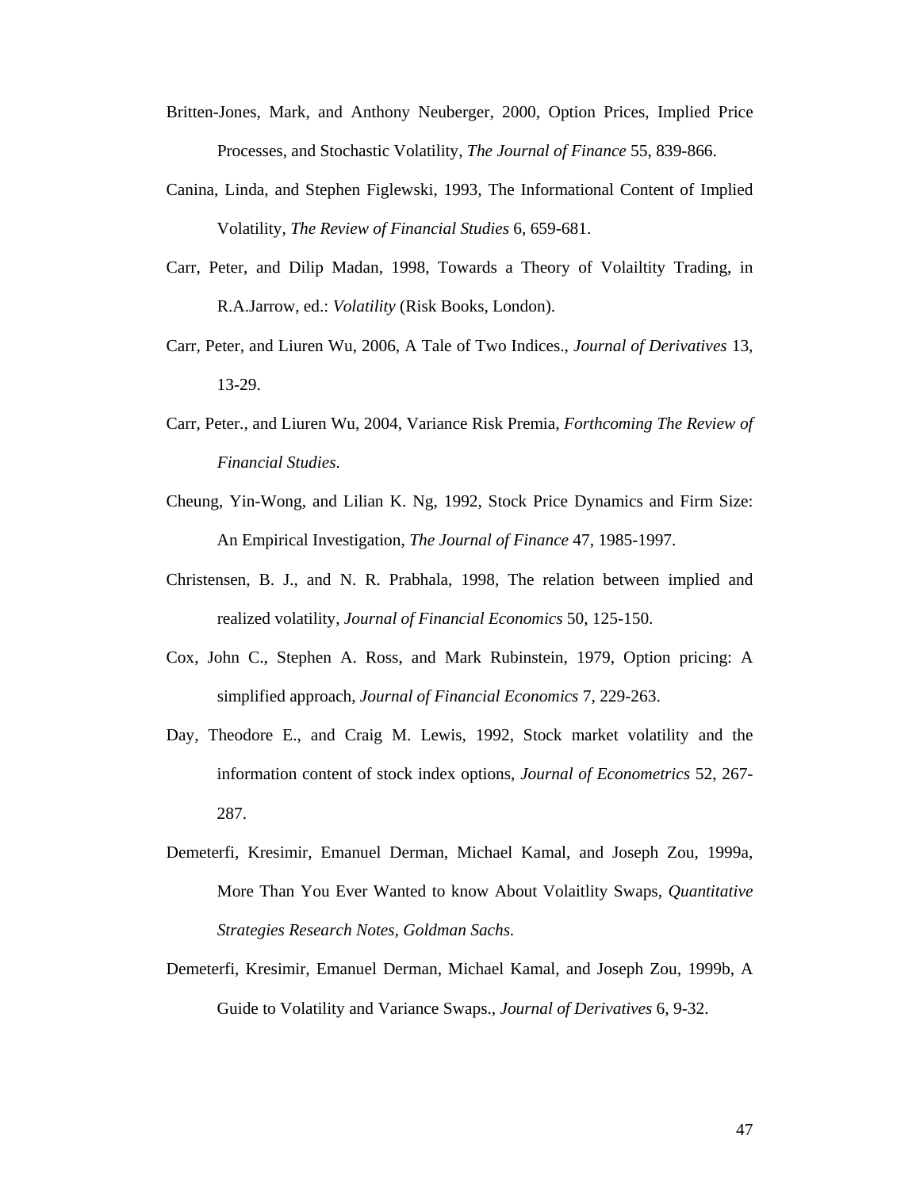Britten-Jones, Mark, and Anthony Neuberger, 2000, Option Prices, Implied Price Processes, and Stochastic Volatility, *The Journal of Finance* 55, 839-866.

Canina, Linda, and Stephen Figlewski, 1993, The Informational Content of Implied Volatility, *The Review of Financial Studies* 6, 659-681.

Carr, Peter, and Dilip Madan, 1998, Towards a Theory of Volailtity Trading, in R.A.Jarrow, ed.: *Volatility* (Risk Books, London).

Carr, Peter, and Liuren Wu, 2006, A Tale of Two Indices., *Journal of Derivatives* 13, 13-29.

Carr, Peter., and Liuren Wu, 2004, Variance Risk Premia, *Forthcoming The Review of Financial Studies*.

Cheung, Yin-Wong, and Lilian K. Ng, 1992, Stock Price Dynamics and Firm Size: An Empirical Investigation, *The Journal of Finance* 47, 1985-1997.

Christensen, B. J., and N. R. Prabhala, 1998, The relation between implied and realized volatility, *Journal of Financial Economics* 50, 125-150.

Cox, John C., Stephen A. Ross, and Mark Rubinstein, 1979, Option pricing: A simplified approach, *Journal of Financial Economics* 7, 229-263.

Day, Theodore E., and Craig M. Lewis, 1992, Stock market volatility and the information content of stock index options, *Journal of Econometrics* 52, 267-287.

Demeterfi, Kresimir, Emanuel Derman, Michael Kamal, and Joseph Zou, 1999a, More Than You Ever Wanted to know About Volaitlity Swaps, *Quantitative Strategies Research Notes, Goldman Sachs*.

Demeterfi, Kresimir, Emanuel Derman, Michael Kamal, and Joseph Zou, 1999b, A Guide to Volatility and Variance Swaps., *Journal of Derivatives* 6, 9-32.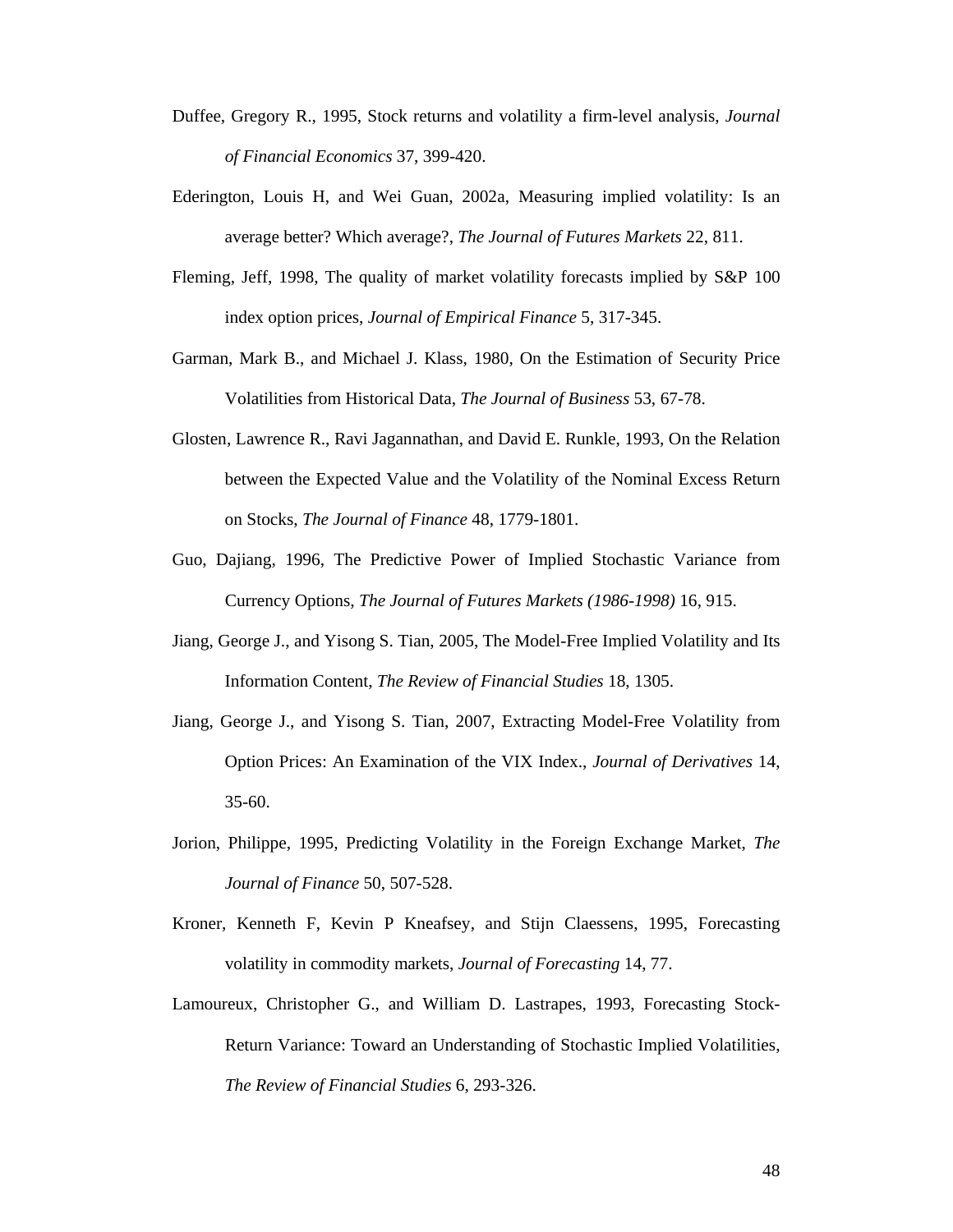Duffee, Gregory R., 1995, Stock returns and volatility a firm-level analysis, *Journal of Financial Economics* 37, 399-420.

Ederington, Louis H, and Wei Guan, 2002a, Measuring implied volatility: Is an average better? Which average?, *The Journal of Futures Markets* 22, 811.

Fleming, Jeff, 1998, The quality of market volatility forecasts implied by S&P 100 index option prices, *Journal of Empirical Finance* 5, 317-345.

Garman, Mark B., and Michael J. Klass, 1980, On the Estimation of Security Price Volatilities from Historical Data, *The Journal of Business* 53, 67-78.

Glosten, Lawrence R., Ravi Jagannathan, and David E. Runkle, 1993, On the Relation between the Expected Value and the Volatility of the Nominal Excess Return on Stocks, *The Journal of Finance* 48, 1779-1801.

Guo, Dajiang, 1996, The Predictive Power of Implied Stochastic Variance from Currency Options, *The Journal of Futures Markets (1986-1998)* 16, 915.

Jiang, George J., and Yisong S. Tian, 2005, The Model-Free Implied Volatility and Its Information Content, *The Review of Financial Studies* 18, 1305.

Jiang, George J., and Yisong S. Tian, 2007, Extracting Model-Free Volatility from Option Prices: An Examination of the VIX Index., *Journal of Derivatives* 14, 35-60.

Jorion, Philippe, 1995, Predicting Volatility in the Foreign Exchange Market, *The Journal of Finance* 50, 507-528.

Kroner, Kenneth F, Kevin P Kneafsey, and Stijn Claessens, 1995, Forecasting volatility in commodity markets, *Journal of Forecasting* 14, 77.

Lamoureux, Christopher G., and William D. Lastrapes, 1993, Forecasting Stock-Return Variance: Toward an Understanding of Stochastic Implied Volatilities, *The Review of Financial Studies* 6, 293-326.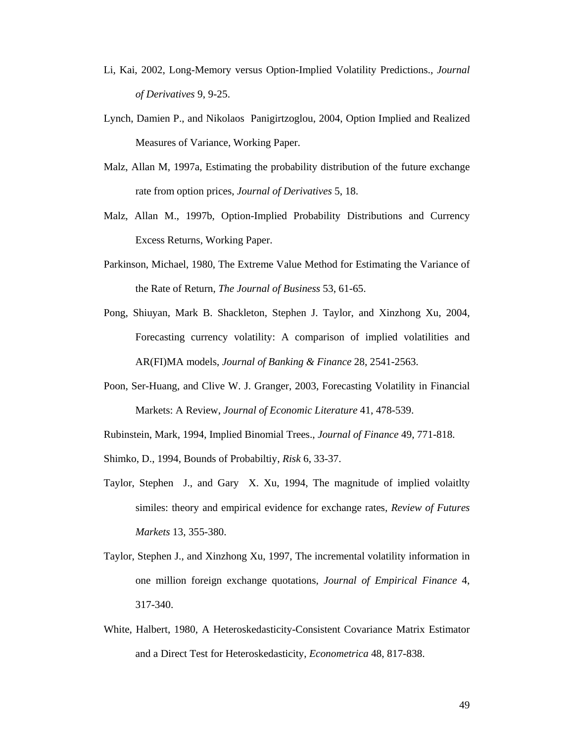Li, Kai, 2002, Long-Memory versus Option-Implied Volatility Predictions., *Journal of Derivatives* 9, 9-25.

Lynch, Damien P., and Nikolaos Panigirtzoglou, 2004, Option Implied and Realized Measures of Variance, Working Paper.

Malz, Allan M, 1997a, Estimating the probability distribution of the future exchange rate from option prices, *Journal of Derivatives* 5, 18.

Malz, Allan M., 1997b, Option-Implied Probability Distributions and Currency Excess Returns, Working Paper.

Parkinson, Michael, 1980, The Extreme Value Method for Estimating the Variance of the Rate of Return, *The Journal of Business* 53, 61-65.

Pong, Shiuyan, Mark B. Shackleton, Stephen J. Taylor, and Xinzhong Xu, 2004, Forecasting currency volatility: A comparison of implied volatilities and AR(FI)MA models, *Journal of Banking & Finance* 28, 2541-2563.

Poon, Ser-Huang, and Clive W. J. Granger, 2003, Forecasting Volatility in Financial Markets: A Review, *Journal of Economic Literature* 41, 478-539.

Rubinstein, Mark, 1994, Implied Binomial Trees., *Journal of Finance* 49, 771-818.

Shimko, D., 1994, Bounds of Probabiltiy, *Risk* 6, 33-37.

Taylor, Stephen J., and Gary X. Xu, 1994, The magnitude of implied volaitlty similes: theory and empirical evidence for exchange rates, *Review of Futures Markets* 13, 355-380.

Taylor, Stephen J., and Xinzhong Xu, 1997, The incremental volatility information in one million foreign exchange quotations, *Journal of Empirical Finance* 4, 317-340.

White, Halbert, 1980, A Heteroskedasticity-Consistent Covariance Matrix Estimator and a Direct Test for Heteroskedasticity, *Econometrica* 48, 817-838.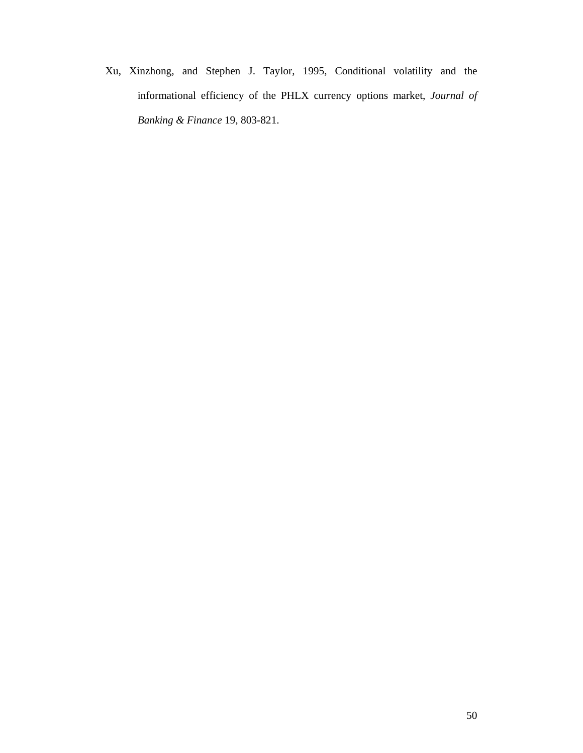Xu, Xinzhong, and Stephen J. Taylor, 1995, Conditional volatility and the informational efficiency of the PHLX currency options market, *Journal of Banking & Finance* 19, 803-821.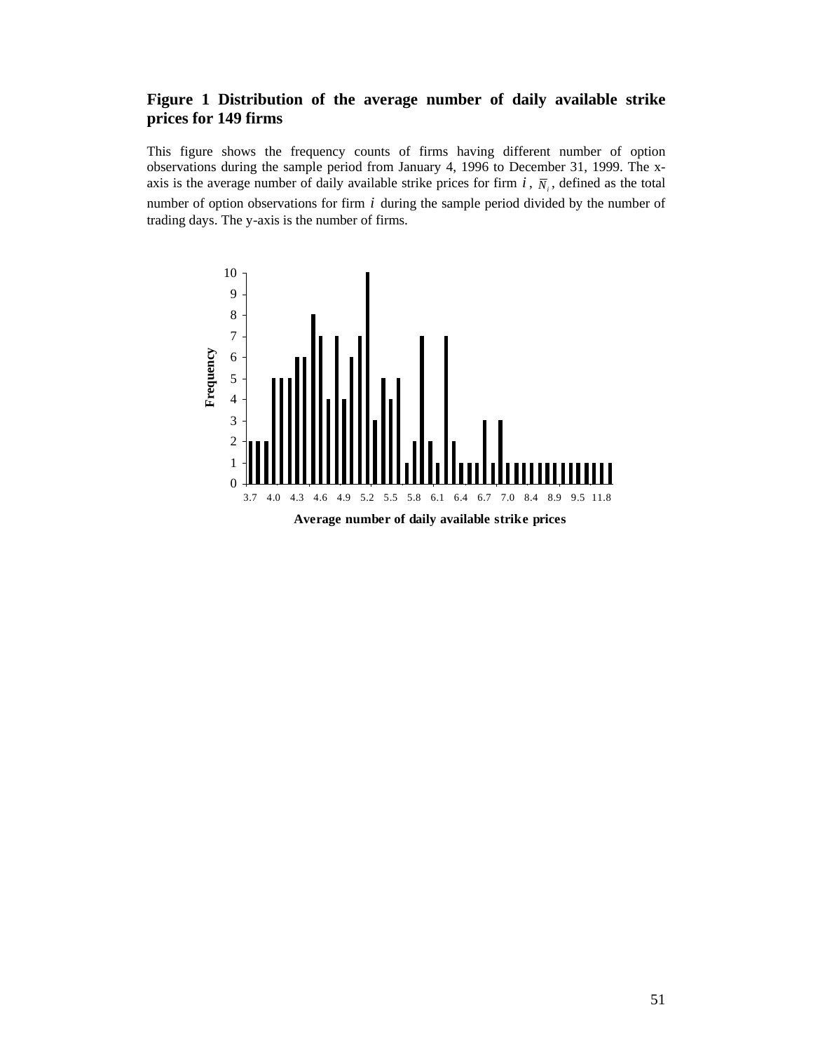**Figure 1 Distribution of the average number of daily available strike prices for 149 firms**

This figure shows the frequency counts of firms having different number of option observations during the sample period from January 4, 1996 to December 31, 1999. The x-axis is the average number of daily available strike prices for firm $i$, $\overline{N}_i$, defined as the total number of option observations for firm $i$ during the sample period divided by the number of trading days. The y-axis is the number of firms.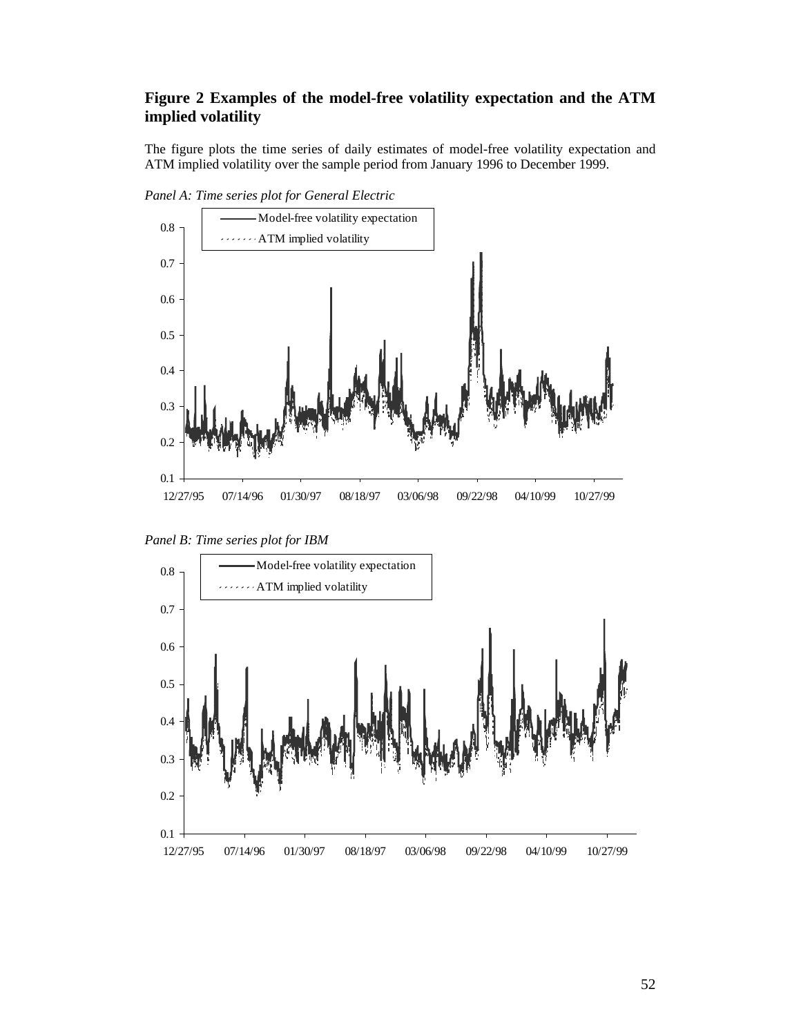## Figure 2 Examples of the model-free volatility expectation and the ATM implied volatility

The figure plots the time series of daily estimates of model-free volatility expectation and ATM implied volatility over the sample period from January 1996 to December 1999.

*Panel A: Time series plot for General Electric*

*Panel B: Time series plot for IBM*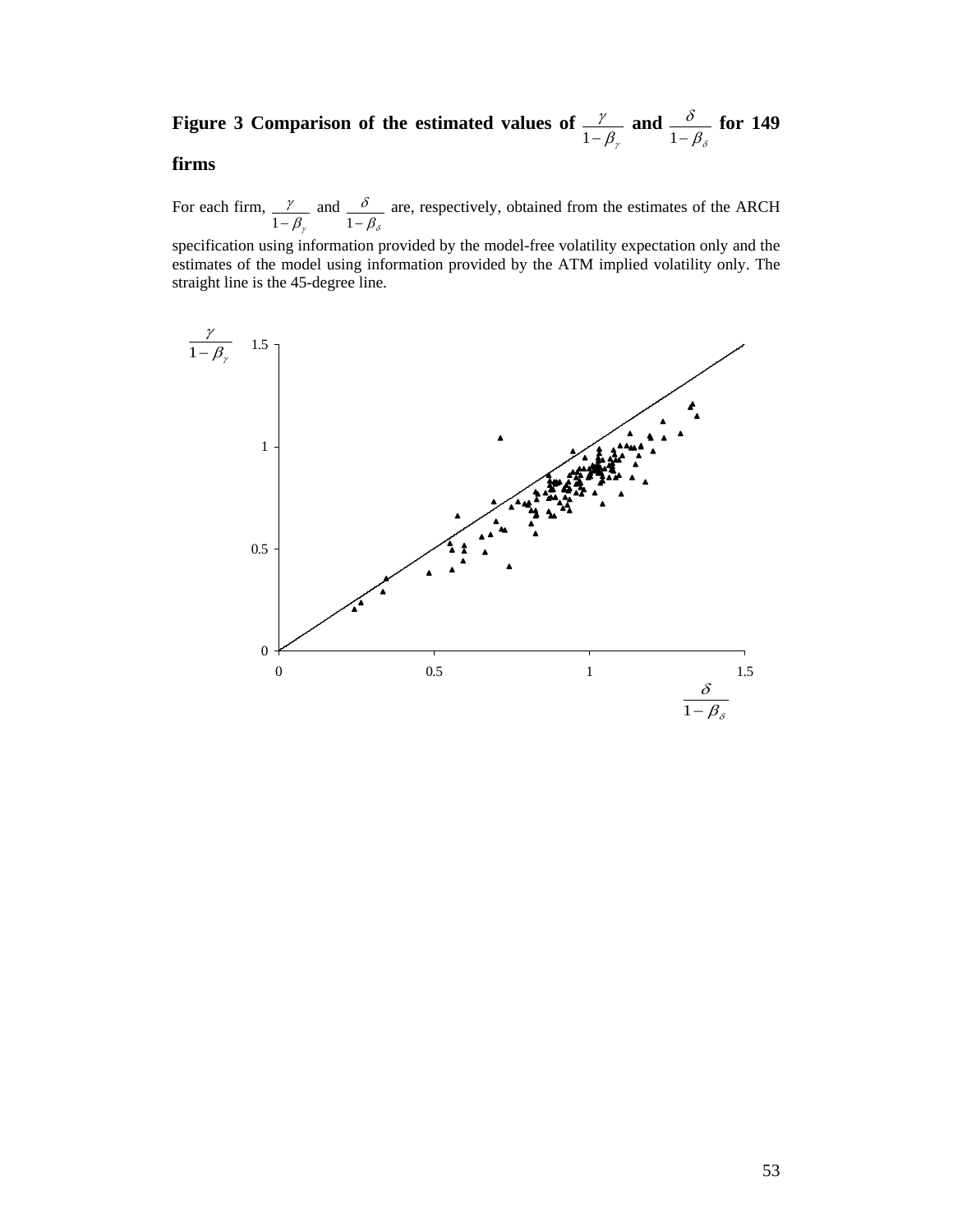**Figure 3 Comparison of the estimated values of $\frac{\gamma}{1-\beta_\gamma}$ and $\frac{\delta}{1-\beta_\delta}$ for 149 firms**

For each firm, $\frac{\gamma}{1-\beta_\gamma}$ and $\frac{\delta}{1-\beta_\delta}$ are, respectively, obtained from the estimates of the ARCH specification using information provided by the model-free volatility expectation only and the estimates of the model using information provided by the ATM implied volatility only. The straight line is the 45-degree line.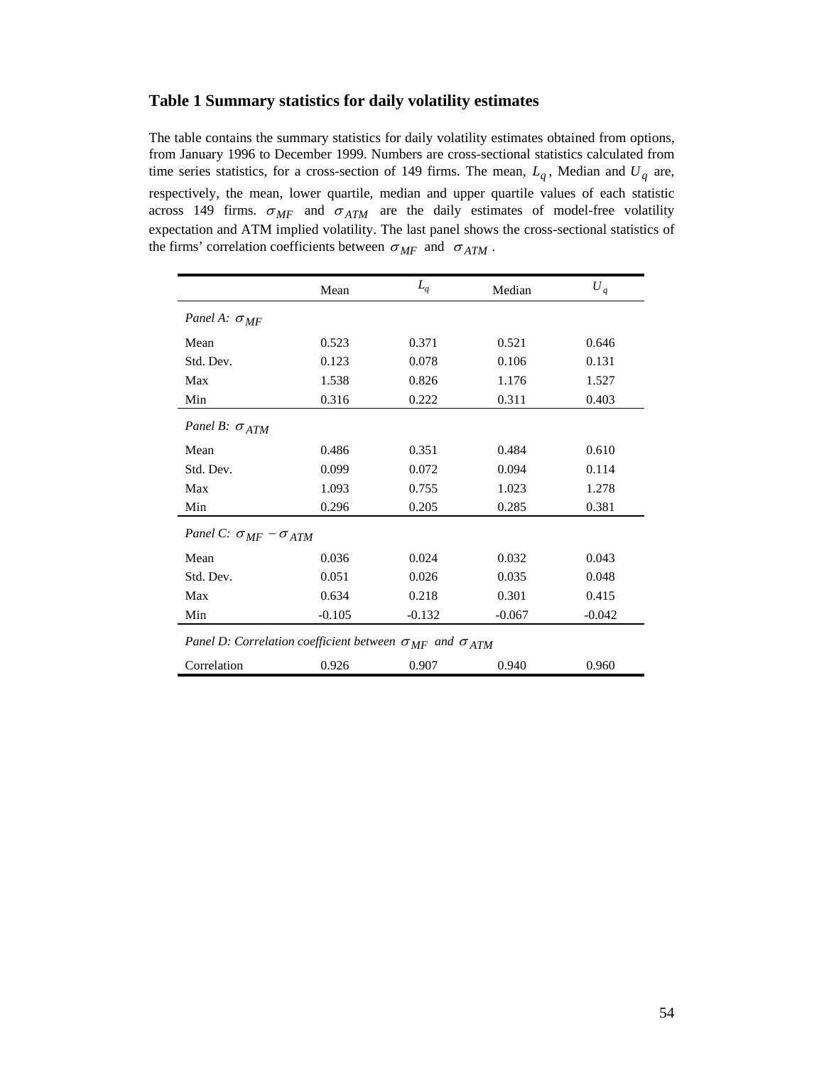## Table 1 Summary statistics for daily volatility estimates

The table contains the summary statistics for daily volatility estimates obtained from options, from January 1996 to December 1999. Numbers are cross-sectional statistics calculated from time series statistics, for a cross-section of 149 firms. The mean, $L_q$, Median and $U_q$ are, respectively, the mean, lower quartile, median and upper quartile values of each statistic across 149 firms. $\sigma_{MF}$ and $\sigma_{ATM}$ are the daily estimates of model-free volatility expectation and ATM implied volatility. The last panel shows the cross-sectional statistics of the firms' correlation coefficients between $\sigma_{MF}$ and $\sigma_{ATM}$.

| | Mean | $L_q$ | Median | $U_q$ |
|---|---|---|---|---|
| *Panel A: $\sigma_{MF}$* | | | | |
| Mean | 0.523 | 0.371 | 0.521 | 0.646 |
| Std. Dev. | 0.123 | 0.078 | 0.106 | 0.131 |
| Max | 1.538 | 0.826 | 1.176 | 1.527 |
| Min | 0.316 | 0.222 | 0.311 | 0.403 |
| *Panel B: $\sigma_{ATM}$* | | | | |
| Mean | 0.486 | 0.351 | 0.484 | 0.610 |
| Std. Dev. | 0.099 | 0.072 | 0.094 | 0.114 |
| Max | 1.093 | 0.755 | 1.023 | 1.278 |
| Min | 0.296 | 0.205 | 0.285 | 0.381 |
| *Panel C: $\sigma_{MF} - \sigma_{ATM}$* | | | | |
| Mean | 0.036 | 0.024 | 0.032 | 0.043 |
| Std. Dev. | 0.051 | 0.026 | 0.035 | 0.048 |
| Max | 0.634 | 0.218 | 0.301 | 0.415 |
| Min | -0.105 | -0.132 | -0.067 | -0.042 |
| *Panel D: Correlation coefficient between $\sigma_{MF}$ and $\sigma_{ATM}$* | | | | |
| Correlation | 0.926 | 0.907 | 0.940 | 0.960 |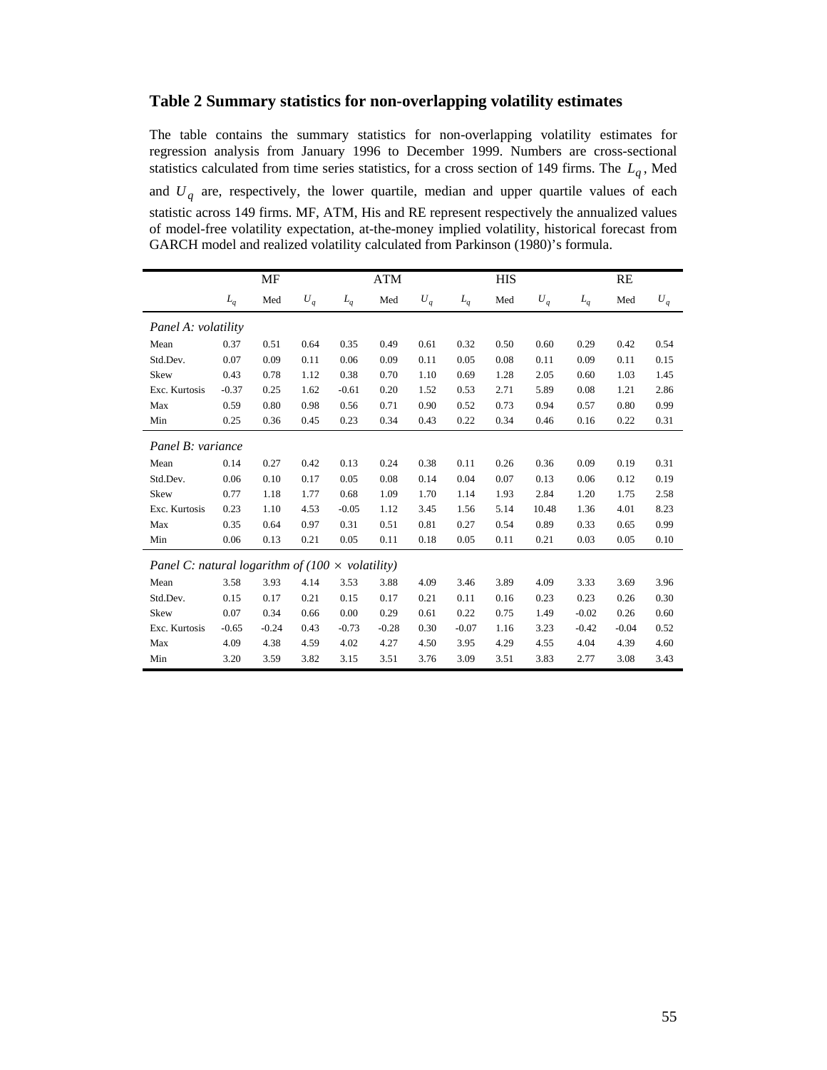## Table 2 Summary statistics for non-overlapping volatility estimates

The table contains the summary statistics for non-overlapping volatility estimates for regression analysis from January 1996 to December 1999. Numbers are cross-sectional statistics calculated from time series statistics, for a cross section of 149 firms. The $L_q$, Med and $U_q$ are, respectively, the lower quartile, median and upper quartile values of each statistic across 149 firms. MF, ATM, His and RE represent respectively the annualized values of model-free volatility expectation, at-the-money implied volatility, historical forecast from GARCH model and realized volatility calculated from Parkinson (1980)'s formula.

| | MF | | | ATM | | | HIS | | | RE | | |
|---|---|---|---|---|---|---|---|---|---|---|---|---|
| | $L_q$ | Med | $U_q$ | $L_q$ | Med | $U_q$ | $L_q$ | Med | $U_q$ | $L_q$ | Med | $U_q$ |
| *Panel A: volatility* | | | | | | | | | | | | |
| Mean | 0.37 | 0.51 | 0.64 | 0.35 | 0.49 | 0.61 | 0.32 | 0.50 | 0.60 | 0.29 | 0.42 | 0.54 |
| Std.Dev. | 0.07 | 0.09 | 0.11 | 0.06 | 0.09 | 0.11 | 0.05 | 0.08 | 0.11 | 0.09 | 0.11 | 0.15 |
| Skew | 0.43 | 0.78 | 1.12 | 0.38 | 0.70 | 1.10 | 0.69 | 1.28 | 2.05 | 0.60 | 1.03 | 1.45 |
| Exc. Kurtosis | -0.37 | 0.25 | 1.62 | -0.61 | 0.20 | 1.52 | 0.53 | 2.71 | 5.89 | 0.08 | 1.21 | 2.86 |
| Max | 0.59 | 0.80 | 0.98 | 0.56 | 0.71 | 0.90 | 0.52 | 0.73 | 0.94 | 0.57 | 0.80 | 0.99 |
| Min | 0.25 | 0.36 | 0.45 | 0.23 | 0.34 | 0.43 | 0.22 | 0.34 | 0.46 | 0.16 | 0.22 | 0.31 |
| *Panel B: variance* | | | | | | | | | | | | |
| Mean | 0.14 | 0.27 | 0.42 | 0.13 | 0.24 | 0.38 | 0.11 | 0.26 | 0.36 | 0.09 | 0.19 | 0.31 |
| Std.Dev. | 0.06 | 0.10 | 0.17 | 0.05 | 0.08 | 0.14 | 0.04 | 0.07 | 0.13 | 0.06 | 0.12 | 0.19 |
| Skew | 0.77 | 1.18 | 1.77 | 0.68 | 1.09 | 1.70 | 1.14 | 1.93 | 2.84 | 1.20 | 1.75 | 2.58 |
| Exc. Kurtosis | 0.23 | 1.10 | 4.53 | -0.05 | 1.12 | 3.45 | 1.56 | 5.14 | 10.48 | 1.36 | 4.01 | 8.23 |
| Max | 0.35 | 0.64 | 0.97 | 0.31 | 0.51 | 0.81 | 0.27 | 0.54 | 0.89 | 0.33 | 0.65 | 0.99 |
| Min | 0.06 | 0.13 | 0.21 | 0.05 | 0.11 | 0.18 | 0.05 | 0.11 | 0.21 | 0.03 | 0.05 | 0.10 |
| *Panel C: natural logarithm of (100 $\times$ volatility)* | | | | | | | | | | | | |
| Mean | 3.58 | 3.93 | 4.14 | 3.53 | 3.88 | 4.09 | 3.46 | 3.89 | 4.09 | 3.33 | 3.69 | 3.96 |
| Std.Dev. | 0.15 | 0.17 | 0.21 | 0.15 | 0.17 | 0.21 | 0.11 | 0.16 | 0.23 | 0.23 | 0.26 | 0.30 |
| Skew | 0.07 | 0.34 | 0.66 | 0.00 | 0.29 | 0.61 | 0.22 | 0.75 | 1.49 | -0.02 | 0.26 | 0.60 |
| Exc. Kurtosis | -0.65 | -0.24 | 0.43 | -0.73 | -0.28 | 0.30 | -0.07 | 1.16 | 3.23 | -0.42 | -0.04 | 0.52 |
| Max | 4.09 | 4.38 | 4.59 | 4.02 | 4.27 | 4.50 | 3.95 | 4.29 | 4.55 | 4.04 | 4.39 | 4.60 |
| Min | 3.20 | 3.59 | 3.82 | 3.15 | 3.51 | 3.76 | 3.09 | 3.51 | 3.83 | 2.77 | 3.08 | 3.43 |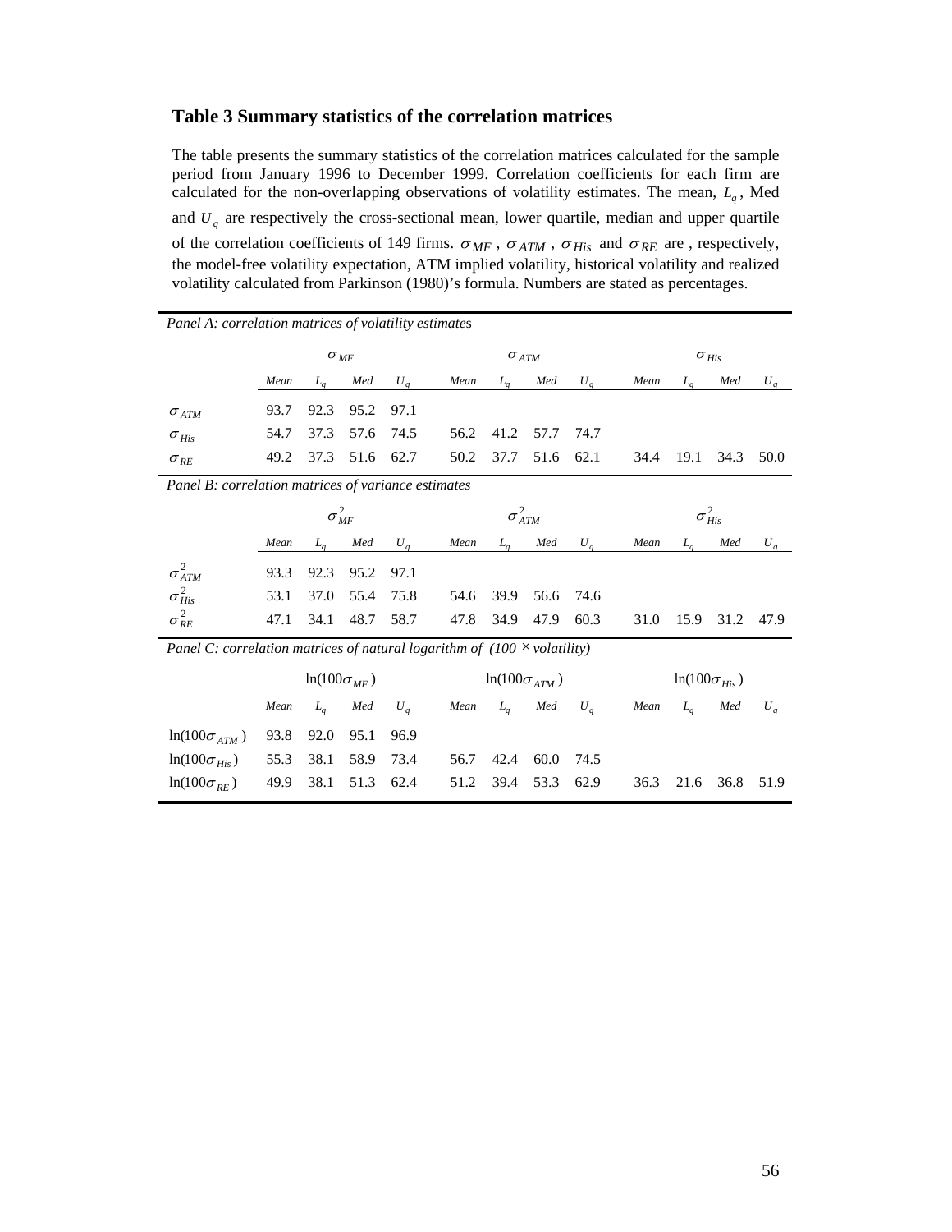## Table 3 Summary statistics of the correlation matrices

The table presents the summary statistics of the correlation matrices calculated for the sample period from January 1996 to December 1999. Correlation coefficients for each firm are calculated for the non-overlapping observations of volatility estimates. The mean, $L_q$, Med and $U_q$ are respectively the cross-sectional mean, lower quartile, median and upper quartile of the correlation coefficients of 149 firms. $\sigma_{MF}$, $\sigma_{ATM}$, $\sigma_{His}$ and $\sigma_{RE}$ are , respectively, the model-free volatility expectation, ATM implied volatility, historical volatility and realized volatility calculated from Parkinson (1980)'s formula. Numbers are stated as percentages.

*Panel A: correlation matrices of volatility estimates*

| | $\sigma_{MF}$ | | | | $\sigma_{ATM}$ | | | | $\sigma_{His}$ | | | |
|---|---|---|---|---|---|---|---|---|---|---|---|---|
| | *Mean* | $L_q$ | *Med* | $U_q$ | *Mean* | $L_q$ | *Med* | $U_q$ | *Mean* | $L_q$ | *Med* | $U_q$ |
| $\sigma_{ATM}$ | 93.7 | 92.3 | 95.2 | 97.1 | | | | | | | | |
| $\sigma_{His}$ | 54.7 | 37.3 | 57.6 | 74.5 | 56.2 | 41.2 | 57.7 | 74.7 | | | | |
| $\sigma_{RE}$ | 49.2 | 37.3 | 51.6 | 62.7 | 50.2 | 37.7 | 51.6 | 62.1 | 34.4 | 19.1 | 34.3 | 50.0 |

*Panel B: correlation matrices of variance estimates*

| | $\sigma^2_{MF}$ | | | | $\sigma^2_{ATM}$ | | | | $\sigma^2_{His}$ | | | |
|---|---|---|---|---|---|---|---|---|---|---|---|---|
| | *Mean* | $L_q$ | *Med* | $U_q$ | *Mean* | $L_q$ | *Med* | $U_q$ | *Mean* | $L_q$ | *Med* | $U_q$ |
| $\sigma^2_{ATM}$ | 93.3 | 92.3 | 95.2 | 97.1 | | | | | | | | |
| $\sigma^2_{His}$ | 53.1 | 37.0 | 55.4 | 75.8 | 54.6 | 39.9 | 56.6 | 74.6 | | | | |
| $\sigma^2_{RE}$ | 47.1 | 34.1 | 48.7 | 58.7 | 47.8 | 34.9 | 47.9 | 60.3 | 31.0 | 15.9 | 31.2 | 47.9 |

*Panel C: correlation matrices of natural logarithm of (100 $\times$ volatility)*

| | $\ln(100\sigma_{MF})$ | | | | $\ln(100\sigma_{ATM})$ | | | | $\ln(100\sigma_{His})$ | | | |
|---|---|---|---|---|---|---|---|---|---|---|---|---|
| | *Mean* | $L_q$ | *Med* | $U_q$ | *Mean* | $L_q$ | *Med* | $U_q$ | *Mean* | $L_q$ | *Med* | $U_q$ |
| $\ln(100\sigma_{ATM})$ | 93.8 | 92.0 | 95.1 | 96.9 | | | | | | | | |
| $\ln(100\sigma_{His})$ | 55.3 | 38.1 | 58.9 | 73.4 | 56.7 | 42.4 | 60.0 | 74.5 | | | | |
| $\ln(100\sigma_{RE})$ | 49.9 | 38.1 | 51.3 | 62.4 | 51.2 | 39.4 | 53.3 | 62.9 | 36.3 | 21.6 | 36.8 | 51.9 |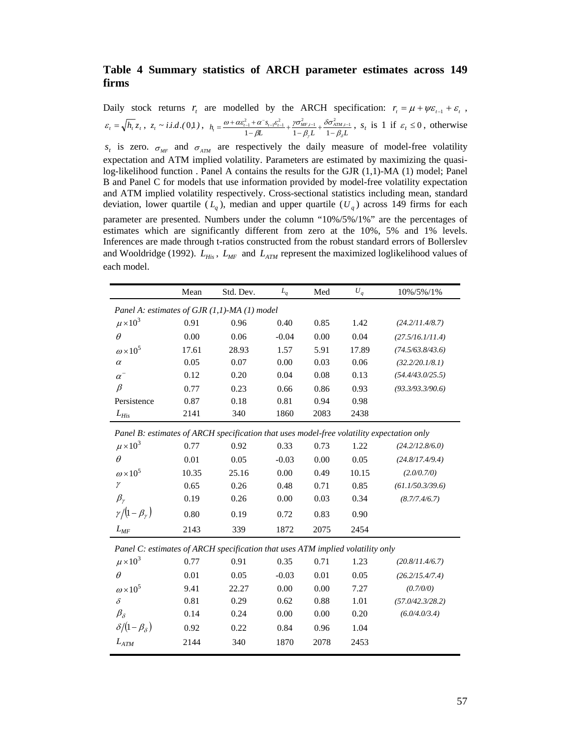## Table 4 Summary statistics of ARCH parameter estimates across 149 firms

Daily stock returns $r_t$ are modelled by the ARCH specification: $r_t = \mu + \psi\varepsilon_{t-1} + \varepsilon_t$, $\varepsilon_t = \sqrt{h_t} z_t$, $z_t \sim i.i.d.(0,1)$, $h_t = \frac{\omega + \alpha\varepsilon_{t-1}^2 + \alpha^- s_{t-1}\varepsilon_{t-1}^2}{1-\beta L} + \frac{\gamma\sigma_{MF,t-1}^2}{1-\beta_\gamma L} + \frac{\delta\sigma_{ATM,t-1}^2}{1-\beta_\delta L}$, $s_t$ is 1 if $\varepsilon_t \le 0$, otherwise $s_t$ is zero. $\sigma_{MF}$ and $\sigma_{ATM}$ are respectively the daily measure of model-free volatility expectation and ATM implied volatility. Parameters are estimated by maximizing the quasi-log-likelihood function . Panel A contains the results for the GJR (1,1)-MA (1) model; Panel B and Panel C for models that use information provided by model-free volatility expectation and ATM implied volatility respectively. Cross-sectional statistics including mean, standard deviation, lower quartile ($L_q$), median and upper quartile ($U_q$) across 149 firms for each parameter are presented. Numbers under the column "10%/5%/1%" are the percentages of estimates which are significantly different from zero at the 10%, 5% and 1% levels. Inferences are made through t-ratios constructed from the robust standard errors of Bollerslev and Wooldridge (1992). $L_{His}$, $L_{MF}$ and $L_{ATM}$ represent the maximized loglikelihood values of each model.

| | Mean | Std. Dev. | $L_q$ | Med | $U_q$ | 10%/5%/1% |
|---|---|---|---|---|---|---|
| *Panel A: estimates of GJR (1,1)-MA (1) model* | | | | | | |
| $\mu \times 10^3$ | 0.91 | 0.96 | 0.40 | 0.85 | 1.42 | *(24.2/11.4/8.7)* |
| $\theta$ | 0.00 | 0.06 | -0.04 | 0.00 | 0.04 | *(27.5/16.1/11.4)* |
| $\omega \times 10^5$ | 17.61 | 28.93 | 1.57 | 5.91 | 17.89 | *(74.5/63.8/43.6)* |
| $\alpha$ | 0.05 | 0.07 | 0.00 | 0.03 | 0.06 | *(32.2/20.1/8.1)* |
| $\alpha^-$ | 0.12 | 0.20 | 0.04 | 0.08 | 0.13 | *(54.4/43.0/25.5)* |
| $\beta$ | 0.77 | 0.23 | 0.66 | 0.86 | 0.93 | *(93.3/93.3/90.6)* |
| Persistence | 0.87 | 0.18 | 0.81 | 0.94 | 0.98 | |
| $L_{His}$ | 2141 | 340 | 1860 | 2083 | 2438 | |
| *Panel B: estimates of ARCH specification that uses model-free volatility expectation only* | | | | | | |
| $\mu \times 10^3$ | 0.77 | 0.92 | 0.33 | 0.73 | 1.22 | *(24.2/12.8/6.0)* |
| $\theta$ | 0.01 | 0.05 | -0.03 | 0.00 | 0.05 | *(24.8/17.4/9.4)* |
| $\omega \times 10^5$ | 10.35 | 25.16 | 0.00 | 0.49 | 10.15 | *(2.0/0.7/0)* |
| $\gamma$ | 0.65 | 0.26 | 0.48 | 0.71 | 0.85 | *(61.1/50.3/39.6)* |
| $\beta_\gamma$ | 0.19 | 0.26 | 0.00 | 0.03 | 0.34 | *(8.7/7.4/6.7)* |
| $\gamma/(1-\beta_\gamma)$ | 0.80 | 0.19 | 0.72 | 0.83 | 0.90 | |
| $L_{MF}$ | 2143 | 339 | 1872 | 2075 | 2454 | |
| *Panel C: estimates of ARCH specification that uses ATM implied volatility only* | | | | | | |
| $\mu \times 10^3$ | 0.77 | 0.91 | 0.35 | 0.71 | 1.23 | *(20.8/11.4/6.7)* |
| $\theta$ | 0.01 | 0.05 | -0.03 | 0.01 | 0.05 | *(26.2/15.4/7.4)* |
| $\omega \times 10^5$ | 9.41 | 22.27 | 0.00 | 0.00 | 7.27 | *(0.7/0/0)* |
| $\delta$ | 0.81 | 0.29 | 0.62 | 0.88 | 1.01 | *(57.0/42.3/28.2)* |
| $\beta_\delta$ | 0.14 | 0.24 | 0.00 | 0.00 | 0.20 | *(6.0/4.0/3.4)* |
| $\delta/(1-\beta_\delta)$ | 0.92 | 0.22 | 0.84 | 0.96 | 1.04 | |
| $L_{ATM}$ | 2144 | 340 | 1870 | 2078 | 2453 | |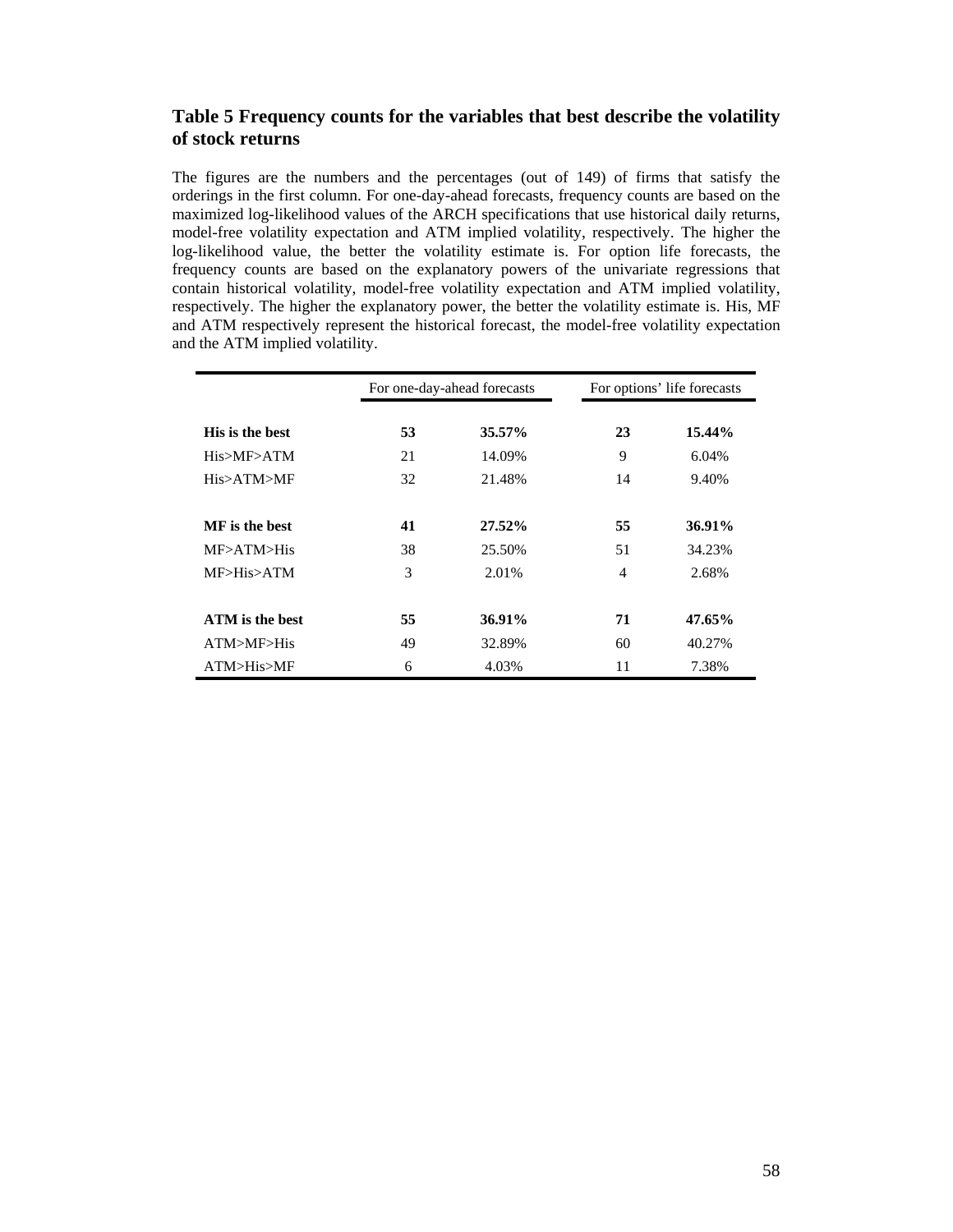## Table 5 Frequency counts for the variables that best describe the volatility of stock returns

The figures are the numbers and the percentages (out of 149) of firms that satisfy the orderings in the first column. For one-day-ahead forecasts, frequency counts are based on the maximized log-likelihood values of the ARCH specifications that use historical daily returns, model-free volatility expectation and ATM implied volatility, respectively. The higher the log-likelihood value, the better the volatility estimate is. For option life forecasts, the frequency counts are based on the explanatory powers of the univariate regressions that contain historical volatility, model-free volatility expectation and ATM implied volatility, respectively. The higher the explanatory power, the better the volatility estimate is. His, MF and ATM respectively represent the historical forecast, the model-free volatility expectation and the ATM implied volatility.

| | For one-day-ahead forecasts | | For options' life forecasts | |
|---|---|---|---|---|
| **His is the best** | **53** | **35.57%** | **23** | **15.44%** |
| His>MF>ATM | 21 | 14.09% | 9 | 6.04% |
| His>ATM>MF | 32 | 21.48% | 14 | 9.40% |
| **MF is the best** | **41** | **27.52%** | **55** | **36.91%** |
| MF>ATM>His | 38 | 25.50% | 51 | 34.23% |
| MF>His>ATM | 3 | 2.01% | 4 | 2.68% |
| **ATM is the best** | **55** | **36.91%** | **71** | **47.65%** |
| ATM>MF>His | 49 | 32.89% | 60 | 40.27% |
| ATM>His>MF | 6 | 4.03% | 11 | 7.38% |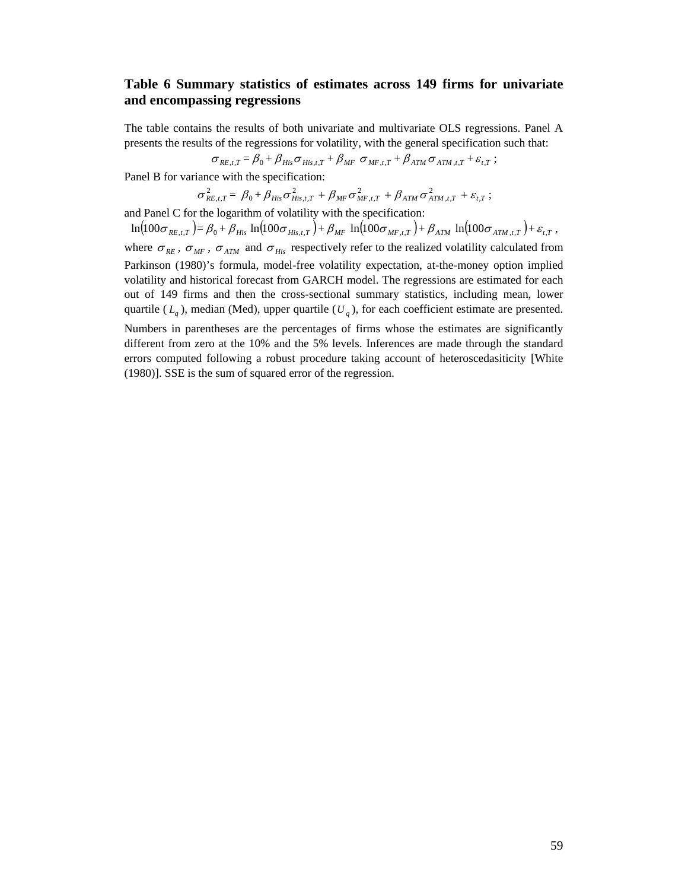**Table 6 Summary statistics of estimates across 149 firms for univariate and encompassing regressions**

The table contains the results of both univariate and multivariate OLS regressions. Panel A presents the results of the regressions for volatility, with the general specification such that:

$$\sigma_{RE,t,T} = \beta_0 + \beta_{His}\sigma_{His,t,T} + \beta_{MF}\ \sigma_{MF,t,T} + \beta_{ATM}\sigma_{ATM,t,T} + \varepsilon_{t,T}\ ;$$

Panel B for variance with the specification:

$$\sigma^2_{RE,t,T} = \beta_0 + \beta_{His}\sigma^2_{His,t,T} + \beta_{MF}\sigma^2_{MF,t,T} + \beta_{ATM}\sigma^2_{ATM,t,T} + \varepsilon_{t,T}\ ;$$

and Panel C for the logarithm of volatility with the specification:

$$\ln\left(100\sigma_{RE,t,T}\right) = \beta_0 + \beta_{His}\ \ln\left(100\sigma_{His,t,T}\right) + \beta_{MF}\ \ln\left(100\sigma_{MF,t,T}\right) + \beta_{ATM}\ \ln\left(100\sigma_{ATM,t,T}\right) + \varepsilon_{t,T}\ ,$$

where $\sigma_{RE}$, $\sigma_{MF}$, $\sigma_{ATM}$ and $\sigma_{His}$ respectively refer to the realized volatility calculated from Parkinson (1980)'s formula, model-free volatility expectation, at-the-money option implied volatility and historical forecast from GARCH model. The regressions are estimated for each out of 149 firms and then the cross-sectional summary statistics, including mean, lower quartile ($L_q$), median (Med), upper quartile ($U_q$), for each coefficient estimate are presented. Numbers in parentheses are the percentages of firms whose the estimates are significantly different from zero at the 10% and the 5% levels. Inferences are made through the standard errors computed following a robust procedure taking account of heteroscedasiticity [White (1980)]. SSE is the sum of squared error of the regression.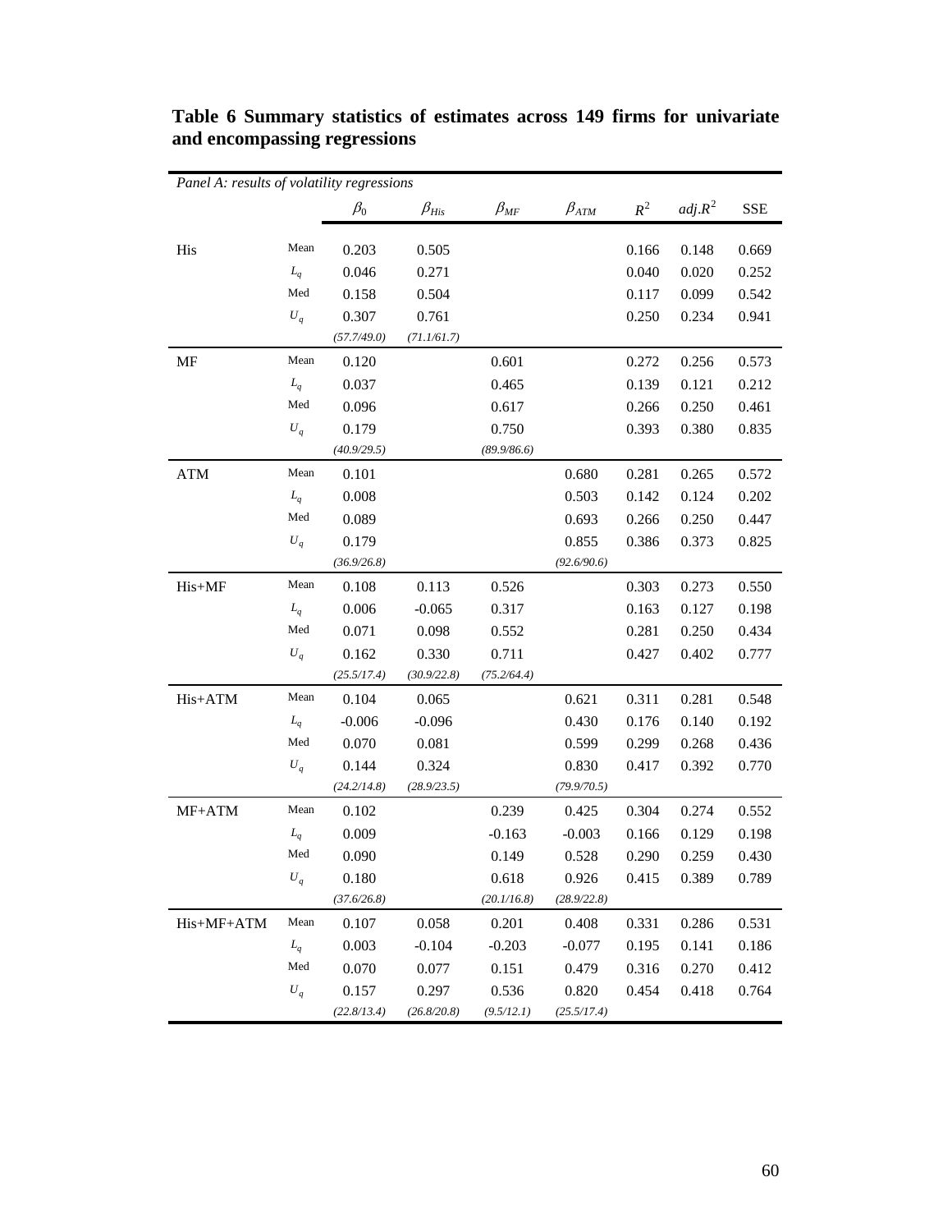**Table 6 Summary statistics of estimates across 149 firms for univariate and encompassing regressions**

| *Panel A: results of volatility regressions* | | | | | | | | |
|---|---|---|---|---|---|---|---|---|
| | | $\beta_0$ | $\beta_{His}$ | $\beta_{MF}$ | $\beta_{ATM}$ | $R^2$ | $adj.R^2$ | SSE |
| His | Mean | 0.203 | 0.505 | | | 0.166 | 0.148 | 0.669 |
| | $L_q$ | 0.046 | 0.271 | | | 0.040 | 0.020 | 0.252 |
| | Med | 0.158 | 0.504 | | | 0.117 | 0.099 | 0.542 |
| | $U_q$ | 0.307 | 0.761 | | | 0.250 | 0.234 | 0.941 |
| | | *(57.7/49.0)* | *(71.1/61.7)* | | | | | |
| MF | Mean | 0.120 | | 0.601 | | 0.272 | 0.256 | 0.573 |
| | $L_q$ | 0.037 | | 0.465 | | 0.139 | 0.121 | 0.212 |
| | Med | 0.096 | | 0.617 | | 0.266 | 0.250 | 0.461 |
| | $U_q$ | 0.179 | | 0.750 | | 0.393 | 0.380 | 0.835 |
| | | *(40.9/29.5)* | | *(89.9/86.6)* | | | | |
| ATM | Mean | 0.101 | | | 0.680 | 0.281 | 0.265 | 0.572 |
| | $L_q$ | 0.008 | | | 0.503 | 0.142 | 0.124 | 0.202 |
| | Med | 0.089 | | | 0.693 | 0.266 | 0.250 | 0.447 |
| | $U_q$ | 0.179 | | | 0.855 | 0.386 | 0.373 | 0.825 |
| | | *(36.9/26.8)* | | | *(92.6/90.6)* | | | |
| His+MF | Mean | 0.108 | 0.113 | 0.526 | | 0.303 | 0.273 | 0.550 |
| | $L_q$ | 0.006 | -0.065 | 0.317 | | 0.163 | 0.127 | 0.198 |
| | Med | 0.071 | 0.098 | 0.552 | | 0.281 | 0.250 | 0.434 |
| | $U_q$ | 0.162 | 0.330 | 0.711 | | 0.427 | 0.402 | 0.777 |
| | | *(25.5/17.4)* | *(30.9/22.8)* | *(75.2/64.4)* | | | | |
| His+ATM | Mean | 0.104 | 0.065 | | 0.621 | 0.311 | 0.281 | 0.548 |
| | $L_q$ | -0.006 | -0.096 | | 0.430 | 0.176 | 0.140 | 0.192 |
| | Med | 0.070 | 0.081 | | 0.599 | 0.299 | 0.268 | 0.436 |
| | $U_q$ | 0.144 | 0.324 | | 0.830 | 0.417 | 0.392 | 0.770 |
| | | *(24.2/14.8)* | *(28.9/23.5)* | | *(79.9/70.5)* | | | |
| MF+ATM | Mean | 0.102 | | 0.239 | 0.425 | 0.304 | 0.274 | 0.552 |
| | $L_q$ | 0.009 | | -0.163 | -0.003 | 0.166 | 0.129 | 0.198 |
| | Med | 0.090 | | 0.149 | 0.528 | 0.290 | 0.259 | 0.430 |
| | $U_q$ | 0.180 | | 0.618 | 0.926 | 0.415 | 0.389 | 0.789 |
| | | *(37.6/26.8)* | | *(20.1/16.8)* | *(28.9/22.8)* | | | |
| His+MF+ATM | Mean | 0.107 | 0.058 | 0.201 | 0.408 | 0.331 | 0.286 | 0.531 |
| | $L_q$ | 0.003 | -0.104 | -0.203 | -0.077 | 0.195 | 0.141 | 0.186 |
| | Med | 0.070 | 0.077 | 0.151 | 0.479 | 0.316 | 0.270 | 0.412 |
| | $U_q$ | 0.157 | 0.297 | 0.536 | 0.820 | 0.454 | 0.418 | 0.764 |
| | | *(22.8/13.4)* | *(26.8/20.8)* | *(9.5/12.1)* | *(25.5/17.4)* | | | |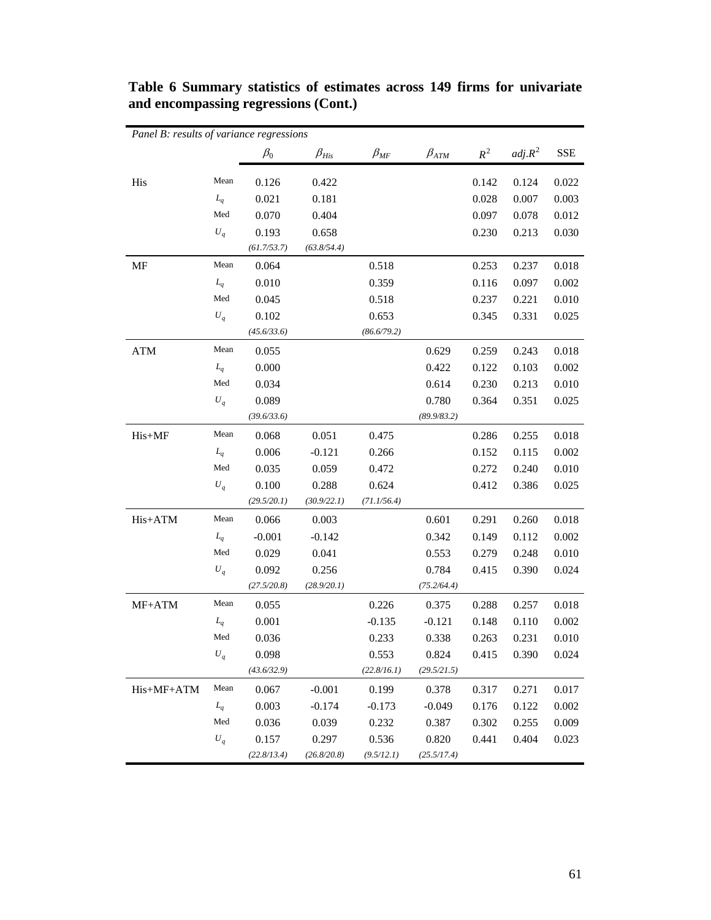**Table 6 Summary statistics of estimates across 149 firms for univariate and encompassing regressions (Cont.)**

*Panel B: results of variance regressions*

| | | $\beta_0$ | $\beta_{His}$ | $\beta_{MF}$ | $\beta_{ATM}$ | $R^2$ | $adj.R^2$ | SSE |
|---|---|---|---|---|---|---|---|---|
| His | Mean | 0.126 | 0.422 | | | 0.142 | 0.124 | 0.022 |
| | $L_q$ | 0.021 | 0.181 | | | 0.028 | 0.007 | 0.003 |
| | Med | 0.070 | 0.404 | | | 0.097 | 0.078 | 0.012 |
| | $U_q$ | 0.193 | 0.658 | | | 0.230 | 0.213 | 0.030 |
| | | *(61.7/53.7)* | *(63.8/54.4)* | | | | | |
| MF | Mean | 0.064 | | 0.518 | | 0.253 | 0.237 | 0.018 |
| | $L_q$ | 0.010 | | 0.359 | | 0.116 | 0.097 | 0.002 |
| | Med | 0.045 | | 0.518 | | 0.237 | 0.221 | 0.010 |
| | $U_q$ | 0.102 | | 0.653 | | 0.345 | 0.331 | 0.025 |
| | | *(45.6/33.6)* | | *(86.6/79.2)* | | | | |
| ATM | Mean | 0.055 | | | 0.629 | 0.259 | 0.243 | 0.018 |
| | $L_q$ | 0.000 | | | 0.422 | 0.122 | 0.103 | 0.002 |
| | Med | 0.034 | | | 0.614 | 0.230 | 0.213 | 0.010 |
| | $U_q$ | 0.089 | | | 0.780 | 0.364 | 0.351 | 0.025 |
| | | *(39.6/33.6)* | | | *(89.9/83.2)* | | | |
| His+MF | Mean | 0.068 | 0.051 | 0.475 | | 0.286 | 0.255 | 0.018 |
| | $L_q$ | 0.006 | -0.121 | 0.266 | | 0.152 | 0.115 | 0.002 |
| | Med | 0.035 | 0.059 | 0.472 | | 0.272 | 0.240 | 0.010 |
| | $U_q$ | 0.100 | 0.288 | 0.624 | | 0.412 | 0.386 | 0.025 |
| | | *(29.5/20.1)* | *(30.9/22.1)* | *(71.1/56.4)* | | | | |
| His+ATM | Mean | 0.066 | 0.003 | | 0.601 | 0.291 | 0.260 | 0.018 |
| | $L_q$ | -0.001 | -0.142 | | 0.342 | 0.149 | 0.112 | 0.002 |
| | Med | 0.029 | 0.041 | | 0.553 | 0.279 | 0.248 | 0.010 |
| | $U_q$ | 0.092 | 0.256 | | 0.784 | 0.415 | 0.390 | 0.024 |
| | | *(27.5/20.8)* | *(28.9/20.1)* | | *(75.2/64.4)* | | | |
| MF+ATM | Mean | 0.055 | | 0.226 | 0.375 | 0.288 | 0.257 | 0.018 |
| | $L_q$ | 0.001 | | -0.135 | -0.121 | 0.148 | 0.110 | 0.002 |
| | Med | 0.036 | | 0.233 | 0.338 | 0.263 | 0.231 | 0.010 |
| | $U_q$ | 0.098 | | 0.553 | 0.824 | 0.415 | 0.390 | 0.024 |
| | | *(43.6/32.9)* | | *(22.8/16.1)* | *(29.5/21.5)* | | | |
| His+MF+ATM | Mean | 0.067 | -0.001 | 0.199 | 0.378 | 0.317 | 0.271 | 0.017 |
| | $L_q$ | 0.003 | -0.174 | -0.173 | -0.049 | 0.176 | 0.122 | 0.002 |
| | Med | 0.036 | 0.039 | 0.232 | 0.387 | 0.302 | 0.255 | 0.009 |
| | $U_q$ | 0.157 | 0.297 | 0.536 | 0.820 | 0.441 | 0.404 | 0.023 |
| | | *(22.8/13.4)* | *(26.8/20.8)* | *(9.5/12.1)* | *(25.5/17.4)* | | | |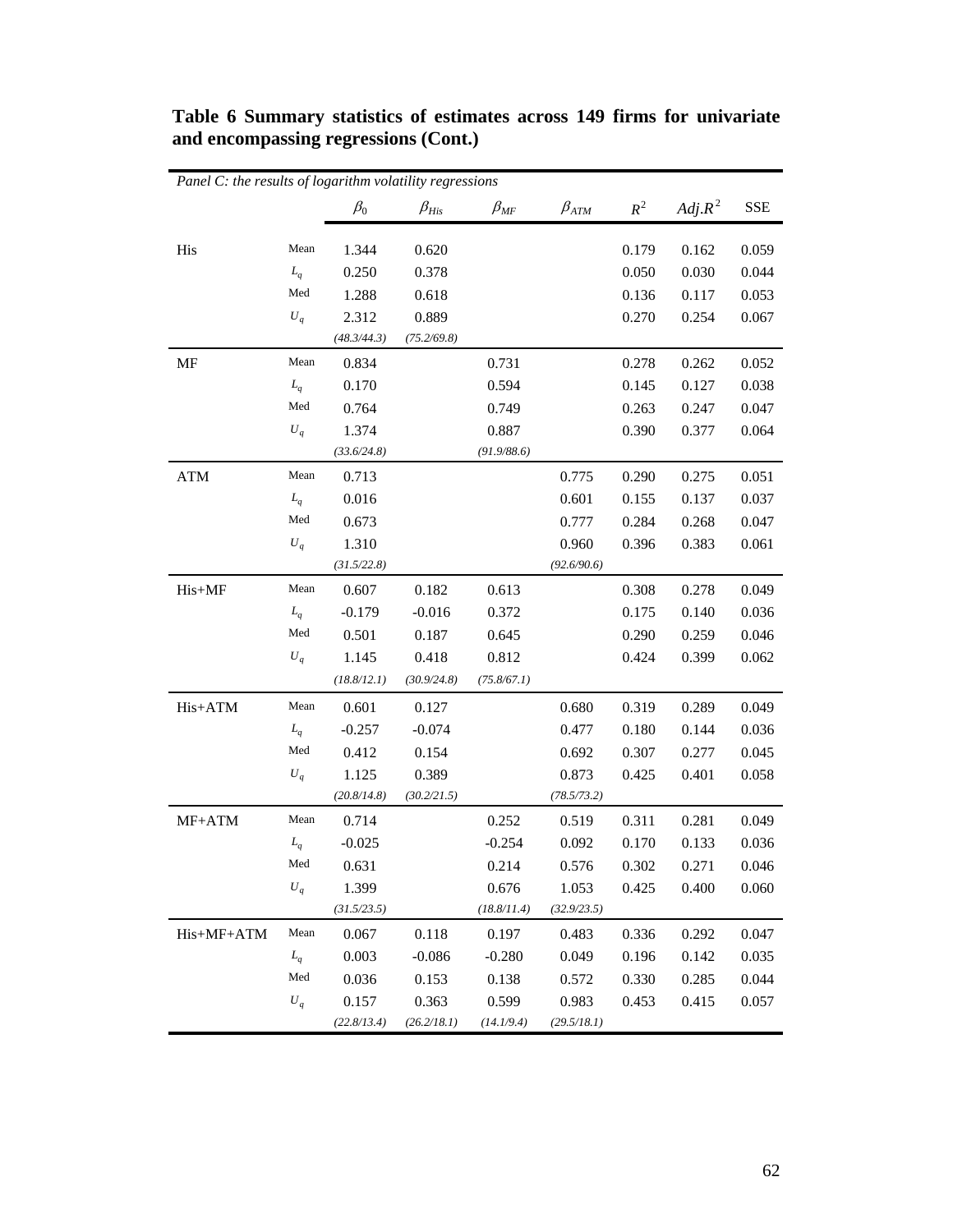**Table 6 Summary statistics of estimates across 149 firms for univariate and encompassing regressions (Cont.)**

| *Panel C: the results of logarithm volatility regressions* | | | | | | | | |
|---|---|---|---|---|---|---|---|---|
| | | $\beta_0$ | $\beta_{His}$ | $\beta_{MF}$ | $\beta_{ATM}$ | $R^2$ | $Adj.R^2$ | SSE |
| His | Mean | 1.344 | 0.620 | | | 0.179 | 0.162 | 0.059 |
| | $L_q$ | 0.250 | 0.378 | | | 0.050 | 0.030 | 0.044 |
| | Med | 1.288 | 0.618 | | | 0.136 | 0.117 | 0.053 |
| | $U_q$ | 2.312 | 0.889 | | | 0.270 | 0.254 | 0.067 |
| | | *(48.3/44.3)* | *(75.2/69.8)* | | | | | |
| MF | Mean | 0.834 | | 0.731 | | 0.278 | 0.262 | 0.052 |
| | $L_q$ | 0.170 | | 0.594 | | 0.145 | 0.127 | 0.038 |
| | Med | 0.764 | | 0.749 | | 0.263 | 0.247 | 0.047 |
| | $U_q$ | 1.374 | | 0.887 | | 0.390 | 0.377 | 0.064 |
| | | *(33.6/24.8)* | | *(91.9/88.6)* | | | | |
| ATM | Mean | 0.713 | | | 0.775 | 0.290 | 0.275 | 0.051 |
| | $L_q$ | 0.016 | | | 0.601 | 0.155 | 0.137 | 0.037 |
| | Med | 0.673 | | | 0.777 | 0.284 | 0.268 | 0.047 |
| | $U_q$ | 1.310 | | | 0.960 | 0.396 | 0.383 | 0.061 |
| | | *(31.5/22.8)* | | | *(92.6/90.6)* | | | |
| His+MF | Mean | 0.607 | 0.182 | 0.613 | | 0.308 | 0.278 | 0.049 |
| | $L_q$ | -0.179 | -0.016 | 0.372 | | 0.175 | 0.140 | 0.036 |
| | Med | 0.501 | 0.187 | 0.645 | | 0.290 | 0.259 | 0.046 |
| | $U_q$ | 1.145 | 0.418 | 0.812 | | 0.424 | 0.399 | 0.062 |
| | | *(18.8/12.1)* | *(30.9/24.8)* | *(75.8/67.1)* | | | | |
| His+ATM | Mean | 0.601 | 0.127 | | 0.680 | 0.319 | 0.289 | 0.049 |
| | $L_q$ | -0.257 | -0.074 | | 0.477 | 0.180 | 0.144 | 0.036 |
| | Med | 0.412 | 0.154 | | 0.692 | 0.307 | 0.277 | 0.045 |
| | $U_q$ | 1.125 | 0.389 | | 0.873 | 0.425 | 0.401 | 0.058 |
| | | *(20.8/14.8)* | *(30.2/21.5)* | | *(78.5/73.2)* | | | |
| MF+ATM | Mean | 0.714 | | 0.252 | 0.519 | 0.311 | 0.281 | 0.049 |
| | $L_q$ | -0.025 | | -0.254 | 0.092 | 0.170 | 0.133 | 0.036 |
| | Med | 0.631 | | 0.214 | 0.576 | 0.302 | 0.271 | 0.046 |
| | $U_q$ | 1.399 | | 0.676 | 1.053 | 0.425 | 0.400 | 0.060 |
| | | *(31.5/23.5)* | | *(18.8/11.4)* | *(32.9/23.5)* | | | |
| His+MF+ATM | Mean | 0.067 | 0.118 | 0.197 | 0.483 | 0.336 | 0.292 | 0.047 |
| | $L_q$ | 0.003 | -0.086 | -0.280 | 0.049 | 0.196 | 0.142 | 0.035 |
| | Med | 0.036 | 0.153 | 0.138 | 0.572 | 0.330 | 0.285 | 0.044 |
| | $U_q$ | 0.157 | 0.363 | 0.599 | 0.983 | 0.453 | 0.415 | 0.057 |
| | | *(22.8/13.4)* | *(26.2/18.1)* | *(14.1/9.4)* | *(29.5/18.1)* | | | |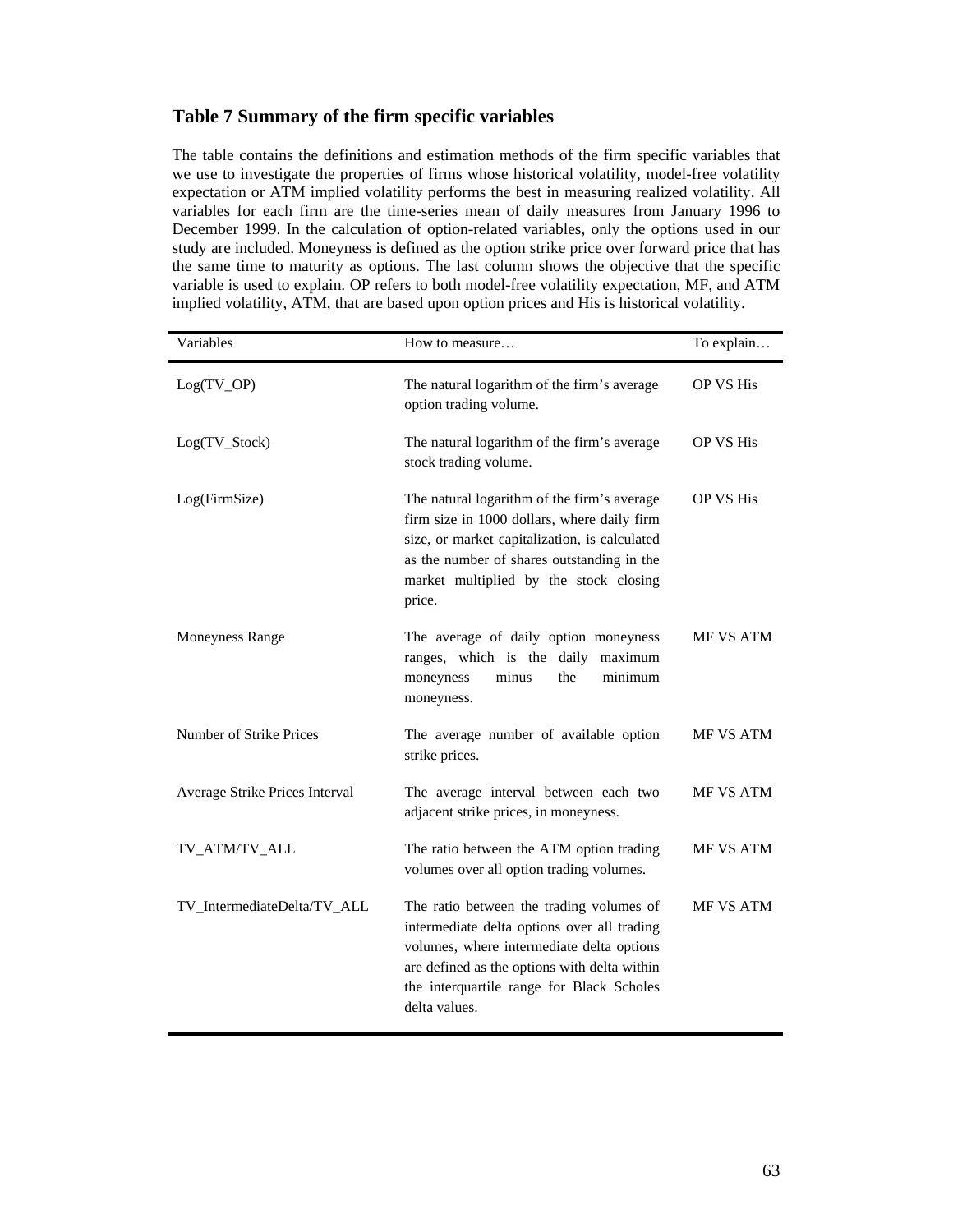## Table 7 Summary of the firm specific variables

The table contains the definitions and estimation methods of the firm specific variables that we use to investigate the properties of firms whose historical volatility, model-free volatility expectation or ATM implied volatility performs the best in measuring realized volatility. All variables for each firm are the time-series mean of daily measures from January 1996 to December 1999. In the calculation of option-related variables, only the options used in our study are included. Moneyness is defined as the option strike price over forward price that has the same time to maturity as options. The last column shows the objective that the specific variable is used to explain. OP refers to both model-free volatility expectation, MF, and ATM implied volatility, ATM, that are based upon option prices and His is historical volatility.

| Variables | How to measure… | To explain… |
|---|---|---|
| Log(TV_OP) | The natural logarithm of the firm's average option trading volume. | OP VS His |
| Log(TV_Stock) | The natural logarithm of the firm's average stock trading volume. | OP VS His |
| Log(FirmSize) | The natural logarithm of the firm's average firm size in 1000 dollars, where daily firm size, or market capitalization, is calculated as the number of shares outstanding in the market multiplied by the stock closing price. | OP VS His |
| Moneyness Range | The average of daily option moneyness ranges, which is the daily maximum moneyness minus the minimum moneyness. | MF VS ATM |
| Number of Strike Prices | The average number of available option strike prices. | MF VS ATM |
| Average Strike Prices Interval | The average interval between each two adjacent strike prices, in moneyness. | MF VS ATM |
| TV_ATM/TV_ALL | The ratio between the ATM option trading volumes over all option trading volumes. | MF VS ATM |
| TV_IntermediateDelta/TV_ALL | The ratio between the trading volumes of intermediate delta options over all trading volumes, where intermediate delta options are defined as the options with delta within the interquartile range for Black Scholes delta values. | MF VS ATM |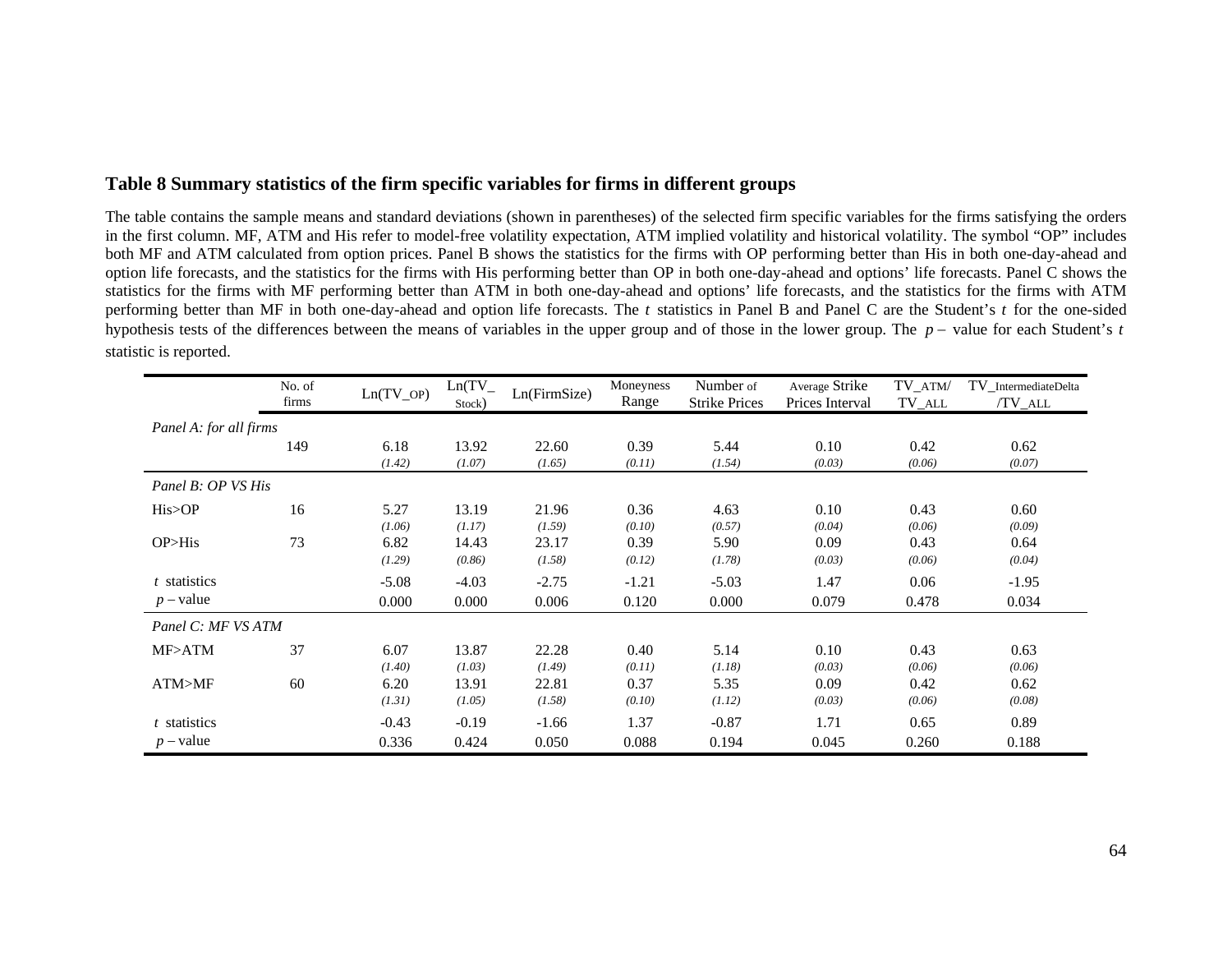**Table 8 Summary statistics of the firm specific variables for firms in different groups**

The table contains the sample means and standard deviations (shown in parentheses) of the selected firm specific variables for the firms satisfying the orders in the first column. MF, ATM and His refer to model-free volatility expectation, ATM implied volatility and historical volatility. The symbol "OP" includes both MF and ATM calculated from option prices. Panel B shows the statistics for the firms with OP performing better than His in both one-day-ahead and option life forecasts, and the statistics for the firms with His performing better than OP in both one-day-ahead and options' life forecasts. Panel C shows the statistics for the firms with MF performing better than ATM in both one-day-ahead and options' life forecasts, and the statistics for the firms with ATM performing better than MF in both one-day-ahead and option life forecasts. The $t$ statistics in Panel B and Panel C are the Student's $t$ for the one-sided hypothesis tests of the differences between the means of variables in the upper group and of those in the lower group. The $p-$ value for each Student's $t$ statistic is reported.

| | No. of firms | Ln(TV_OP) | Ln(TV_Stock) | Ln(FirmSize) | Moneyness Range | Number of Strike Prices | Average Strike Prices Interval | TV_ATM/ TV_ALL | TV_IntermediateDelta /TV_ALL |
|---|---|---|---|---|---|---|---|---|---|
| *Panel A: for all firms* | | | | | | | | | |
| | 149 | 6.18 | 13.92 | 22.60 | 0.39 | 5.44 | 0.10 | 0.42 | 0.62 |
| | | *(1.42)* | *(1.07)* | *(1.65)* | *(0.11)* | *(1.54)* | *(0.03)* | *(0.06)* | *(0.07)* |
| *Panel B: OP VS His* | | | | | | | | | |
| His>OP | 16 | 5.27 | 13.19 | 21.96 | 0.36 | 4.63 | 0.10 | 0.43 | 0.60 |
| | | *(1.06)* | *(1.17)* | *(1.59)* | *(0.10)* | *(0.57)* | *(0.04)* | *(0.06)* | *(0.09)* |
| OP>His | 73 | 6.82 | 14.43 | 23.17 | 0.39 | 5.90 | 0.09 | 0.43 | 0.64 |
| | | *(1.29)* | *(0.86)* | *(1.58)* | *(0.12)* | *(1.78)* | *(0.03)* | *(0.06)* | *(0.04)* |
| $t$ statistics | | -5.08 | -4.03 | -2.75 | -1.21 | -5.03 | 1.47 | 0.06 | -1.95 |
| $p-$value | | 0.000 | 0.000 | 0.006 | 0.120 | 0.000 | 0.079 | 0.478 | 0.034 |
| *Panel C: MF VS ATM* | | | | | | | | | |
| MF>ATM | 37 | 6.07 | 13.87 | 22.28 | 0.40 | 5.14 | 0.10 | 0.43 | 0.63 |
| | | *(1.40)* | *(1.03)* | *(1.49)* | *(0.11)* | *(1.18)* | *(0.03)* | *(0.06)* | *(0.06)* |
| ATM>MF | 60 | 6.20 | 13.91 | 22.81 | 0.37 | 5.35 | 0.09 | 0.42 | 0.62 |
| | | *(1.31)* | *(1.05)* | *(1.58)* | *(0.10)* | *(1.12)* | *(0.03)* | *(0.06)* | *(0.08)* |
| $t$ statistics | | -0.43 | -0.19 | -1.66 | 1.37 | -0.87 | 1.71 | 0.65 | 0.89 |
| $p-$value | | 0.336 | 0.424 | 0.050 | 0.088 | 0.194 | 0.045 | 0.260 | 0.188 |